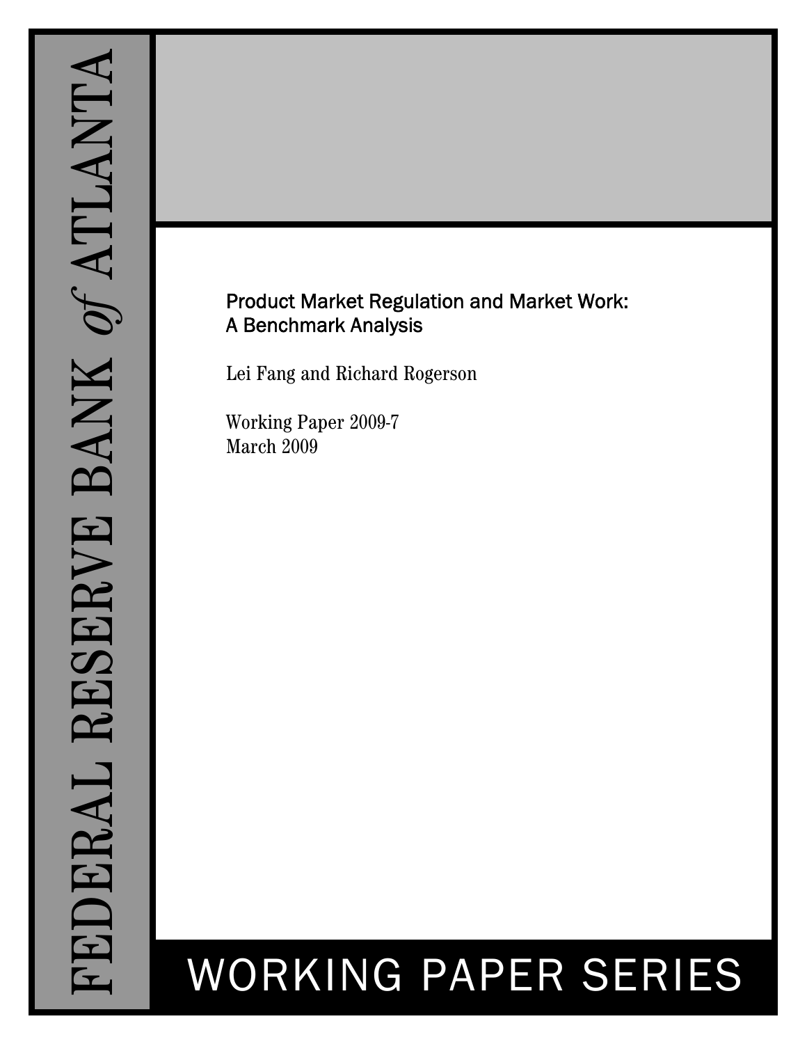FEDERAL RESERVE BANK *of* ATLANTA

# Product Market Regulation and Market Work: A Benchmark Analysis

Lei Fang and Richard Rogerson

Working Paper 2009-7
March 2009

WORKING PAPER SERIES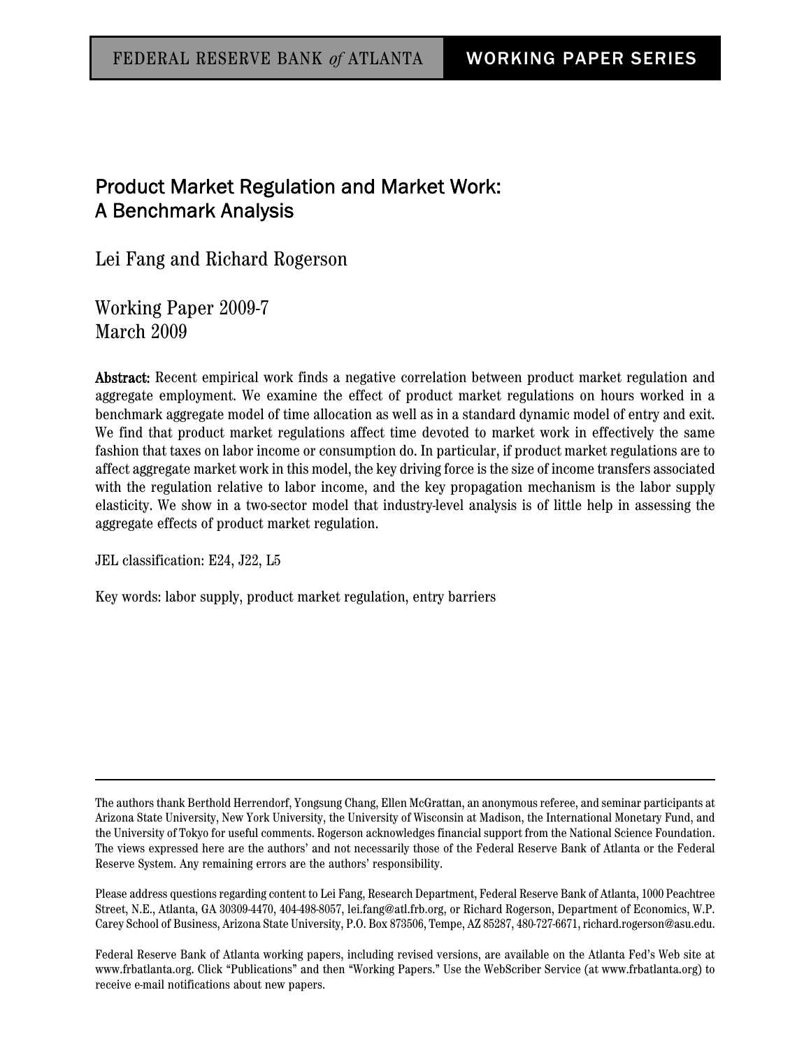FEDERAL RESERVE BANK *of* ATLANTA | WORKING PAPER SERIES

# Product Market Regulation and Market Work: A Benchmark Analysis

Lei Fang and Richard Rogerson

Working Paper 2009-7
March 2009

**Abstract:** Recent empirical work finds a negative correlation between product market regulation and aggregate employment. We examine the effect of product market regulations on hours worked in a benchmark aggregate model of time allocation as well as in a standard dynamic model of entry and exit. We find that product market regulations affect time devoted to market work in effectively the same fashion that taxes on labor income or consumption do. In particular, if product market regulations are to affect aggregate market work in this model, the key driving force is the size of income transfers associated with the regulation relative to labor income, and the key propagation mechanism is the labor supply elasticity. We show in a two-sector model that industry-level analysis is of little help in assessing the aggregate effects of product market regulation.

JEL classification: E24, J22, L5

Key words: labor supply, product market regulation, entry barriers

---

The authors thank Berthold Herrendorf, Yongsung Chang, Ellen McGrattan, an anonymous referee, and seminar participants at Arizona State University, New York University, the University of Wisconsin at Madison, the International Monetary Fund, and the University of Tokyo for useful comments. Rogerson acknowledges financial support from the National Science Foundation. The views expressed here are the authors' and not necessarily those of the Federal Reserve Bank of Atlanta or the Federal Reserve System. Any remaining errors are the authors' responsibility.

Please address questions regarding content to Lei Fang, Research Department, Federal Reserve Bank of Atlanta, 1000 Peachtree Street, N.E., Atlanta, GA 30309-4470, 404-498-8057, lei.fang@atl.frb.org, or Richard Rogerson, Department of Economics, W.P. Carey School of Business, Arizona State University, P.O. Box 873506, Tempe, AZ 85287, 480-727-6671, richard.rogerson@asu.edu.

Federal Reserve Bank of Atlanta working papers, including revised versions, are available on the Atlanta Fed's Web site at www.frbatlanta.org. Click "Publications" and then "Working Papers." Use the WebScriber Service (at www.frbatlanta.org) to receive e-mail notifications about new papers.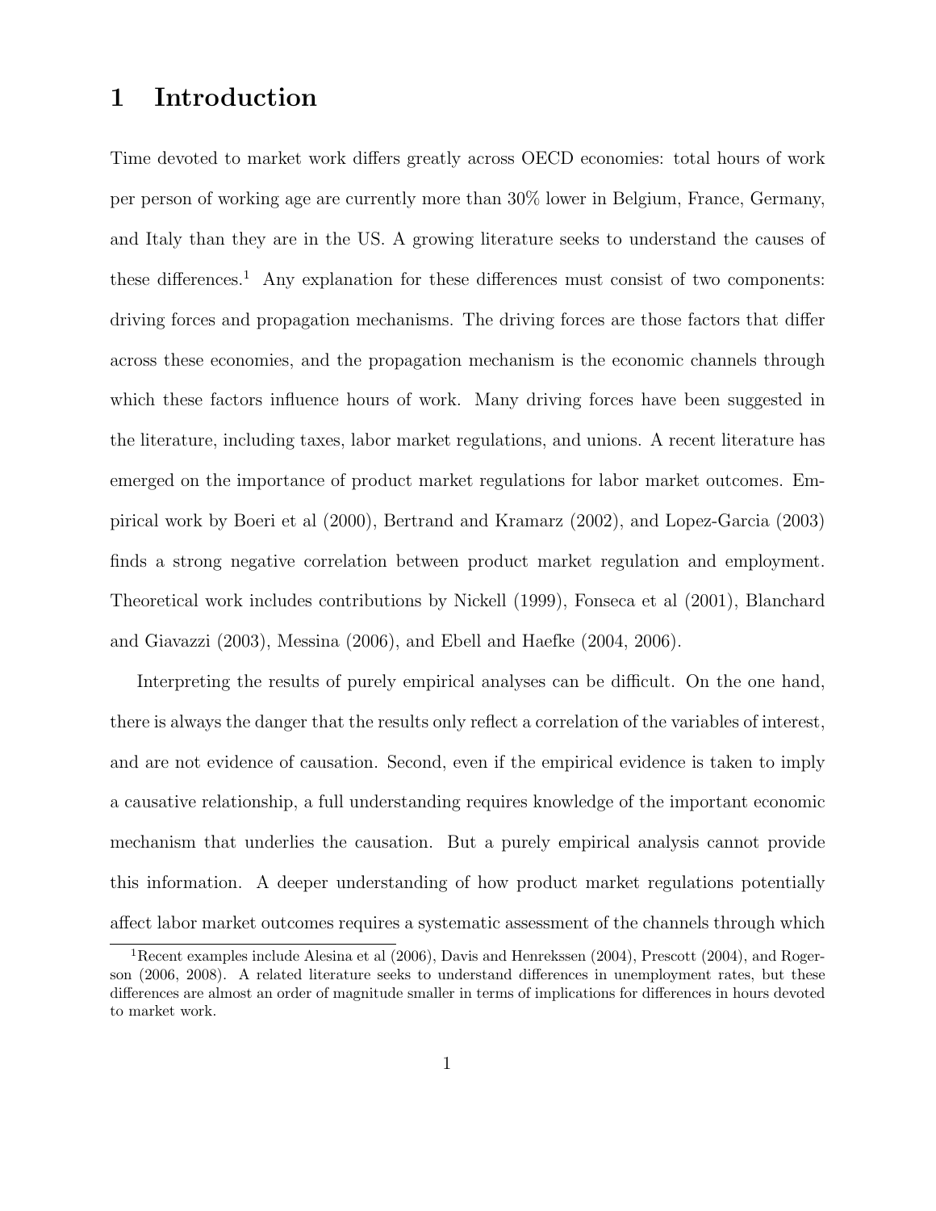# 1 Introduction

Time devoted to market work differs greatly across OECD economies: total hours of work per person of working age are currently more than 30% lower in Belgium, France, Germany, and Italy than they are in the US. A growing literature seeks to understand the causes of these differences.[1] Any explanation for these differences must consist of two components: driving forces and propagation mechanisms. The driving forces are those factors that differ across these economies, and the propagation mechanism is the economic channels through which these factors influence hours of work. Many driving forces have been suggested in the literature, including taxes, labor market regulations, and unions. A recent literature has emerged on the importance of product market regulations for labor market outcomes. Empirical work by Boeri et al (2000), Bertrand and Kramarz (2002), and Lopez-Garcia (2003) finds a strong negative correlation between product market regulation and employment. Theoretical work includes contributions by Nickell (1999), Fonseca et al (2001), Blanchard and Giavazzi (2003), Messina (2006), and Ebell and Haefke (2004, 2006).

Interpreting the results of purely empirical analyses can be difficult. On the one hand, there is always the danger that the results only reflect a correlation of the variables of interest, and are not evidence of causation. Second, even if the empirical evidence is taken to imply a causative relationship, a full understanding requires knowledge of the important economic mechanism that underlies the causation. But a purely empirical analysis cannot provide this information. A deeper understanding of how product market regulations potentially affect labor market outcomes requires a systematic assessment of the channels through which

[1] Recent examples include Alesina et al (2006), Davis and Henrekssen (2004), Prescott (2004), and Rogerson (2006, 2008). A related literature seeks to understand differences in unemployment rates, but these differences are almost an order of magnitude smaller in terms of implications for differences in hours devoted to market work.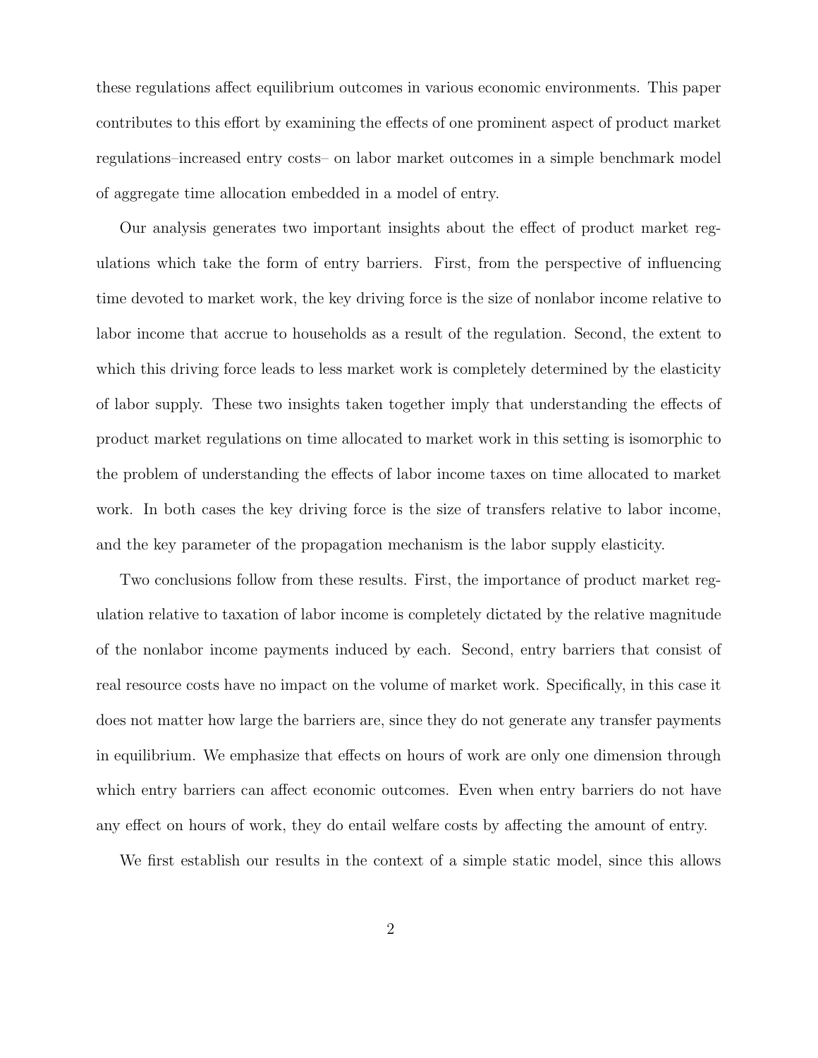these regulations affect equilibrium outcomes in various economic environments. This paper contributes to this effort by examining the effects of one prominent aspect of product market regulations–increased entry costs– on labor market outcomes in a simple benchmark model of aggregate time allocation embedded in a model of entry.

Our analysis generates two important insights about the effect of product market regulations which take the form of entry barriers. First, from the perspective of influencing time devoted to market work, the key driving force is the size of nonlabor income relative to labor income that accrue to households as a result of the regulation. Second, the extent to which this driving force leads to less market work is completely determined by the elasticity of labor supply. These two insights taken together imply that understanding the effects of product market regulations on time allocated to market work in this setting is isomorphic to the problem of understanding the effects of labor income taxes on time allocated to market work. In both cases the key driving force is the size of transfers relative to labor income, and the key parameter of the propagation mechanism is the labor supply elasticity.

Two conclusions follow from these results. First, the importance of product market regulation relative to taxation of labor income is completely dictated by the relative magnitude of the nonlabor income payments induced by each. Second, entry barriers that consist of real resource costs have no impact on the volume of market work. Specifically, in this case it does not matter how large the barriers are, since they do not generate any transfer payments in equilibrium. We emphasize that effects on hours of work are only one dimension through which entry barriers can affect economic outcomes. Even when entry barriers do not have any effect on hours of work, they do entail welfare costs by affecting the amount of entry.

We first establish our results in the context of a simple static model, since this allows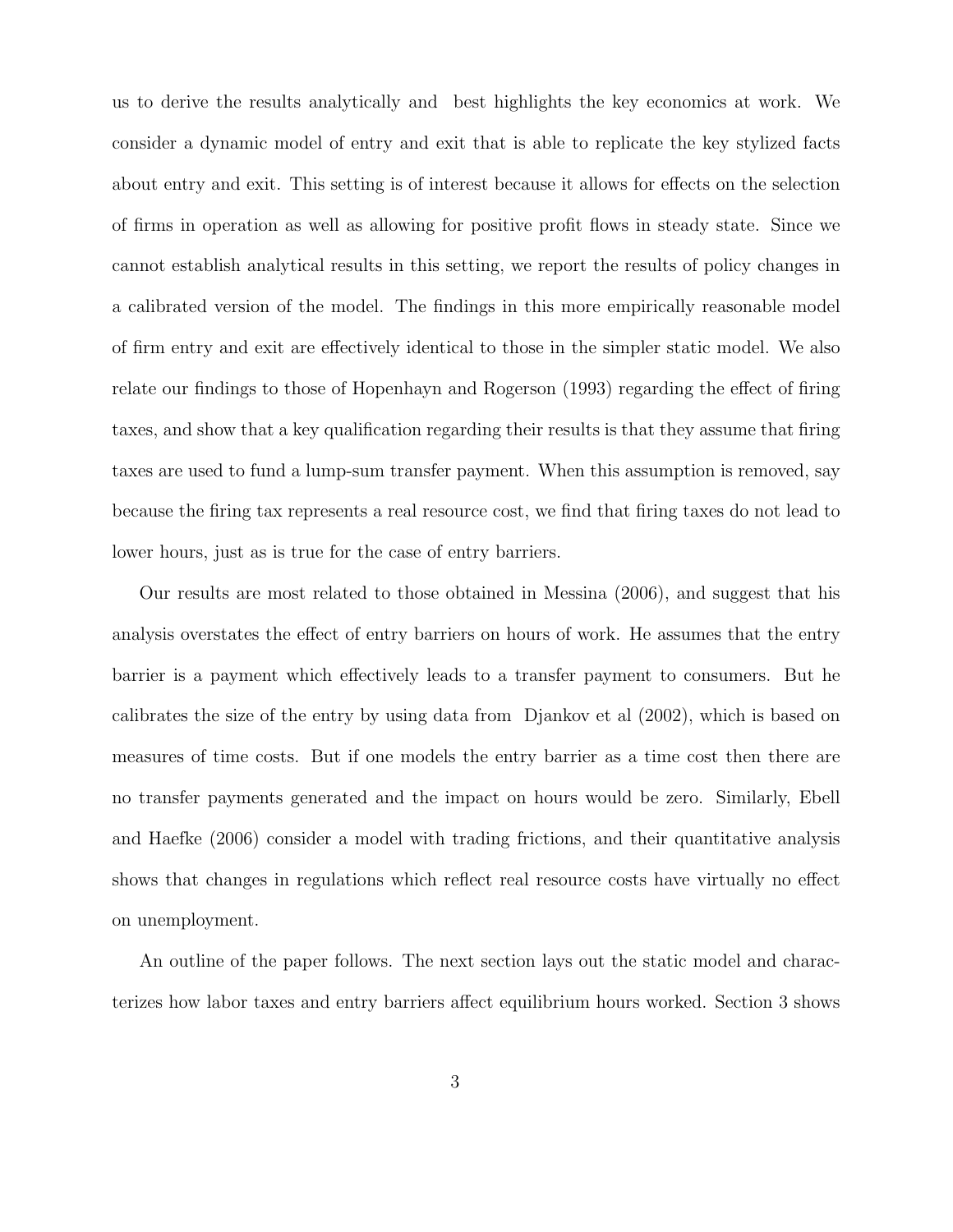us to derive the results analytically and best highlights the key economics at work. We consider a dynamic model of entry and exit that is able to replicate the key stylized facts about entry and exit. This setting is of interest because it allows for effects on the selection of firms in operation as well as allowing for positive profit flows in steady state. Since we cannot establish analytical results in this setting, we report the results of policy changes in a calibrated version of the model. The findings in this more empirically reasonable model of firm entry and exit are effectively identical to those in the simpler static model. We also relate our findings to those of Hopenhayn and Rogerson (1993) regarding the effect of firing taxes, and show that a key qualification regarding their results is that they assume that firing taxes are used to fund a lump-sum transfer payment. When this assumption is removed, say because the firing tax represents a real resource cost, we find that firing taxes do not lead to lower hours, just as is true for the case of entry barriers.

Our results are most related to those obtained in Messina (2006), and suggest that his analysis overstates the effect of entry barriers on hours of work. He assumes that the entry barrier is a payment which effectively leads to a transfer payment to consumers. But he calibrates the size of the entry by using data from Djankov et al (2002), which is based on measures of time costs. But if one models the entry barrier as a time cost then there are no transfer payments generated and the impact on hours would be zero. Similarly, Ebell and Haefke (2006) consider a model with trading frictions, and their quantitative analysis shows that changes in regulations which reflect real resource costs have virtually no effect on unemployment.

An outline of the paper follows. The next section lays out the static model and characterizes how labor taxes and entry barriers affect equilibrium hours worked. Section 3 shows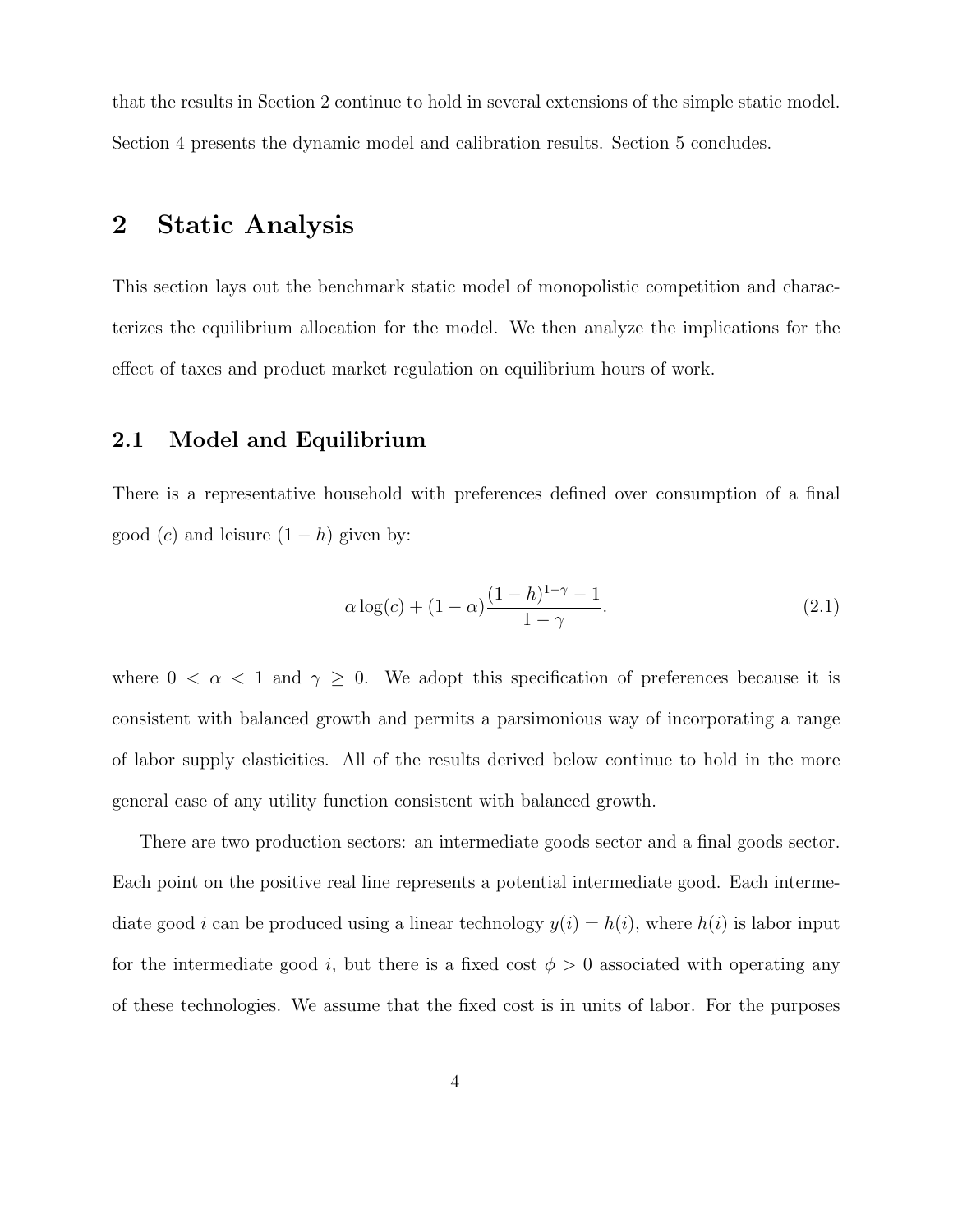that the results in Section 2 continue to hold in several extensions of the simple static model. Section 4 presents the dynamic model and calibration results. Section 5 concludes.

# 2 Static Analysis

This section lays out the benchmark static model of monopolistic competition and characterizes the equilibrium allocation for the model. We then analyze the implications for the effect of taxes and product market regulation on equilibrium hours of work.

## 2.1 Model and Equilibrium

There is a representative household with preferences defined over consumption of a final good ($c$) and leisure ($1-h$) given by:

$$\alpha \log(c) + (1-\alpha)\frac{(1-h)^{1-\gamma}-1}{1-\gamma}. \tag{2.1}$$

where $0 < \alpha < 1$ and $\gamma \geq 0$. We adopt this specification of preferences because it is consistent with balanced growth and permits a parsimonious way of incorporating a range of labor supply elasticities. All of the results derived below continue to hold in the more general case of any utility function consistent with balanced growth.

There are two production sectors: an intermediate goods sector and a final goods sector. Each point on the positive real line represents a potential intermediate good. Each intermediate good $i$ can be produced using a linear technology $y(i) = h(i)$, where $h(i)$ is labor input for the intermediate good $i$, but there is a fixed cost $\phi > 0$ associated with operating any of these technologies. We assume that the fixed cost is in units of labor. For the purposes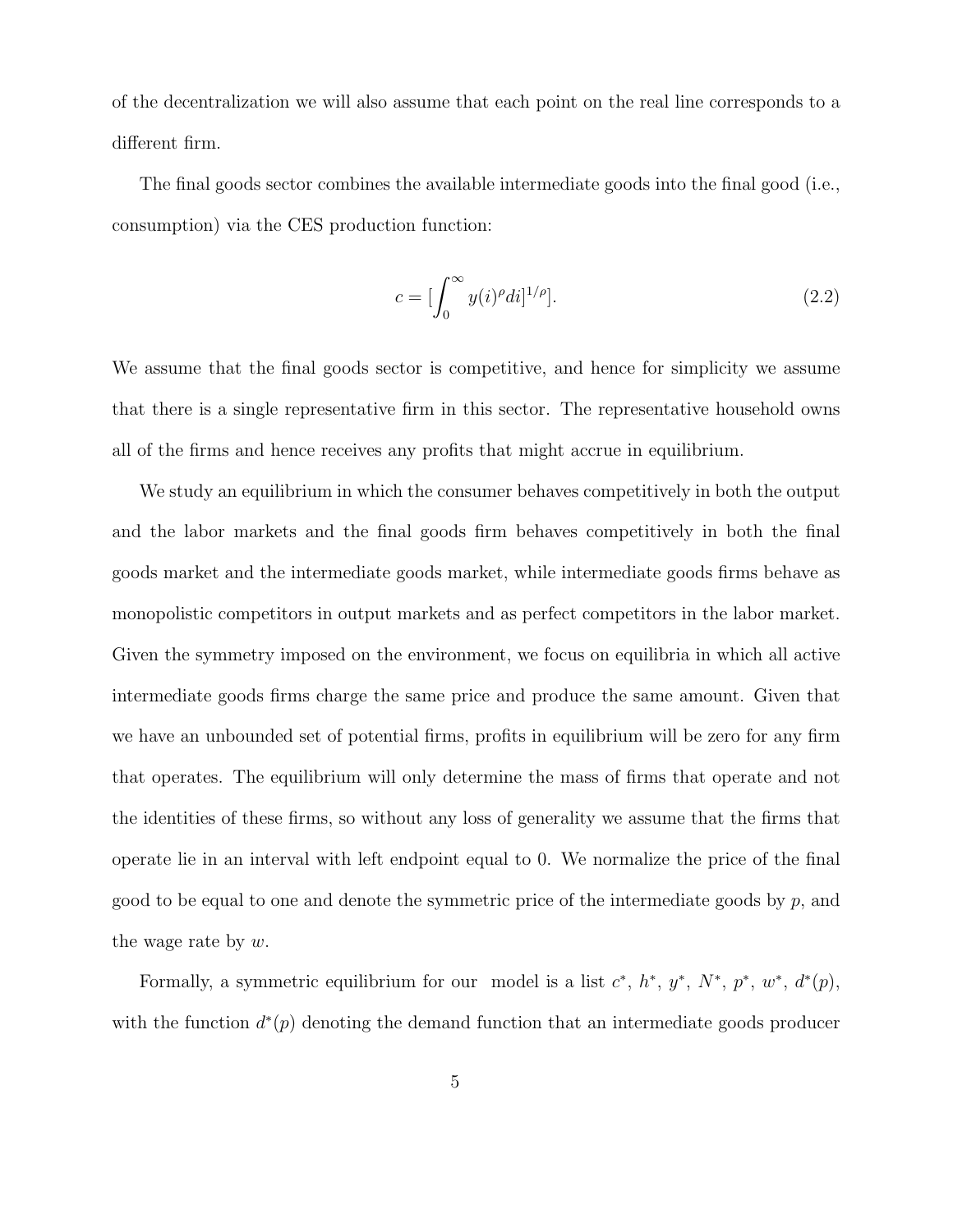of the decentralization we will also assume that each point on the real line corresponds to a different firm.

The final goods sector combines the available intermediate goods into the final good (i.e., consumption) via the CES production function:

$$c = [\int_0^\infty y(i)^\rho di]^{1/\rho}]. \tag{2.2}$$

We assume that the final goods sector is competitive, and hence for simplicity we assume that there is a single representative firm in this sector. The representative household owns all of the firms and hence receives any profits that might accrue in equilibrium.

We study an equilibrium in which the consumer behaves competitively in both the output and the labor markets and the final goods firm behaves competitively in both the final goods market and the intermediate goods market, while intermediate goods firms behave as monopolistic competitors in output markets and as perfect competitors in the labor market. Given the symmetry imposed on the environment, we focus on equilibria in which all active intermediate goods firms charge the same price and produce the same amount. Given that we have an unbounded set of potential firms, profits in equilibrium will be zero for any firm that operates. The equilibrium will only determine the mass of firms that operate and not the identities of these firms, so without any loss of generality we assume that the firms that operate lie in an interval with left endpoint equal to 0. We normalize the price of the final good to be equal to one and denote the symmetric price of the intermediate goods by $p$, and the wage rate by $w$.

Formally, a symmetric equilibrium for our model is a list $c^*$, $h^*$, $y^*$, $N^*$, $p^*$, $w^*$, $d^*(p)$, with the function $d^*(p)$ denoting the demand function that an intermediate goods producer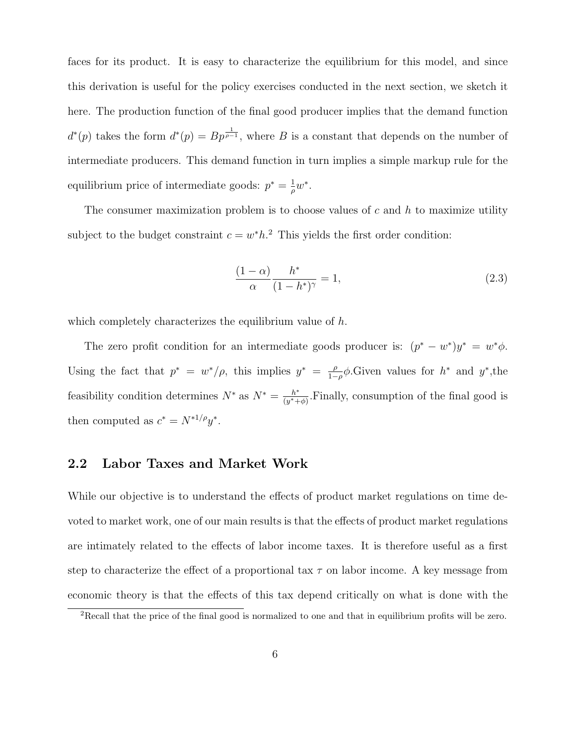faces for its product. It is easy to characterize the equilibrium for this model, and since this derivation is useful for the policy exercises conducted in the next section, we sketch it here. The production function of the final good producer implies that the demand function $d^*(p)$ takes the form $d^*(p) = Bp^{\frac{1}{\rho-1}}$, where $B$ is a constant that depends on the number of intermediate producers. This demand function in turn implies a simple markup rule for the equilibrium price of intermediate goods: $p^* = \frac{1}{\rho}w^*$.

The consumer maximization problem is to choose values of $c$ and $h$ to maximize utility subject to the budget constraint $c = w^*h$.[2] This yields the first order condition:

$$\frac{(1-\alpha)}{\alpha}\frac{h^*}{(1-h^*)^\gamma} = 1, \tag{2.3}$$

which completely characterizes the equilibrium value of $h$.

The zero profit condition for an intermediate goods producer is: $(p^* - w^*)y^* = w^*\phi$. Using the fact that $p^* = w^*/\rho$, this implies $y^* = \frac{\rho}{1-\rho}\phi$.Given values for $h^*$ and $y^*$,the feasibility condition determines $N^*$ as $N^* = \frac{h^*}{(y^*+\phi)}$.Finally, consumption of the final good is then computed as $c^* = N^{*1/\rho}y^*$.

## 2.2 Labor Taxes and Market Work

While our objective is to understand the effects of product market regulations on time devoted to market work, one of our main results is that the effects of product market regulations are intimately related to the effects of labor income taxes. It is therefore useful as a first step to characterize the effect of a proportional tax $\tau$ on labor income. A key message from economic theory is that the effects of this tax depend critically on what is done with the

[2] Recall that the price of the final good is normalized to one and that in equilibrium profits will be zero.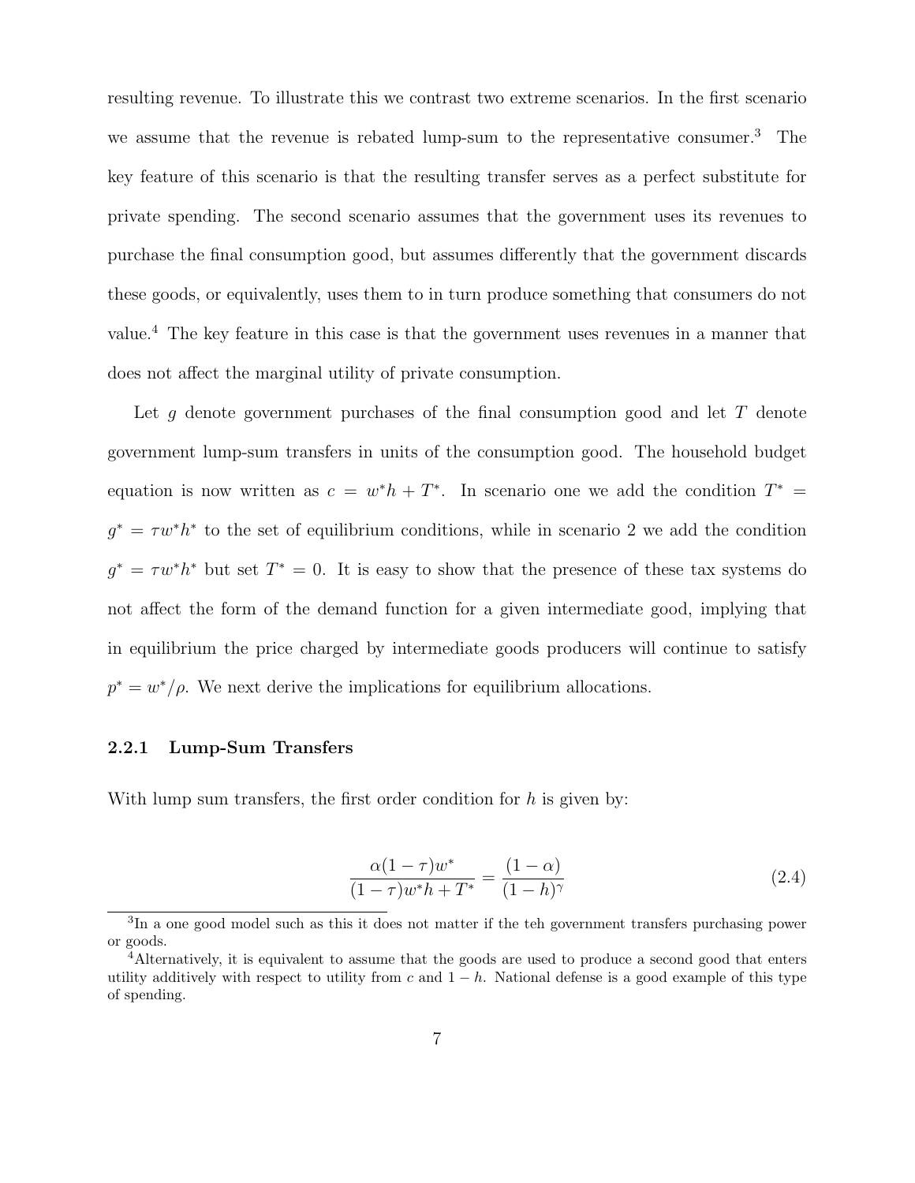resulting revenue. To illustrate this we contrast two extreme scenarios. In the first scenario we assume that the revenue is rebated lump-sum to the representative consumer.[3] The key feature of this scenario is that the resulting transfer serves as a perfect substitute for private spending. The second scenario assumes that the government uses its revenues to purchase the final consumption good, but assumes differently that the government discards these goods, or equivalently, uses them to in turn produce something that consumers do not value.[4] The key feature in this case is that the government uses revenues in a manner that does not affect the marginal utility of private consumption.

Let $g$ denote government purchases of the final consumption good and let $T$ denote government lump-sum transfers in units of the consumption good. The household budget equation is now written as $c = w^*h + T^*$. In scenario one we add the condition $T^* = g^* = \tau w^* h^*$ to the set of equilibrium conditions, while in scenario 2 we add the condition $g^* = \tau w^* h^*$ but set $T^* = 0$. It is easy to show that the presence of these tax systems do not affect the form of the demand function for a given intermediate good, implying that in equilibrium the price charged by intermediate goods producers will continue to satisfy $p^* = w^*/\rho$. We next derive the implications for equilibrium allocations.

### 2.2.1 Lump-Sum Transfers

With lump sum transfers, the first order condition for $h$ is given by:

$$\frac{\alpha(1-\tau)w^*}{(1-\tau)w^*h + T^*} = \frac{(1-\alpha)}{(1-h)^\gamma} \tag{2.4}$$

[3] In a one good model such as this it does not matter if the teh government transfers purchasing power or goods.

[4] Alternatively, it is equivalent to assume that the goods are used to produce a second good that enters utility additively with respect to utility from $c$ and $1-h$. National defense is a good example of this type of spending.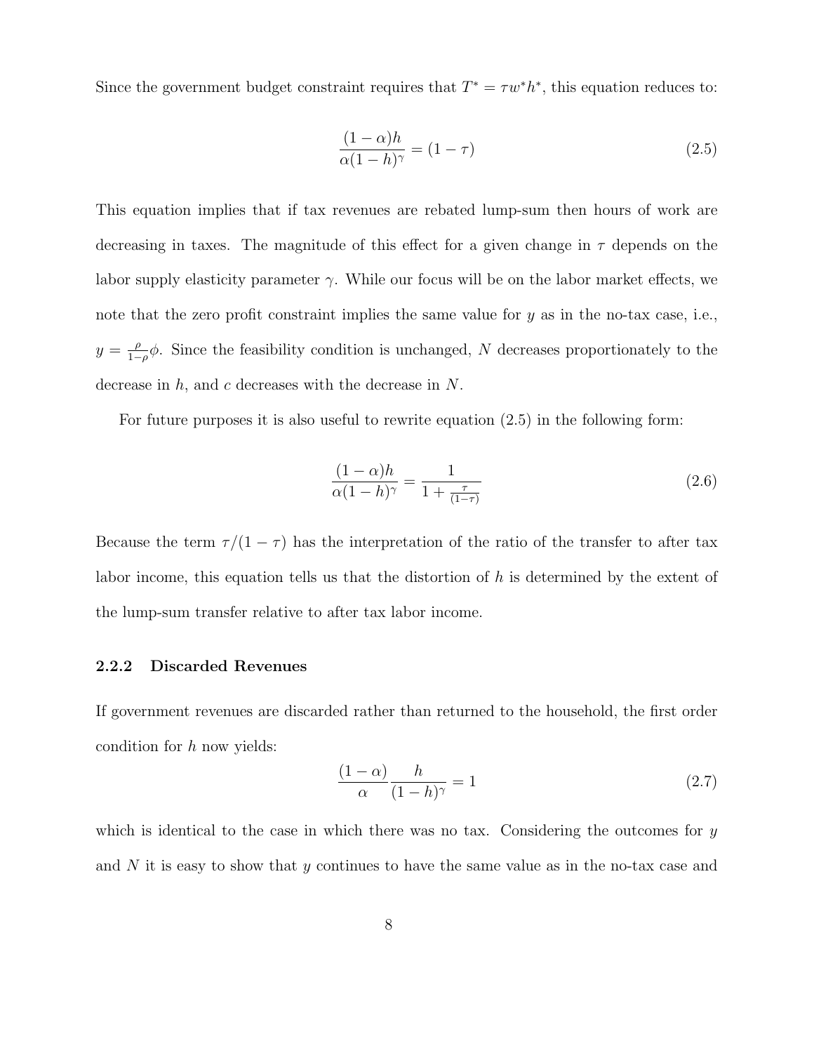Since the government budget constraint requires that $T^* = \tau w^* h^*$, this equation reduces to:

$$\frac{(1-\alpha)h}{\alpha(1-h)^{\gamma}} = (1-\tau) \tag{2.5}$$

This equation implies that if tax revenues are rebated lump-sum then hours of work are decreasing in taxes. The magnitude of this effect for a given change in $\tau$ depends on the labor supply elasticity parameter $\gamma$. While our focus will be on the labor market effects, we note that the zero profit constraint implies the same value for $y$ as in the no-tax case, i.e., $y = \frac{\rho}{1-\rho}\phi$. Since the feasibility condition is unchanged, $N$ decreases proportionately to the decrease in $h$, and $c$ decreases with the decrease in $N$.

For future purposes it is also useful to rewrite equation (2.5) in the following form:

$$\frac{(1-\alpha)h}{\alpha(1-h)^{\gamma}} = \frac{1}{1+\frac{\tau}{(1-\tau)}} \tag{2.6}$$

Because the term $\tau/(1-\tau)$ has the interpretation of the ratio of the transfer to after tax labor income, this equation tells us that the distortion of $h$ is determined by the extent of the lump-sum transfer relative to after tax labor income.

### 2.2.2 Discarded Revenues

If government revenues are discarded rather than returned to the household, the first order condition for $h$ now yields:

$$\frac{(1-\alpha)}{\alpha}\frac{h}{(1-h)^{\gamma}} = 1 \tag{2.7}$$

which is identical to the case in which there was no tax. Considering the outcomes for $y$ and $N$ it is easy to show that $y$ continues to have the same value as in the no-tax case and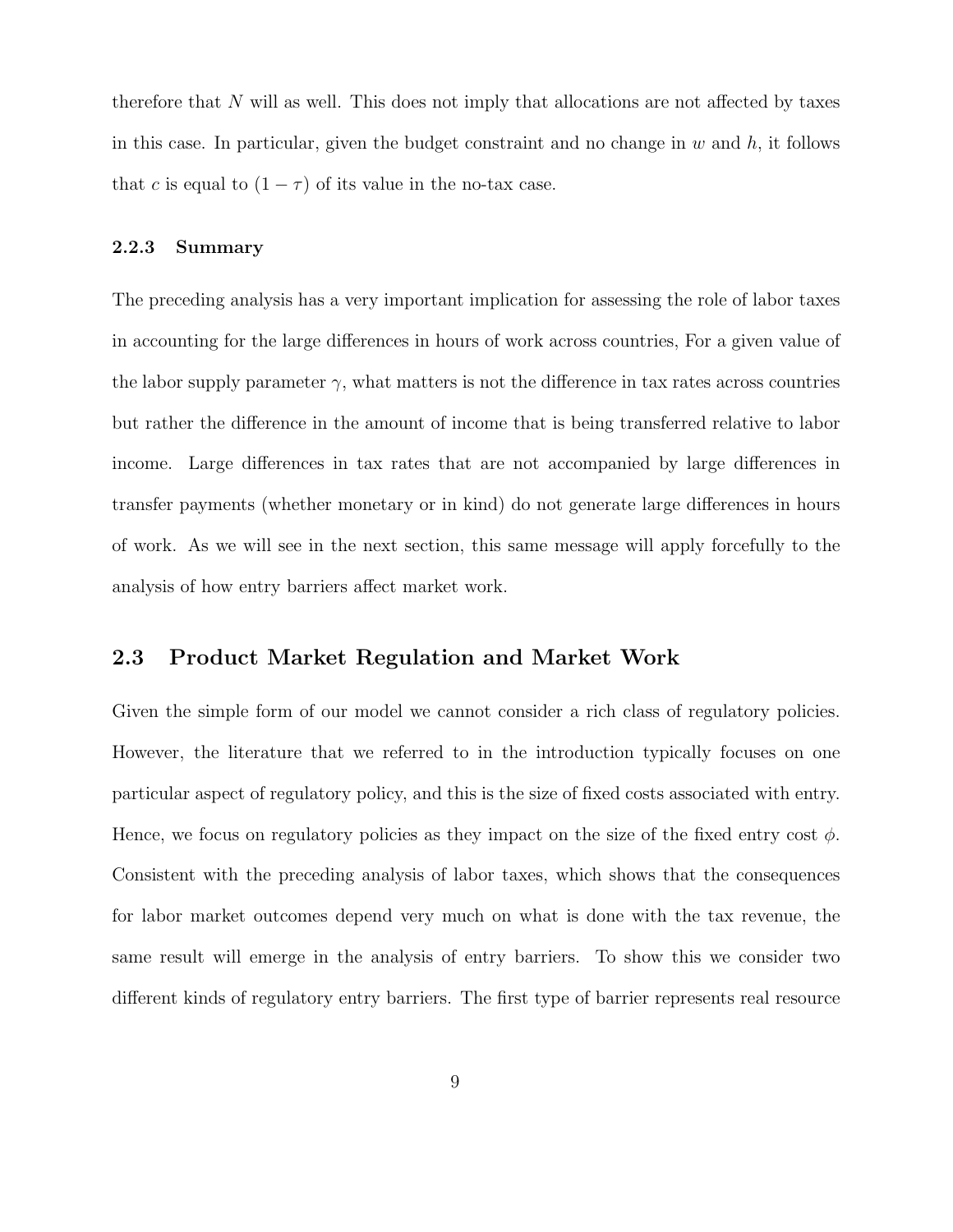therefore that $N$ will as well. This does not imply that allocations are not affected by taxes in this case. In particular, given the budget constraint and no change in $w$ and $h$, it follows that $c$ is equal to $(1 - \tau)$ of its value in the no-tax case.

#### 2.2.3 Summary

The preceding analysis has a very important implication for assessing the role of labor taxes in accounting for the large differences in hours of work across countries, For a given value of the labor supply parameter $\gamma$, what matters is not the difference in tax rates across countries but rather the difference in the amount of income that is being transferred relative to labor income. Large differences in tax rates that are not accompanied by large differences in transfer payments (whether monetary or in kind) do not generate large differences in hours of work. As we will see in the next section, this same message will apply forcefully to the analysis of how entry barriers affect market work.

### 2.3 Product Market Regulation and Market Work

Given the simple form of our model we cannot consider a rich class of regulatory policies. However, the literature that we referred to in the introduction typically focuses on one particular aspect of regulatory policy, and this is the size of fixed costs associated with entry. Hence, we focus on regulatory policies as they impact on the size of the fixed entry cost $\phi$. Consistent with the preceding analysis of labor taxes, which shows that the consequences for labor market outcomes depend very much on what is done with the tax revenue, the same result will emerge in the analysis of entry barriers. To show this we consider two different kinds of regulatory entry barriers. The first type of barrier represents real resource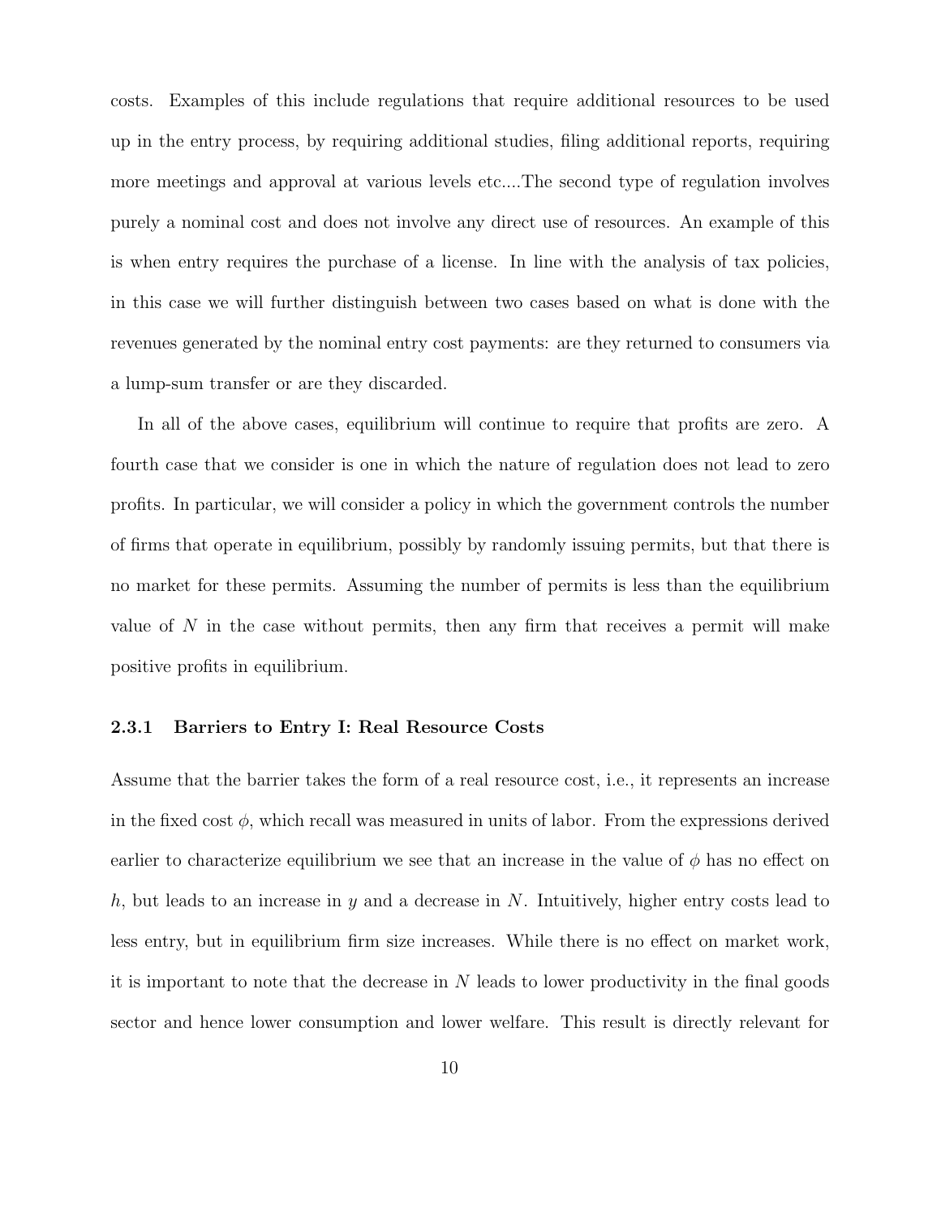costs. Examples of this include regulations that require additional resources to be used up in the entry process, by requiring additional studies, filing additional reports, requiring more meetings and approval at various levels etc....The second type of regulation involves purely a nominal cost and does not involve any direct use of resources. An example of this is when entry requires the purchase of a license. In line with the analysis of tax policies, in this case we will further distinguish between two cases based on what is done with the revenues generated by the nominal entry cost payments: are they returned to consumers via a lump-sum transfer or are they discarded.

In all of the above cases, equilibrium will continue to require that profits are zero. A fourth case that we consider is one in which the nature of regulation does not lead to zero profits. In particular, we will consider a policy in which the government controls the number of firms that operate in equilibrium, possibly by randomly issuing permits, but that there is no market for these permits. Assuming the number of permits is less than the equilibrium value of $N$ in the case without permits, then any firm that receives a permit will make positive profits in equilibrium.

### 2.3.1 Barriers to Entry I: Real Resource Costs

Assume that the barrier takes the form of a real resource cost, i.e., it represents an increase in the fixed cost $\phi$, which recall was measured in units of labor. From the expressions derived earlier to characterize equilibrium we see that an increase in the value of $\phi$ has no effect on $h$, but leads to an increase in $y$ and a decrease in $N$. Intuitively, higher entry costs lead to less entry, but in equilibrium firm size increases. While there is no effect on market work, it is important to note that the decrease in $N$ leads to lower productivity in the final goods sector and hence lower consumption and lower welfare. This result is directly relevant for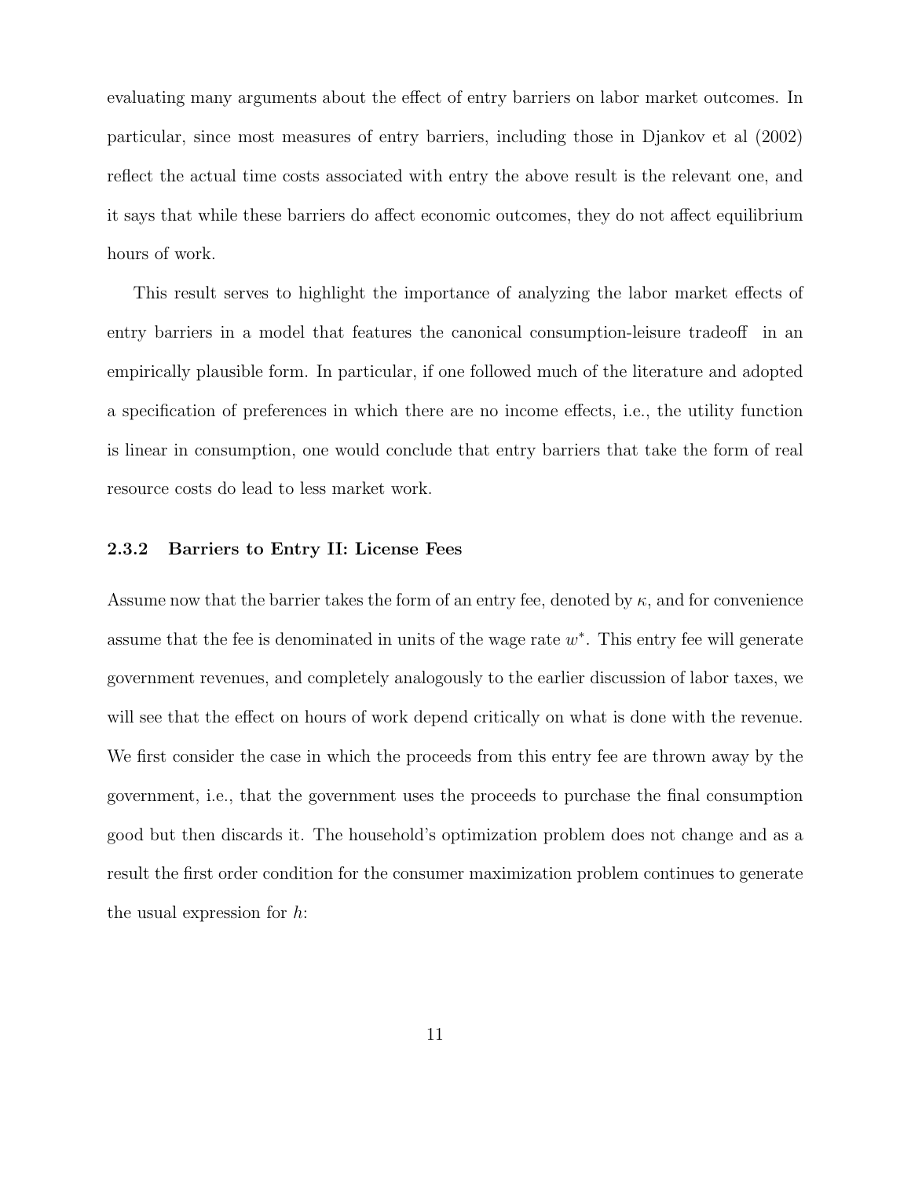evaluating many arguments about the effect of entry barriers on labor market outcomes. In particular, since most measures of entry barriers, including those in Djankov et al (2002) reflect the actual time costs associated with entry the above result is the relevant one, and it says that while these barriers do affect economic outcomes, they do not affect equilibrium hours of work.

This result serves to highlight the importance of analyzing the labor market effects of entry barriers in a model that features the canonical consumption-leisure tradeoff in an empirically plausible form. In particular, if one followed much of the literature and adopted a specification of preferences in which there are no income effects, i.e., the utility function is linear in consumption, one would conclude that entry barriers that take the form of real resource costs do lead to less market work.

### 2.3.2 Barriers to Entry II: License Fees

Assume now that the barrier takes the form of an entry fee, denoted by $\kappa$, and for convenience assume that the fee is denominated in units of the wage rate $w^*$. This entry fee will generate government revenues, and completely analogously to the earlier discussion of labor taxes, we will see that the effect on hours of work depend critically on what is done with the revenue. We first consider the case in which the proceeds from this entry fee are thrown away by the government, i.e., that the government uses the proceeds to purchase the final consumption good but then discards it. The household's optimization problem does not change and as a result the first order condition for the consumer maximization problem continues to generate the usual expression for $h$: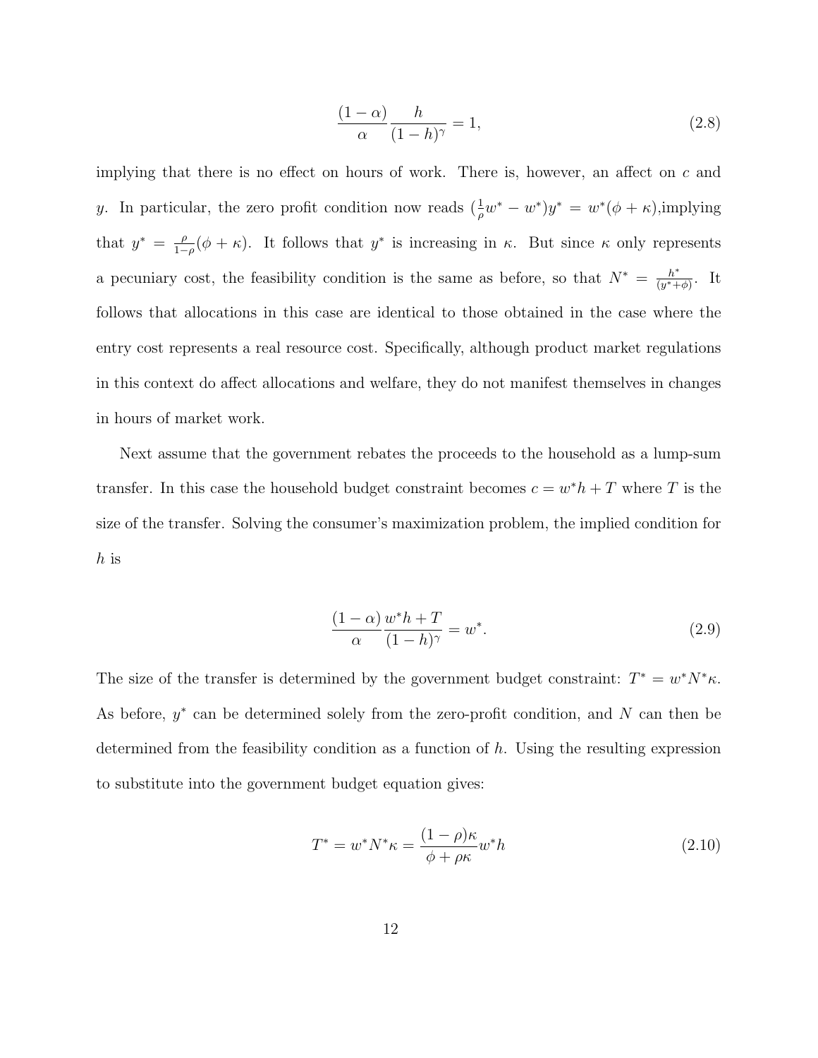$$\frac{(1-\alpha)}{\alpha}\frac{h}{(1-h)^{\gamma}} = 1, \tag{2.8}$$

implying that there is no effect on hours of work. There is, however, an affect on $c$ and $y$. In particular, the zero profit condition now reads $(\frac{1}{\rho}w^* - w^*)y^* = w^*(\phi + \kappa)$,implying that $y^* = \frac{\rho}{1-\rho}(\phi + \kappa)$. It follows that $y^*$ is increasing in $\kappa$. But since $\kappa$ only represents a pecuniary cost, the feasibility condition is the same as before, so that $N^* = \frac{h^*}{(y^*+\phi)}$. It follows that allocations in this case are identical to those obtained in the case where the entry cost represents a real resource cost. Specifically, although product market regulations in this context do affect allocations and welfare, they do not manifest themselves in changes in hours of market work.

Next assume that the government rebates the proceeds to the household as a lump-sum transfer. In this case the household budget constraint becomes $c = w^*h + T$ where $T$ is the size of the transfer. Solving the consumer's maximization problem, the implied condition for $h$ is

$$\frac{(1-\alpha)}{\alpha}\frac{w^*h + T}{(1-h)^{\gamma}} = w^*. \tag{2.9}$$

The size of the transfer is determined by the government budget constraint: $T^* = w^*N^*\kappa$. As before, $y^*$ can be determined solely from the zero-profit condition, and $N$ can then be determined from the feasibility condition as a function of $h$. Using the resulting expression to substitute into the government budget equation gives:

$$T^* = w^*N^*\kappa = \frac{(1-\rho)\kappa}{\phi + \rho\kappa}w^*h \tag{2.10}$$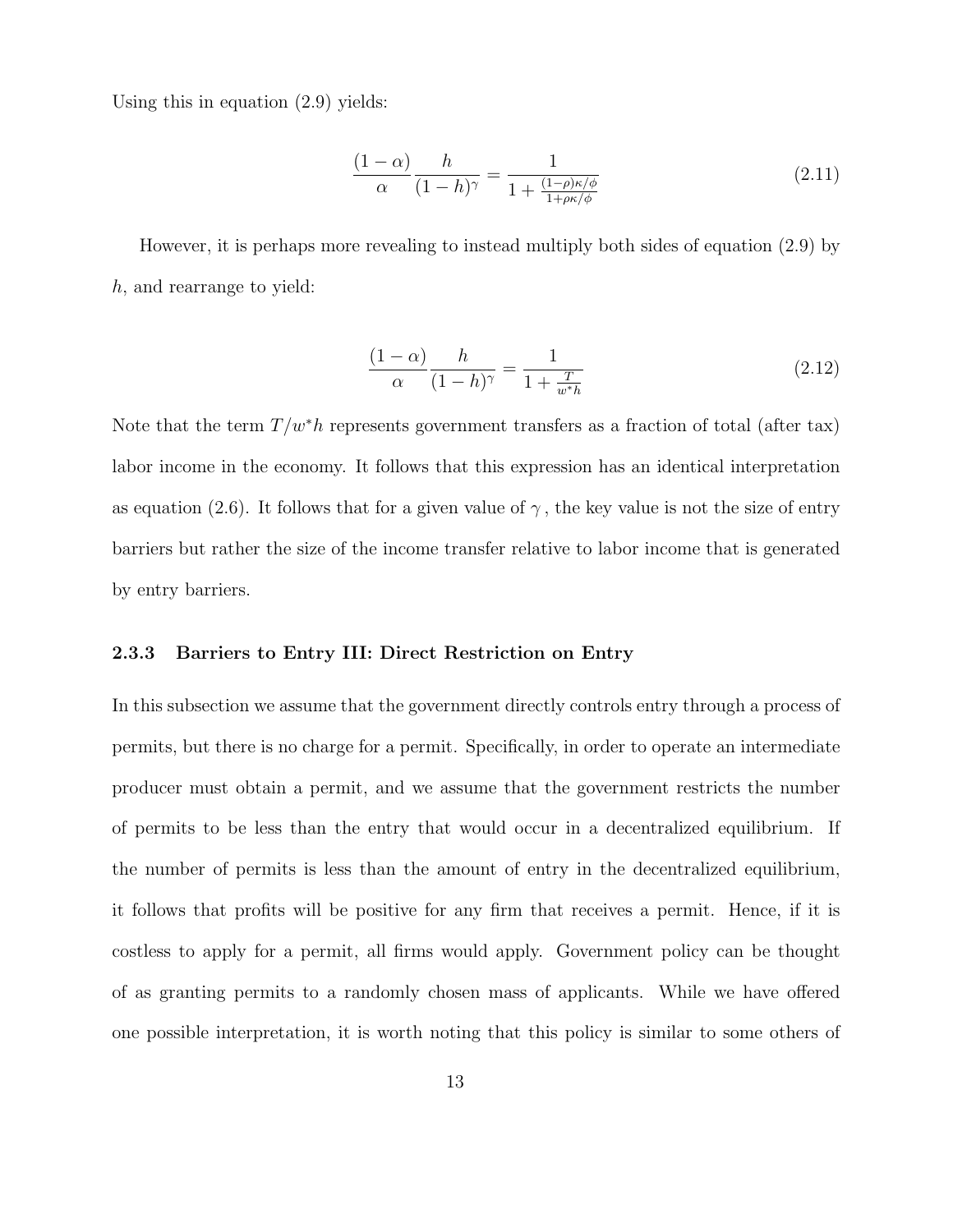Using this in equation (2.9) yields:

$$\frac{(1-\alpha)}{\alpha}\frac{h}{(1-h)^{\gamma}} = \frac{1}{1+\frac{(1-\rho)\kappa/\phi}{1+\rho\kappa/\phi}} \tag{2.11}$$

However, it is perhaps more revealing to instead multiply both sides of equation (2.9) by $h$, and rearrange to yield:

$$\frac{(1-\alpha)}{\alpha}\frac{h}{(1-h)^{\gamma}} = \frac{1}{1+\frac{T}{w^{*}h}} \tag{2.12}$$

Note that the term $T/w^{*}h$ represents government transfers as a fraction of total (after tax) labor income in the economy. It follows that this expression has an identical interpretation as equation (2.6). It follows that for a given value of $\gamma$ , the key value is not the size of entry barriers but rather the size of the income transfer relative to labor income that is generated by entry barriers.

### 2.3.3 Barriers to Entry III: Direct Restriction on Entry

In this subsection we assume that the government directly controls entry through a process of permits, but there is no charge for a permit. Specifically, in order to operate an intermediate producer must obtain a permit, and we assume that the government restricts the number of permits to be less than the entry that would occur in a decentralized equilibrium. If the number of permits is less than the amount of entry in the decentralized equilibrium, it follows that profits will be positive for any firm that receives a permit. Hence, if it is costless to apply for a permit, all firms would apply. Government policy can be thought of as granting permits to a randomly chosen mass of applicants. While we have offered one possible interpretation, it is worth noting that this policy is similar to some others of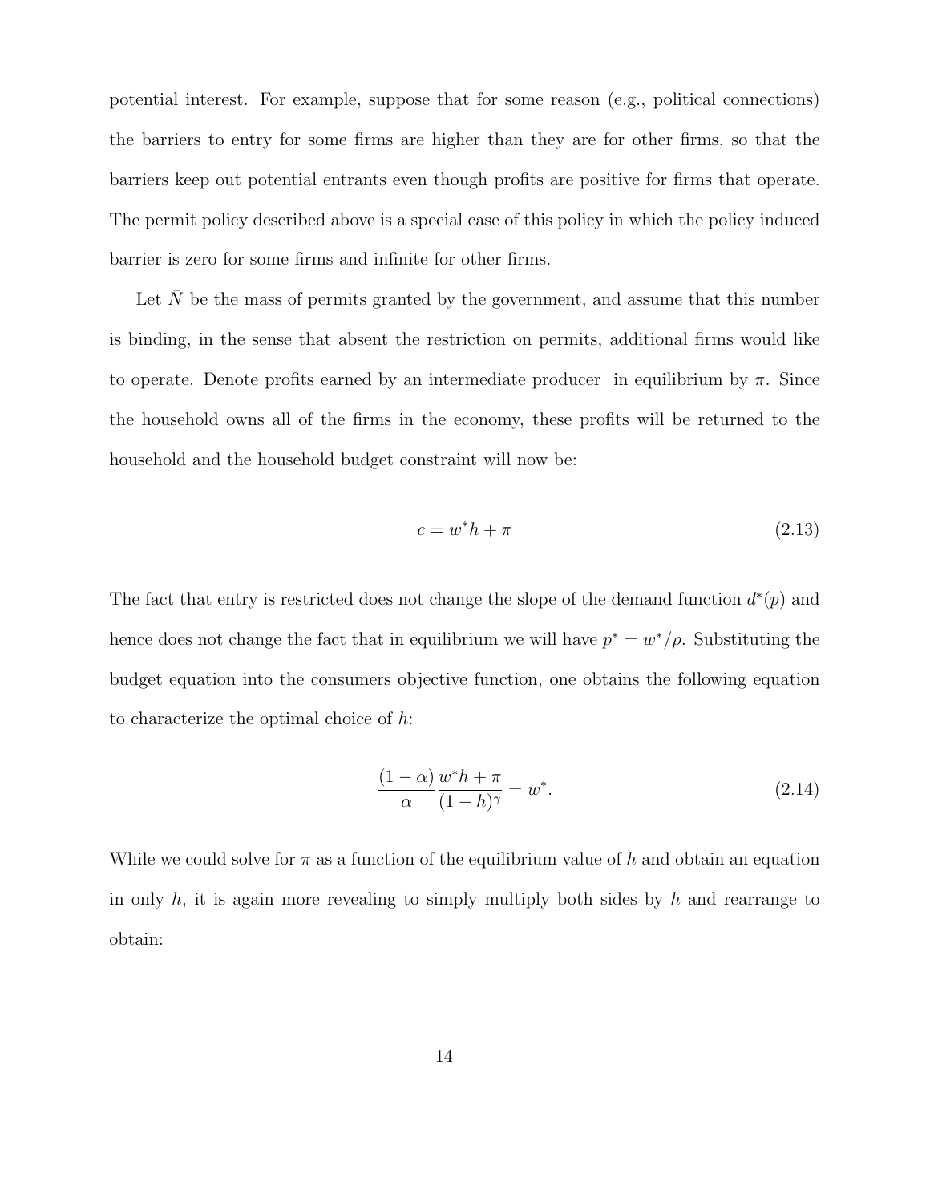potential interest. For example, suppose that for some reason (e.g., political connections) the barriers to entry for some firms are higher than they are for other firms, so that the barriers keep out potential entrants even though profits are positive for firms that operate. The permit policy described above is a special case of this policy in which the policy induced barrier is zero for some firms and infinite for other firms.

Let $\bar{N}$ be the mass of permits granted by the government, and assume that this number is binding, in the sense that absent the restriction on permits, additional firms would like to operate. Denote profits earned by an intermediate producer in equilibrium by $\pi$. Since the household owns all of the firms in the economy, these profits will be returned to the household and the household budget constraint will now be:

$$c = w^* h + \pi \tag{2.13}$$

The fact that entry is restricted does not change the slope of the demand function $d^*(p)$ and hence does not change the fact that in equilibrium we will have $p^* = w^*/\rho$. Substituting the budget equation into the consumers objective function, one obtains the following equation to characterize the optimal choice of $h$:

$$\frac{(1-\alpha)}{\alpha} \frac{w^* h + \pi}{(1-h)^\gamma} = w^*. \tag{2.14}$$

While we could solve for $\pi$ as a function of the equilibrium value of $h$ and obtain an equation in only $h$, it is again more revealing to simply multiply both sides by $h$ and rearrange to obtain: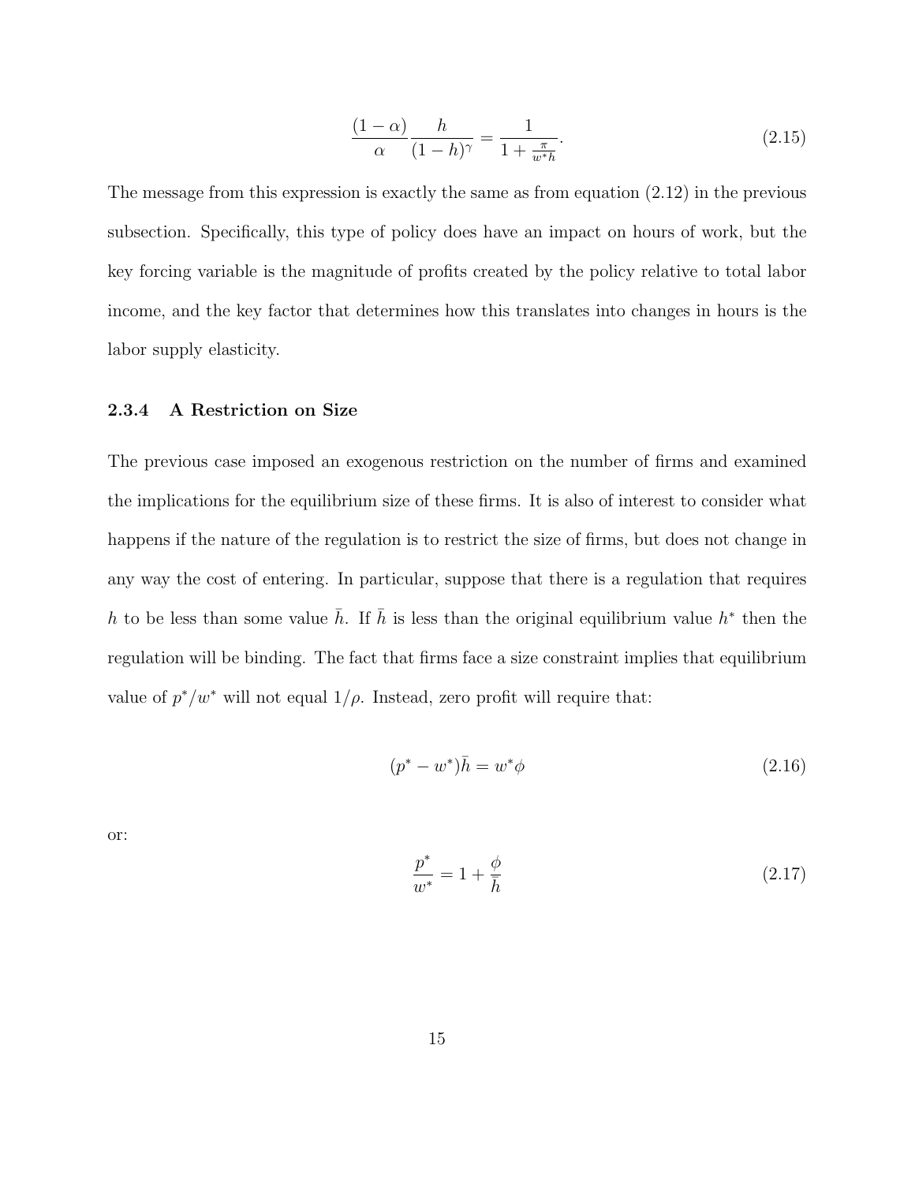$$\frac{(1-\alpha)}{\alpha}\frac{h}{(1-h)^{\gamma}} = \frac{1}{1+\frac{\pi}{w^{*}h}}. \tag{2.15}$$

The message from this expression is exactly the same as from equation (2.12) in the previous subsection. Specifically, this type of policy does have an impact on hours of work, but the key forcing variable is the magnitude of profits created by the policy relative to total labor income, and the key factor that determines how this translates into changes in hours is the labor supply elasticity.

### 2.3.4 A Restriction on Size

The previous case imposed an exogenous restriction on the number of firms and examined the implications for the equilibrium size of these firms. It is also of interest to consider what happens if the nature of the regulation is to restrict the size of firms, but does not change in any way the cost of entering. In particular, suppose that there is a regulation that requires $h$ to be less than some value $\bar{h}$. If $\bar{h}$ is less than the original equilibrium value $h^{*}$ then the regulation will be binding. The fact that firms face a size constraint implies that equilibrium value of $p^{*}/w^{*}$ will not equal $1/\rho$. Instead, zero profit will require that:

$$(p^{*}-w^{*})\bar{h} = w^{*}\phi \tag{2.16}$$

or:

$$\frac{p^{*}}{w^{*}} = 1+\frac{\phi}{\bar{h}} \tag{2.17}$$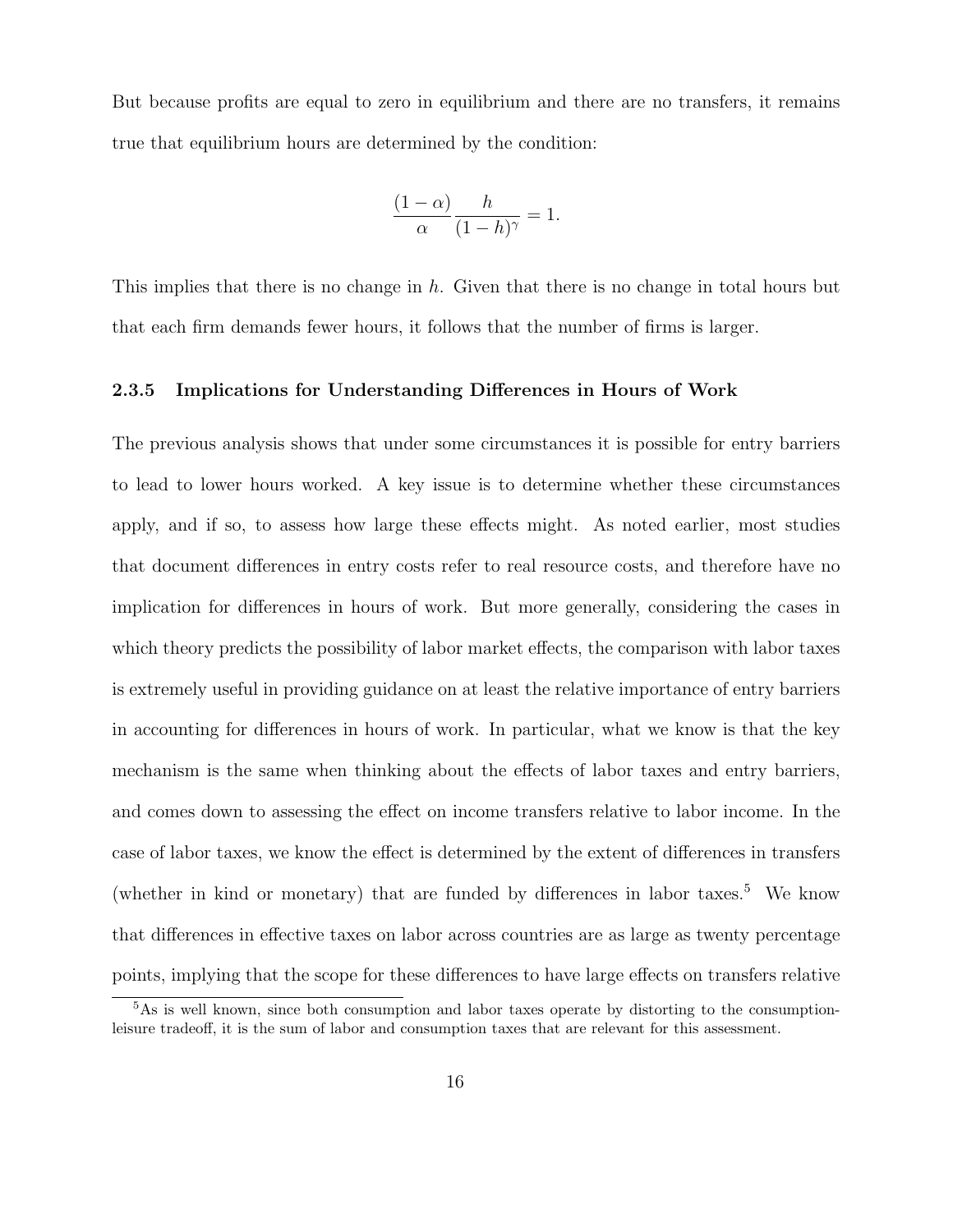But because profits are equal to zero in equilibrium and there are no transfers, it remains true that equilibrium hours are determined by the condition:

$$\frac{(1-\alpha)}{\alpha}\frac{h}{(1-h)^{\gamma}} = 1.$$

This implies that there is no change in $h$. Given that there is no change in total hours but that each firm demands fewer hours, it follows that the number of firms is larger.

### 2.3.5 Implications for Understanding Differences in Hours of Work

The previous analysis shows that under some circumstances it is possible for entry barriers to lead to lower hours worked. A key issue is to determine whether these circumstances apply, and if so, to assess how large these effects might. As noted earlier, most studies that document differences in entry costs refer to real resource costs, and therefore have no implication for differences in hours of work. But more generally, considering the cases in which theory predicts the possibility of labor market effects, the comparison with labor taxes is extremely useful in providing guidance on at least the relative importance of entry barriers in accounting for differences in hours of work. In particular, what we know is that the key mechanism is the same when thinking about the effects of labor taxes and entry barriers, and comes down to assessing the effect on income transfers relative to labor income. In the case of labor taxes, we know the effect is determined by the extent of differences in transfers (whether in kind or monetary) that are funded by differences in labor taxes.[5] We know that differences in effective taxes on labor across countries are as large as twenty percentage points, implying that the scope for these differences to have large effects on transfers relative

[5] As is well known, since both consumption and labor taxes operate by distorting to the consumption-leisure tradeoff, it is the sum of labor and consumption taxes that are relevant for this assessment.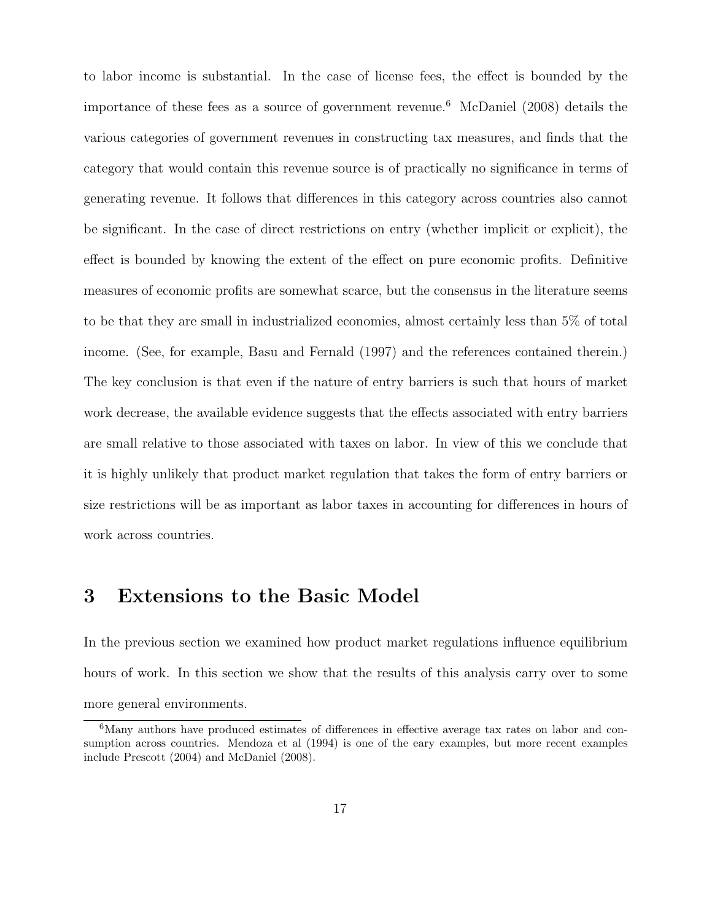to labor income is substantial. In the case of license fees, the effect is bounded by the importance of these fees as a source of government revenue.[6] McDaniel (2008) details the various categories of government revenues in constructing tax measures, and finds that the category that would contain this revenue source is of practically no significance in terms of generating revenue. It follows that differences in this category across countries also cannot be significant. In the case of direct restrictions on entry (whether implicit or explicit), the effect is bounded by knowing the extent of the effect on pure economic profits. Definitive measures of economic profits are somewhat scarce, but the consensus in the literature seems to be that they are small in industrialized economies, almost certainly less than 5% of total income. (See, for example, Basu and Fernald (1997) and the references contained therein.) The key conclusion is that even if the nature of entry barriers is such that hours of market work decrease, the available evidence suggests that the effects associated with entry barriers are small relative to those associated with taxes on labor. In view of this we conclude that it is highly unlikely that product market regulation that takes the form of entry barriers or size restrictions will be as important as labor taxes in accounting for differences in hours of work across countries.

# 3 Extensions to the Basic Model

In the previous section we examined how product market regulations influence equilibrium hours of work. In this section we show that the results of this analysis carry over to some more general environments.

[6]Many authors have produced estimates of differences in effective average tax rates on labor and consumption across countries. Mendoza et al (1994) is one of the eary examples, but more recent examples include Prescott (2004) and McDaniel (2008).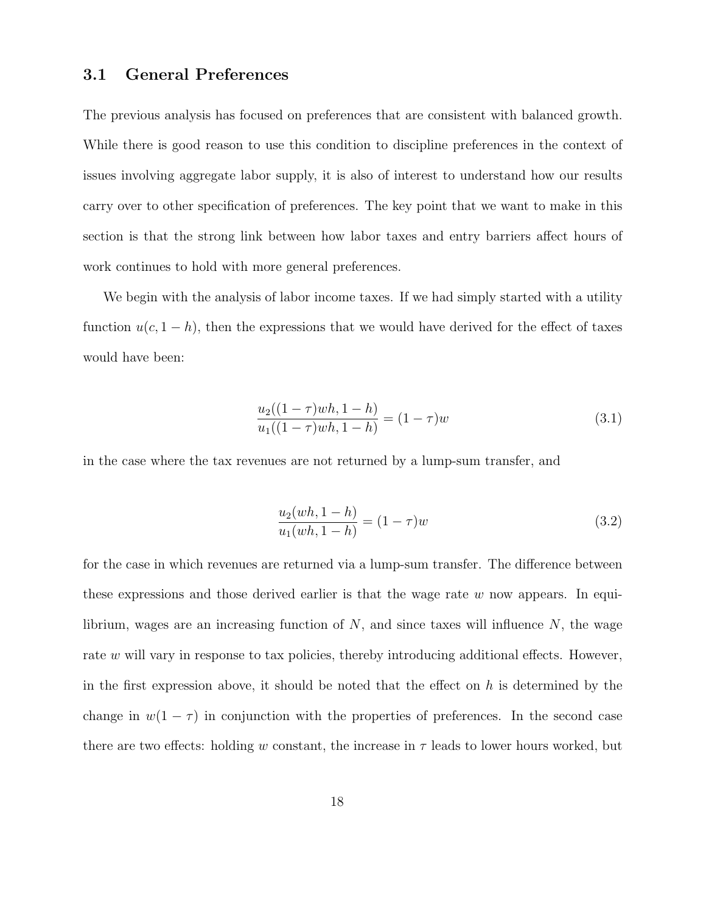### 3.1 General Preferences

The previous analysis has focused on preferences that are consistent with balanced growth. While there is good reason to use this condition to discipline preferences in the context of issues involving aggregate labor supply, it is also of interest to understand how our results carry over to other specification of preferences. The key point that we want to make in this section is that the strong link between how labor taxes and entry barriers affect hours of work continues to hold with more general preferences.

We begin with the analysis of labor income taxes. If we had simply started with a utility function $u(c, 1-h)$, then the expressions that we would have derived for the effect of taxes would have been:

$$\frac{u_2((1-\tau)wh, 1-h)}{u_1((1-\tau)wh, 1-h)} = (1-\tau)w \tag{3.1}$$

in the case where the tax revenues are not returned by a lump-sum transfer, and

$$\frac{u_2(wh, 1-h)}{u_1(wh, 1-h)} = (1-\tau)w \tag{3.2}$$

for the case in which revenues are returned via a lump-sum transfer. The difference between these expressions and those derived earlier is that the wage rate $w$ now appears. In equilibrium, wages are an increasing function of $N$, and since taxes will influence $N$, the wage rate $w$ will vary in response to tax policies, thereby introducing additional effects. However, in the first expression above, it should be noted that the effect on $h$ is determined by the change in $w(1-\tau)$ in conjunction with the properties of preferences. In the second case there are two effects: holding $w$ constant, the increase in $\tau$ leads to lower hours worked, but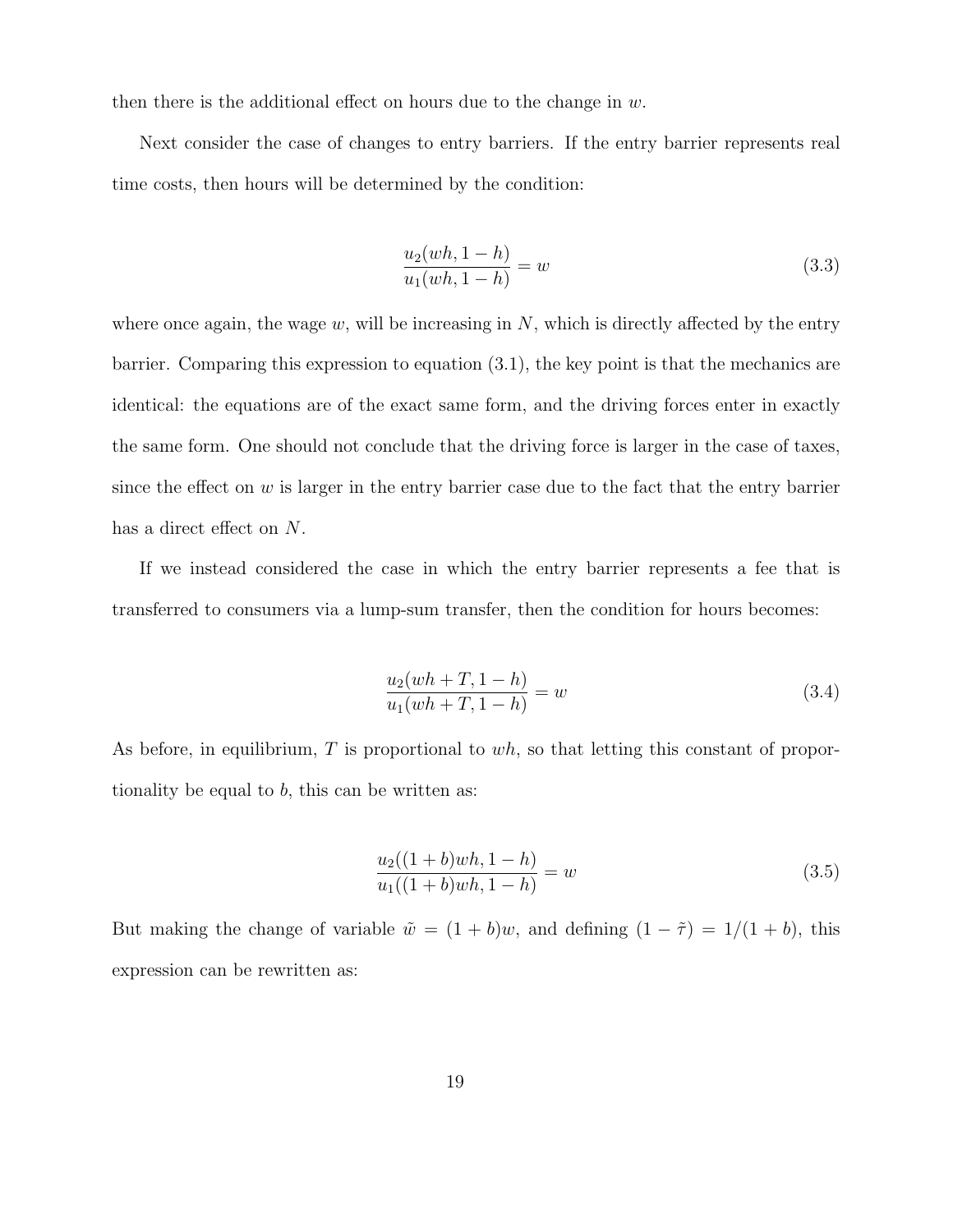then there is the additional effect on hours due to the change in $w$.

Next consider the case of changes to entry barriers. If the entry barrier represents real time costs, then hours will be determined by the condition:

$$\frac{u_2(wh, 1-h)}{u_1(wh, 1-h)} = w \tag{3.3}$$

where once again, the wage $w$, will be increasing in $N$, which is directly affected by the entry barrier. Comparing this expression to equation (3.1), the key point is that the mechanics are identical: the equations are of the exact same form, and the driving forces enter in exactly the same form. One should not conclude that the driving force is larger in the case of taxes, since the effect on $w$ is larger in the entry barrier case due to the fact that the entry barrier has a direct effect on $N$.

If we instead considered the case in which the entry barrier represents a fee that is transferred to consumers via a lump-sum transfer, then the condition for hours becomes:

$$\frac{u_2(wh + T, 1-h)}{u_1(wh + T, 1-h)} = w \tag{3.4}$$

As before, in equilibrium, $T$ is proportional to $wh$, so that letting this constant of proportionality be equal to $b$, this can be written as:

$$\frac{u_2((1+b)wh, 1-h)}{u_1((1+b)wh, 1-h)} = w \tag{3.5}$$

But making the change of variable $\tilde{w} = (1+b)w$, and defining $(1-\tilde{\tau}) = 1/(1+b)$, this expression can be rewritten as: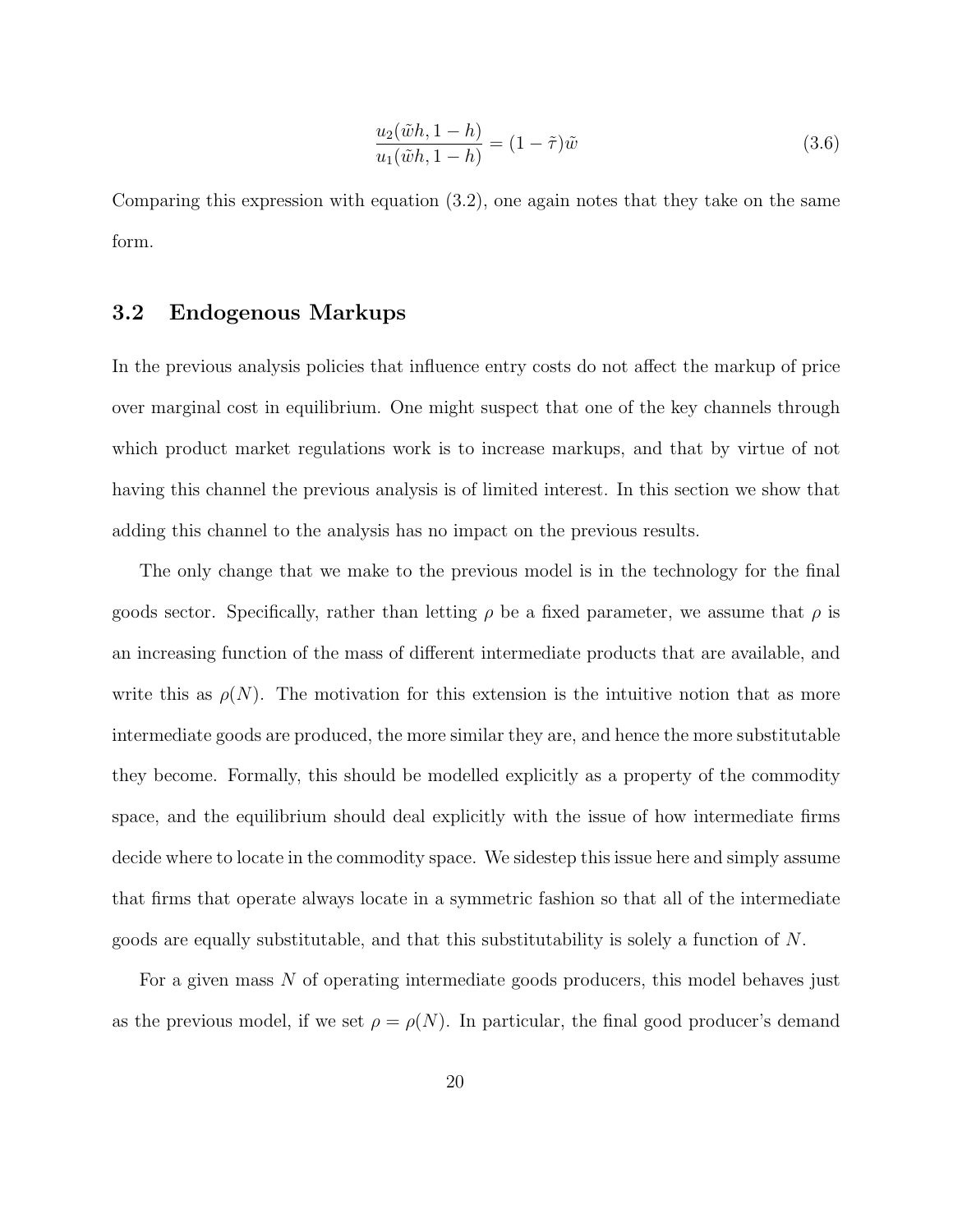$$\frac{u_2(\tilde{w}h, 1-h)}{u_1(\tilde{w}h, 1-h)} = (1-\tilde{\tau})\tilde{w} \tag{3.6}$$

Comparing this expression with equation (3.2), one again notes that they take on the same form.

## 3.2 Endogenous Markups

In the previous analysis policies that influence entry costs do not affect the markup of price over marginal cost in equilibrium. One might suspect that one of the key channels through which product market regulations work is to increase markups, and that by virtue of not having this channel the previous analysis is of limited interest. In this section we show that adding this channel to the analysis has no impact on the previous results.

The only change that we make to the previous model is in the technology for the final goods sector. Specifically, rather than letting $\rho$ be a fixed parameter, we assume that $\rho$ is an increasing function of the mass of different intermediate products that are available, and write this as $\rho(N)$. The motivation for this extension is the intuitive notion that as more intermediate goods are produced, the more similar they are, and hence the more substitutable they become. Formally, this should be modelled explicitly as a property of the commodity space, and the equilibrium should deal explicitly with the issue of how intermediate firms decide where to locate in the commodity space. We sidestep this issue here and simply assume that firms that operate always locate in a symmetric fashion so that all of the intermediate goods are equally substitutable, and that this substitutability is solely a function of $N$.

For a given mass $N$ of operating intermediate goods producers, this model behaves just as the previous model, if we set $\rho = \rho(N)$. In particular, the final good producer's demand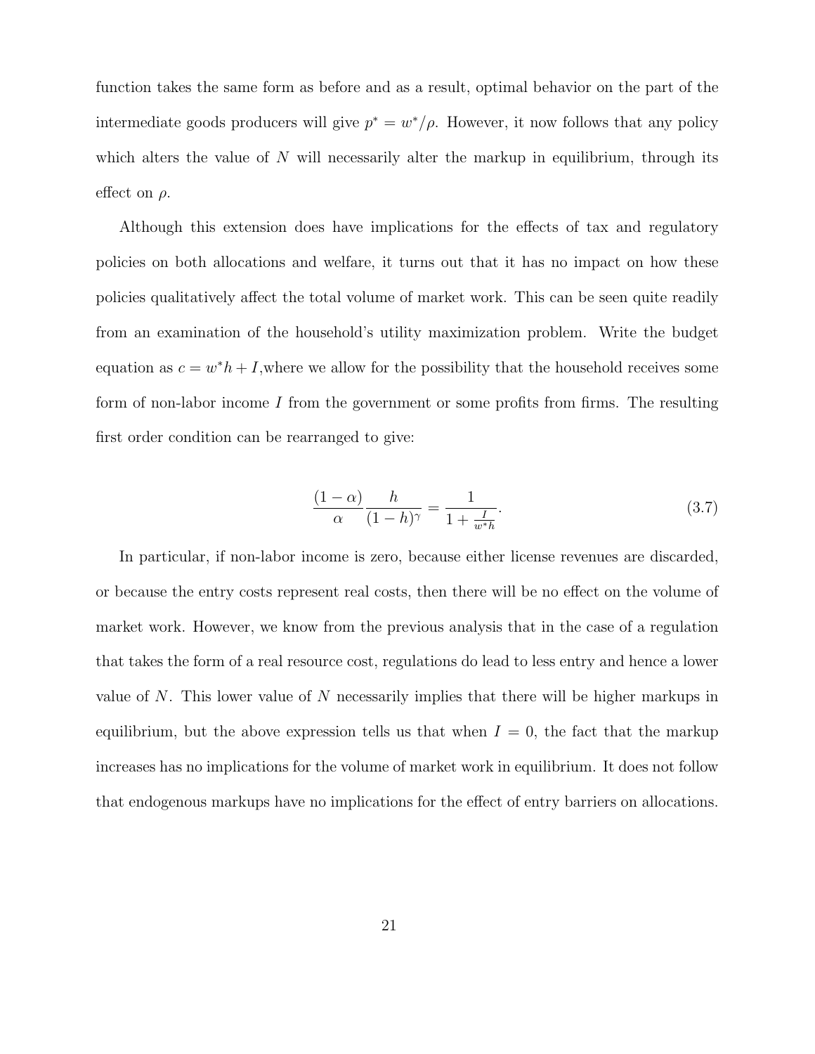function takes the same form as before and as a result, optimal behavior on the part of the intermediate goods producers will give $p^* = w^*/\rho$. However, it now follows that any policy which alters the value of $N$ will necessarily alter the markup in equilibrium, through its effect on $\rho$.

Although this extension does have implications for the effects of tax and regulatory policies on both allocations and welfare, it turns out that it has no impact on how these policies qualitatively affect the total volume of market work. This can be seen quite readily from an examination of the household's utility maximization problem. Write the budget equation as $c = w^*h + I$,where we allow for the possibility that the household receives some form of non-labor income $I$ from the government or some profits from firms. The resulting first order condition can be rearranged to give:

$$\frac{(1-\alpha)}{\alpha}\frac{h}{(1-h)^{\gamma}} = \frac{1}{1+\frac{I}{w^*h}}. \tag{3.7}$$

In particular, if non-labor income is zero, because either license revenues are discarded, or because the entry costs represent real costs, then there will be no effect on the volume of market work. However, we know from the previous analysis that in the case of a regulation that takes the form of a real resource cost, regulations do lead to less entry and hence a lower value of $N$. This lower value of $N$ necessarily implies that there will be higher markups in equilibrium, but the above expression tells us that when $I = 0$, the fact that the markup increases has no implications for the volume of market work in equilibrium. It does not follow that endogenous markups have no implications for the effect of entry barriers on allocations.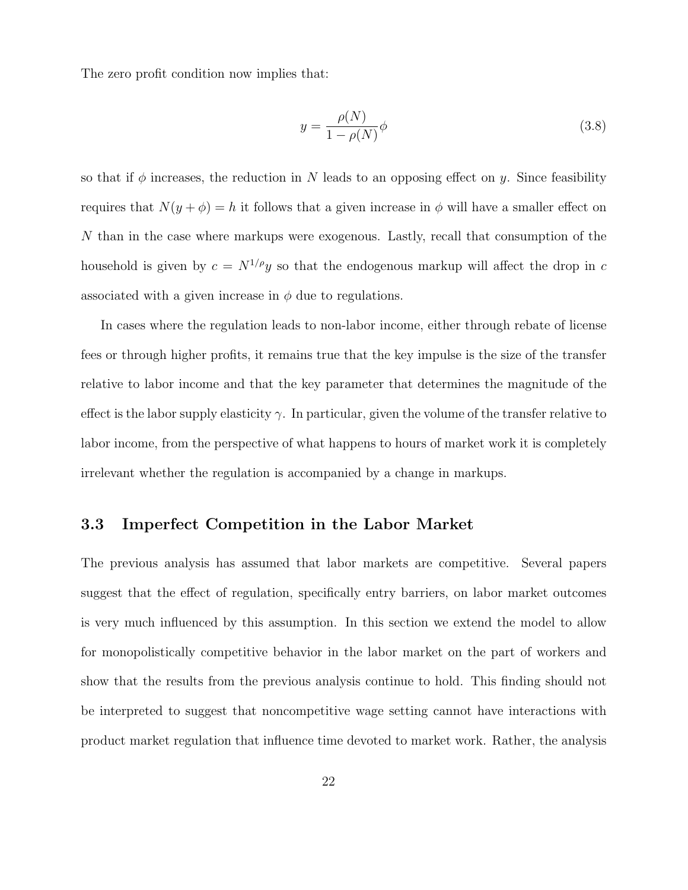The zero profit condition now implies that:

$$y = \frac{\rho(N)}{1 - \rho(N)}\phi \tag{3.8}$$

so that if $\phi$ increases, the reduction in $N$ leads to an opposing effect on $y$. Since feasibility requires that $N(y + \phi) = h$ it follows that a given increase in $\phi$ will have a smaller effect on $N$ than in the case where markups were exogenous. Lastly, recall that consumption of the household is given by $c = N^{1/\rho}y$ so that the endogenous markup will affect the drop in $c$ associated with a given increase in $\phi$ due to regulations.

In cases where the regulation leads to non-labor income, either through rebate of license fees or through higher profits, it remains true that the key impulse is the size of the transfer relative to labor income and that the key parameter that determines the magnitude of the effect is the labor supply elasticity $\gamma$. In particular, given the volume of the transfer relative to labor income, from the perspective of what happens to hours of market work it is completely irrelevant whether the regulation is accompanied by a change in markups.

### 3.3 Imperfect Competition in the Labor Market

The previous analysis has assumed that labor markets are competitive. Several papers suggest that the effect of regulation, specifically entry barriers, on labor market outcomes is very much influenced by this assumption. In this section we extend the model to allow for monopolistically competitive behavior in the labor market on the part of workers and show that the results from the previous analysis continue to hold. This finding should not be interpreted to suggest that noncompetitive wage setting cannot have interactions with product market regulation that influence time devoted to market work. Rather, the analysis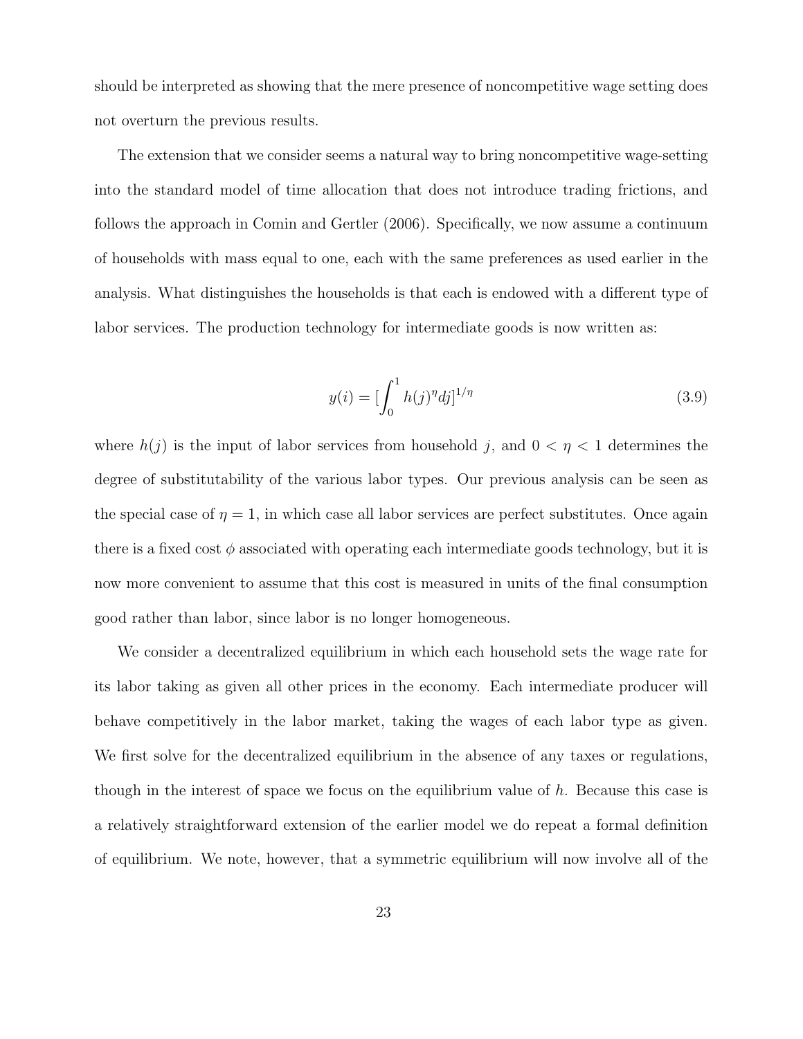should be interpreted as showing that the mere presence of noncompetitive wage setting does not overturn the previous results.

The extension that we consider seems a natural way to bring noncompetitive wage-setting into the standard model of time allocation that does not introduce trading frictions, and follows the approach in Comin and Gertler (2006). Specifically, we now assume a continuum of households with mass equal to one, each with the same preferences as used earlier in the analysis. What distinguishes the households is that each is endowed with a different type of labor services. The production technology for intermediate goods is now written as:

$$y(i) = [\int_0^1 h(j)^\eta dj]^{1/\eta} \tag{3.9}$$

where $h(j)$ is the input of labor services from household $j$, and $0 < \eta < 1$ determines the degree of substitutability of the various labor types. Our previous analysis can be seen as the special case of $\eta = 1$, in which case all labor services are perfect substitutes. Once again there is a fixed cost $\phi$ associated with operating each intermediate goods technology, but it is now more convenient to assume that this cost is measured in units of the final consumption good rather than labor, since labor is no longer homogeneous.

We consider a decentralized equilibrium in which each household sets the wage rate for its labor taking as given all other prices in the economy. Each intermediate producer will behave competitively in the labor market, taking the wages of each labor type as given. We first solve for the decentralized equilibrium in the absence of any taxes or regulations, though in the interest of space we focus on the equilibrium value of $h$. Because this case is a relatively straightforward extension of the earlier model we do repeat a formal definition of equilibrium. We note, however, that a symmetric equilibrium will now involve all of the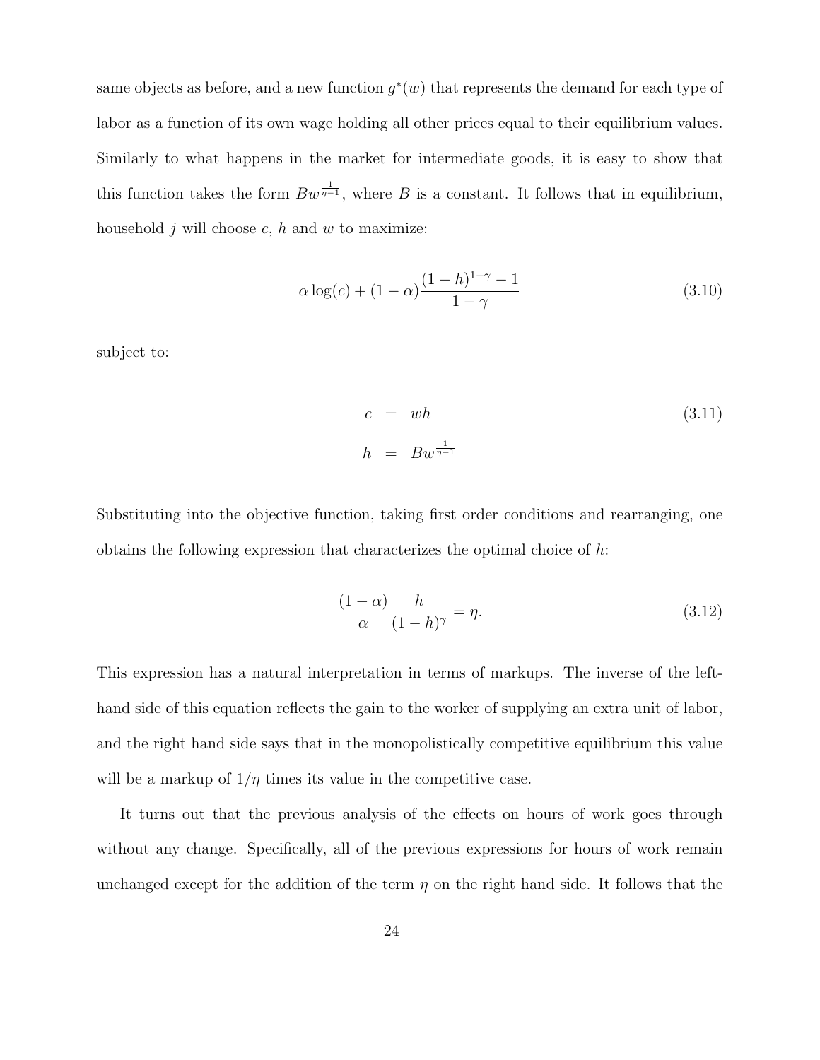same objects as before, and a new function $g^*(w)$ that represents the demand for each type of labor as a function of its own wage holding all other prices equal to their equilibrium values. Similarly to what happens in the market for intermediate goods, it is easy to show that this function takes the form $Bw^{\frac{1}{\eta-1}}$, where $B$ is a constant. It follows that in equilibrium, household $j$ will choose $c$, $h$ and $w$ to maximize:

$$\alpha \log(c) + (1-\alpha)\frac{(1-h)^{1-\gamma} - 1}{1-\gamma} \tag{3.10}$$

subject to:

$$\begin{aligned} c &= wh \\ h &= Bw^{\frac{1}{\eta-1}} \end{aligned} \tag{3.11}$$

Substituting into the objective function, taking first order conditions and rearranging, one obtains the following expression that characterizes the optimal choice of $h$:

$$\frac{(1-\alpha)}{\alpha}\frac{h}{(1-h)^{\gamma}} = \eta. \tag{3.12}$$

This expression has a natural interpretation in terms of markups. The inverse of the left-hand side of this equation reflects the gain to the worker of supplying an extra unit of labor, and the right hand side says that in the monopolistically competitive equilibrium this value will be a markup of $1/\eta$ times its value in the competitive case.

It turns out that the previous analysis of the effects on hours of work goes through without any change. Specifically, all of the previous expressions for hours of work remain unchanged except for the addition of the term $\eta$ on the right hand side. It follows that the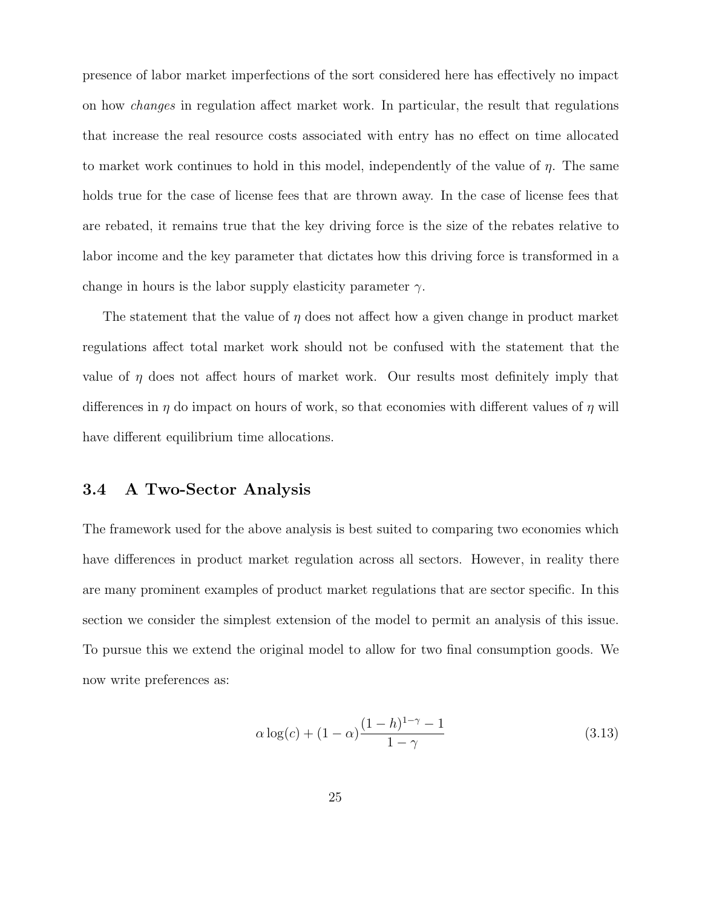presence of labor market imperfections of the sort considered here has effectively no impact on how *changes* in regulation affect market work. In particular, the result that regulations that increase the real resource costs associated with entry has no effect on time allocated to market work continues to hold in this model, independently of the value of $\eta$. The same holds true for the case of license fees that are thrown away. In the case of license fees that are rebated, it remains true that the key driving force is the size of the rebates relative to labor income and the key parameter that dictates how this driving force is transformed in a change in hours is the labor supply elasticity parameter $\gamma$.

The statement that the value of $\eta$ does not affect how a given change in product market regulations affect total market work should not be confused with the statement that the value of $\eta$ does not affect hours of market work. Our results most definitely imply that differences in $\eta$ do impact on hours of work, so that economies with different values of $\eta$ will have different equilibrium time allocations.

### 3.4 A Two-Sector Analysis

The framework used for the above analysis is best suited to comparing two economies which have differences in product market regulation across all sectors. However, in reality there are many prominent examples of product market regulations that are sector specific. In this section we consider the simplest extension of the model to permit an analysis of this issue. To pursue this we extend the original model to allow for two final consumption goods. We now write preferences as:

$$\alpha \log(c) + (1-\alpha)\frac{(1-h)^{1-\gamma}-1}{1-\gamma} \tag{3.13}$$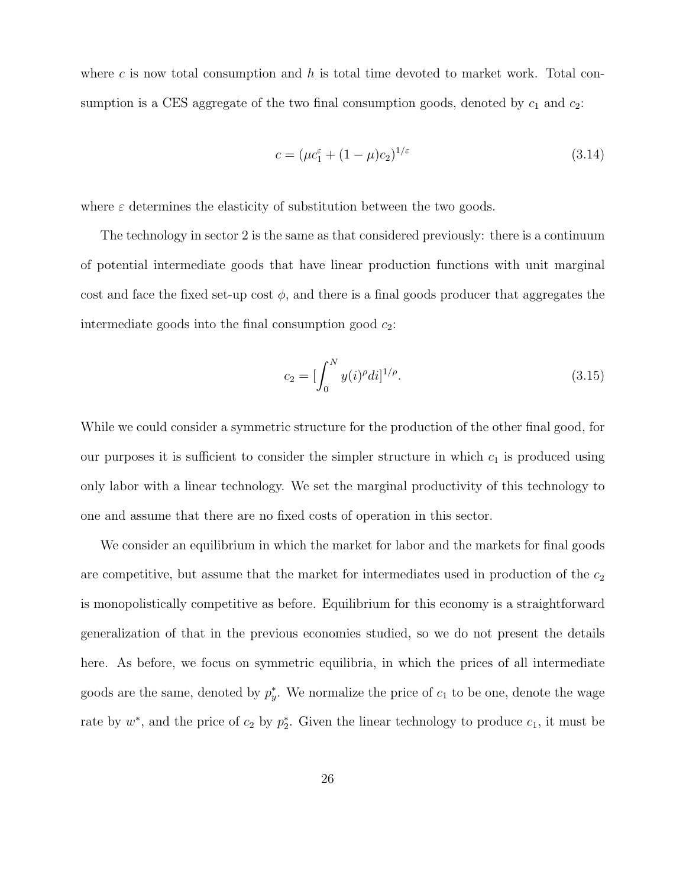where $c$ is now total consumption and $h$ is total time devoted to market work. Total consumption is a CES aggregate of the two final consumption goods, denoted by $c_1$ and $c_2$:

$$c = (\mu c_1^{\varepsilon} + (1 - \mu) c_2)^{1/\varepsilon} \tag{3.14}$$

where $\varepsilon$ determines the elasticity of substitution between the two goods.

The technology in sector 2 is the same as that considered previously: there is a continuum of potential intermediate goods that have linear production functions with unit marginal cost and face the fixed set-up cost $\phi$, and there is a final goods producer that aggregates the intermediate goods into the final consumption good $c_2$:

$$c_2 = [\int_0^N y(i)^{\rho} di]^{1/\rho}. \tag{3.15}$$

While we could consider a symmetric structure for the production of the other final good, for our purposes it is sufficient to consider the simpler structure in which $c_1$ is produced using only labor with a linear technology. We set the marginal productivity of this technology to one and assume that there are no fixed costs of operation in this sector.

We consider an equilibrium in which the market for labor and the markets for final goods are competitive, but assume that the market for intermediates used in production of the $c_2$ is monopolistically competitive as before. Equilibrium for this economy is a straightforward generalization of that in the previous economies studied, so we do not present the details here. As before, we focus on symmetric equilibria, in which the prices of all intermediate goods are the same, denoted by $p_y^*$. We normalize the price of $c_1$ to be one, denote the wage rate by $w^*$, and the price of $c_2$ by $p_2^*$. Given the linear technology to produce $c_1$, it must be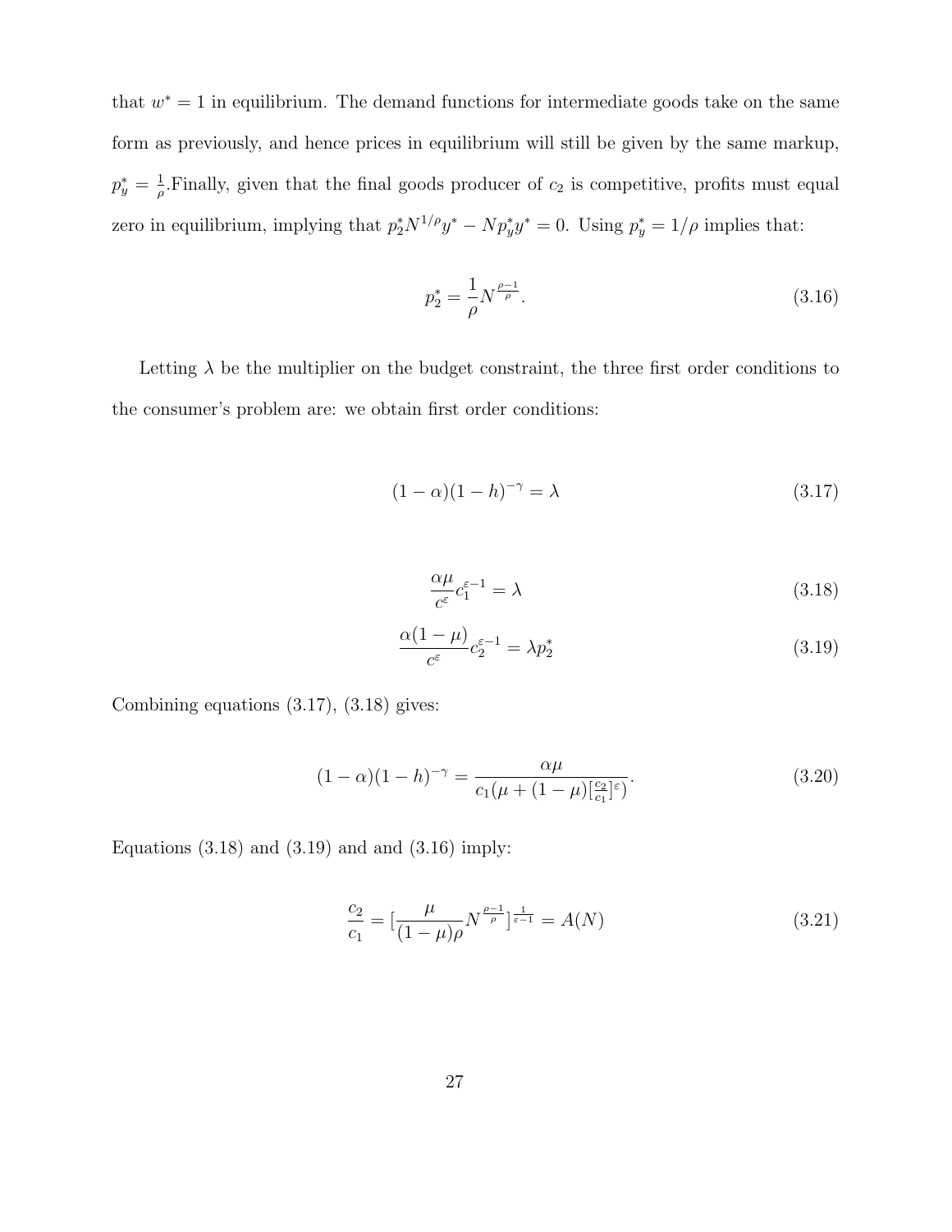that $w^* = 1$ in equilibrium. The demand functions for intermediate goods take on the same form as previously, and hence prices in equilibrium will still be given by the same markup, $p_y^* = \frac{1}{\rho}$.Finally, given that the final goods producer of $c_2$ is competitive, profits must equal zero in equilibrium, implying that $p_2^* N^{1/\rho} y^* - N p_y^* y^* = 0$. Using $p_y^* = 1/\rho$ implies that:

$$p_2^* = \frac{1}{\rho} N^{\frac{\rho-1}{\rho}}. \tag{3.16}$$

Letting $\lambda$ be the multiplier on the budget constraint, the three first order conditions to the consumer's problem are: we obtain first order conditions:

$$(1-\alpha)(1-h)^{-\gamma} = \lambda \tag{3.17}$$

$$\frac{\alpha\mu}{c^{\varepsilon}} c_1^{\varepsilon-1} = \lambda \tag{3.18}$$

$$\frac{\alpha(1-\mu)}{c^{\varepsilon}} c_2^{\varepsilon-1} = \lambda p_2^* \tag{3.19}$$

Combining equations (3.17), (3.18) gives:

$$(1-\alpha)(1-h)^{-\gamma} = \frac{\alpha\mu}{c_1(\mu + (1-\mu)[\frac{c_2}{c_1}]^{\varepsilon})}. \tag{3.20}$$

Equations (3.18) and (3.19) and and (3.16) imply:

$$\frac{c_2}{c_1} = [\frac{\mu}{(1-\mu)\rho} N^{\frac{\rho-1}{\rho}}]^{\frac{1}{\varepsilon-1}} = A(N) \tag{3.21}$$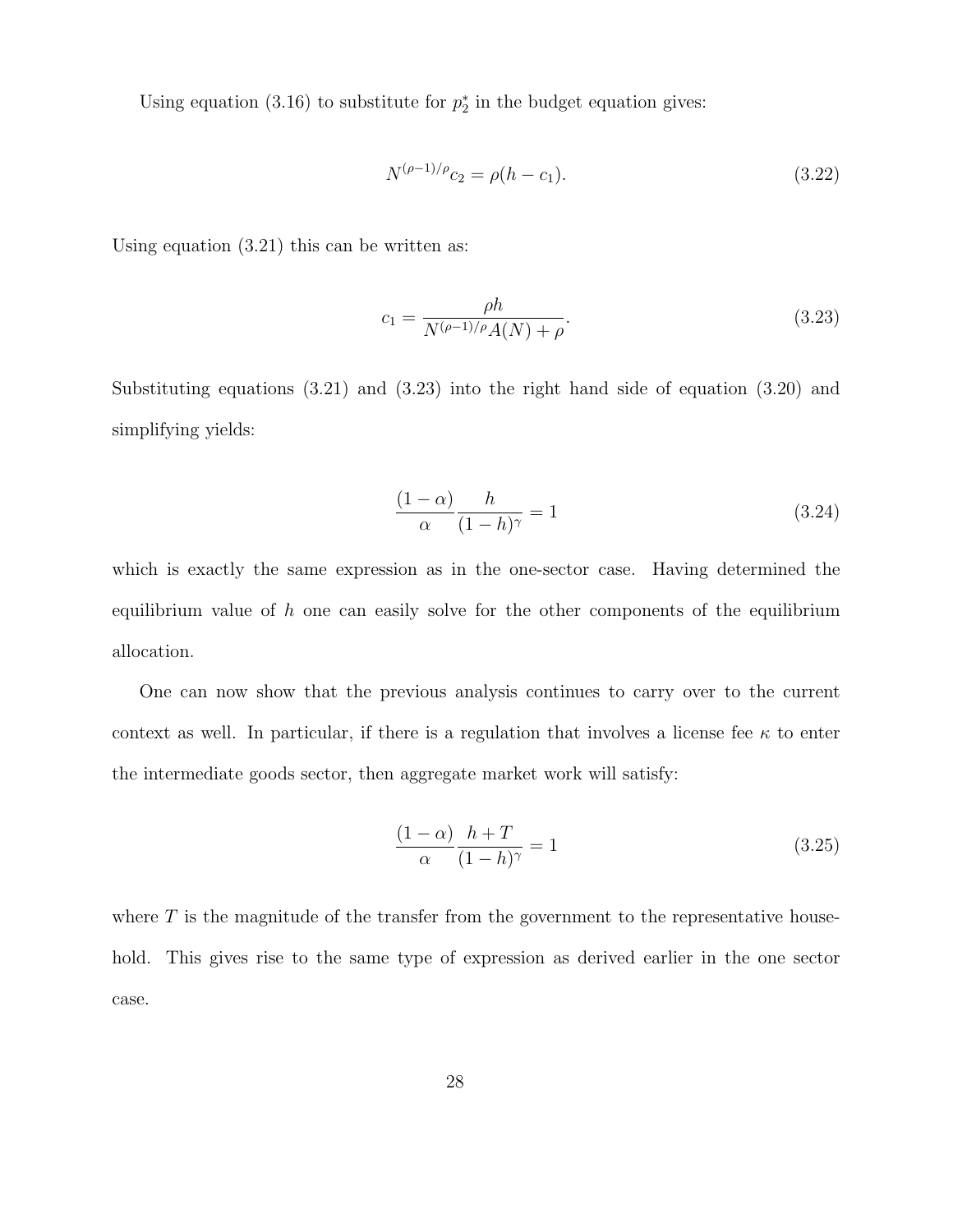Using equation (3.16) to substitute for $p_2^*$ in the budget equation gives:

$$N^{(\rho-1)/\rho}c_2 = \rho(h - c_1). \tag{3.22}$$

Using equation (3.21) this can be written as:

$$c_1 = \frac{\rho h}{N^{(\rho-1)/\rho}A(N) + \rho}. \tag{3.23}$$

Substituting equations (3.21) and (3.23) into the right hand side of equation (3.20) and simplifying yields:

$$\frac{(1-\alpha)}{\alpha}\frac{h}{(1-h)^{\gamma}} = 1 \tag{3.24}$$

which is exactly the same expression as in the one-sector case. Having determined the equilibrium value of $h$ one can easily solve for the other components of the equilibrium allocation.

One can now show that the previous analysis continues to carry over to the current context as well. In particular, if there is a regulation that involves a license fee $\kappa$ to enter the intermediate goods sector, then aggregate market work will satisfy:

$$\frac{(1-\alpha)}{\alpha}\frac{h+T}{(1-h)^{\gamma}} = 1 \tag{3.25}$$

where $T$ is the magnitude of the transfer from the government to the representative household. This gives rise to the same type of expression as derived earlier in the one sector case.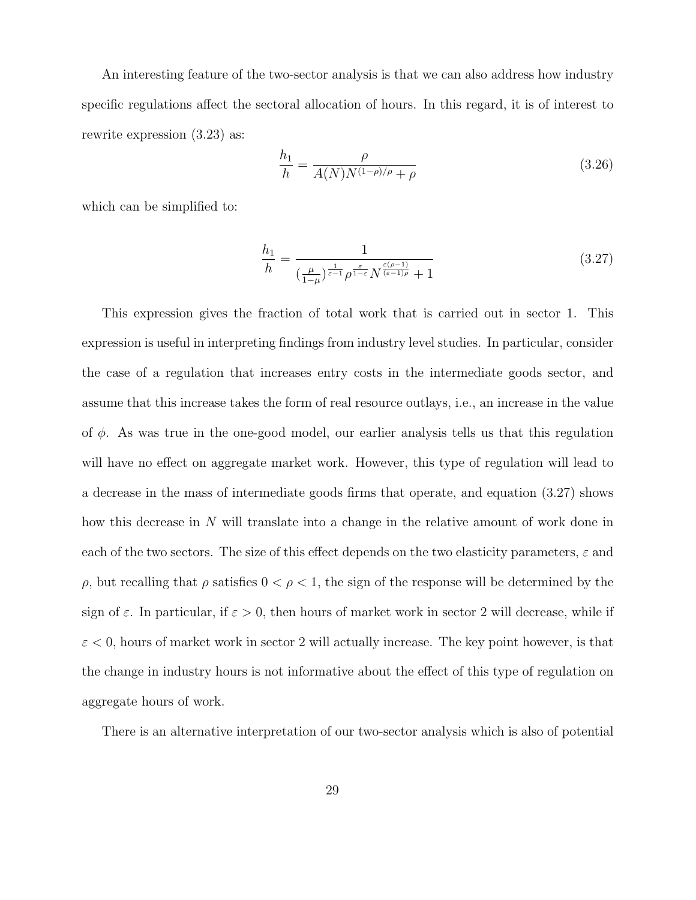An interesting feature of the two-sector analysis is that we can also address how industry specific regulations affect the sectoral allocation of hours. In this regard, it is of interest to rewrite expression (3.23) as:

$$\frac{h_1}{h} = \frac{\rho}{A(N)N^{(1-\rho)/\rho} + \rho} \tag{3.26}$$

which can be simplified to:

$$\frac{h_1}{h} = \frac{1}{(\frac{\mu}{1-\mu})^{\frac{1}{\varepsilon-1}} \rho^{\frac{\varepsilon}{1-\varepsilon}} N^{\frac{\varepsilon(\rho-1)}{(\varepsilon-1)\rho}} + 1} \tag{3.27}$$

This expression gives the fraction of total work that is carried out in sector 1. This expression is useful in interpreting findings from industry level studies. In particular, consider the case of a regulation that increases entry costs in the intermediate goods sector, and assume that this increase takes the form of real resource outlays, i.e., an increase in the value of $\phi$. As was true in the one-good model, our earlier analysis tells us that this regulation will have no effect on aggregate market work. However, this type of regulation will lead to a decrease in the mass of intermediate goods firms that operate, and equation (3.27) shows how this decrease in $N$ will translate into a change in the relative amount of work done in each of the two sectors. The size of this effect depends on the two elasticity parameters, $\varepsilon$ and $\rho$, but recalling that $\rho$ satisfies $0 < \rho < 1$, the sign of the response will be determined by the sign of $\varepsilon$. In particular, if $\varepsilon > 0$, then hours of market work in sector 2 will decrease, while if $\varepsilon < 0$, hours of market work in sector 2 will actually increase. The key point however, is that the change in industry hours is not informative about the effect of this type of regulation on aggregate hours of work.

There is an alternative interpretation of our two-sector analysis which is also of potential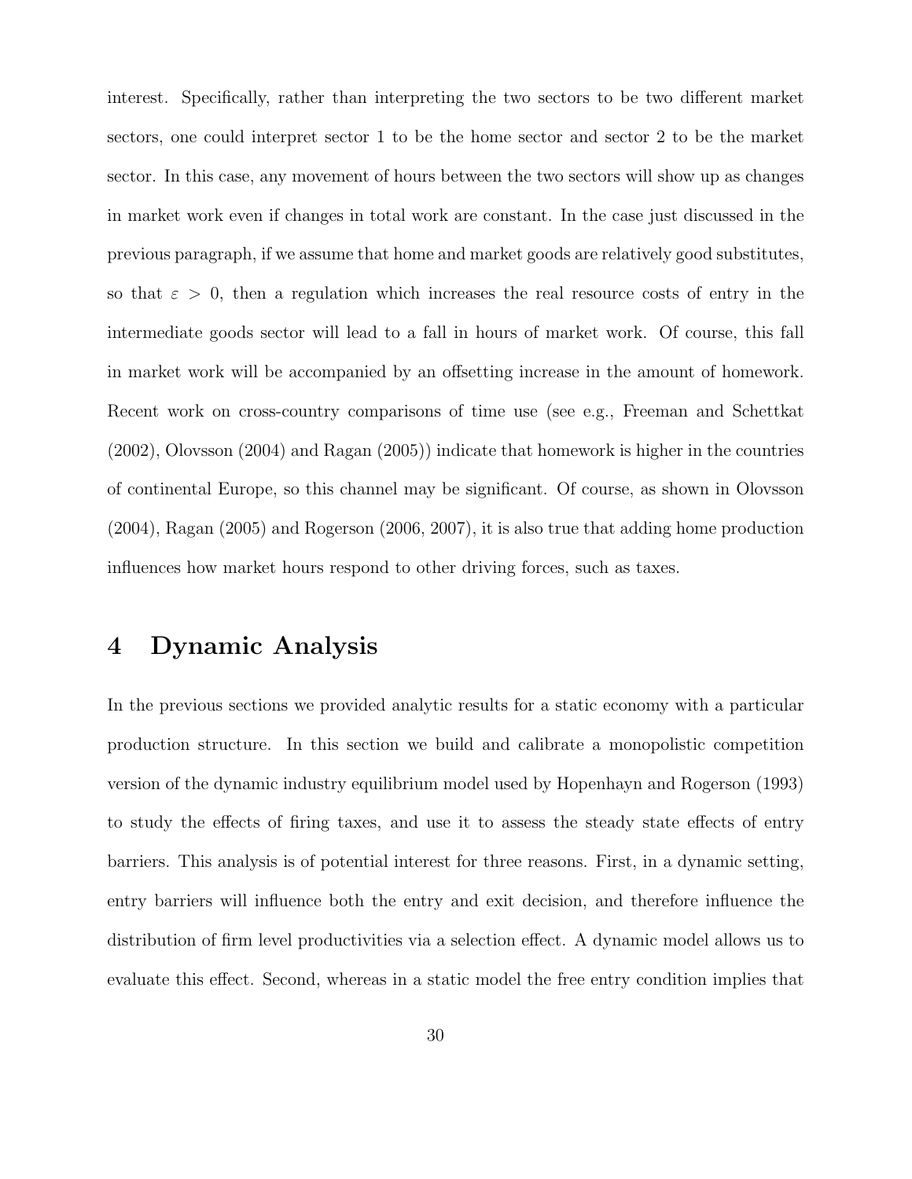interest. Specifically, rather than interpreting the two sectors to be two different market sectors, one could interpret sector 1 to be the home sector and sector 2 to be the market sector. In this case, any movement of hours between the two sectors will show up as changes in market work even if changes in total work are constant. In the case just discussed in the previous paragraph, if we assume that home and market goods are relatively good substitutes, so that $\varepsilon > 0$, then a regulation which increases the real resource costs of entry in the intermediate goods sector will lead to a fall in hours of market work. Of course, this fall in market work will be accompanied by an offsetting increase in the amount of homework. Recent work on cross-country comparisons of time use (see e.g., Freeman and Schettkat (2002), Olovsson (2004) and Ragan (2005)) indicate that homework is higher in the countries of continental Europe, so this channel may be significant. Of course, as shown in Olovsson (2004), Ragan (2005) and Rogerson (2006, 2007), it is also true that adding home production influences how market hours respond to other driving forces, such as taxes.

# 4 Dynamic Analysis

In the previous sections we provided analytic results for a static economy with a particular production structure. In this section we build and calibrate a monopolistic competition version of the dynamic industry equilibrium model used by Hopenhayn and Rogerson (1993) to study the effects of firing taxes, and use it to assess the steady state effects of entry barriers. This analysis is of potential interest for three reasons. First, in a dynamic setting, entry barriers will influence both the entry and exit decision, and therefore influence the distribution of firm level productivities via a selection effect. A dynamic model allows us to evaluate this effect. Second, whereas in a static model the free entry condition implies that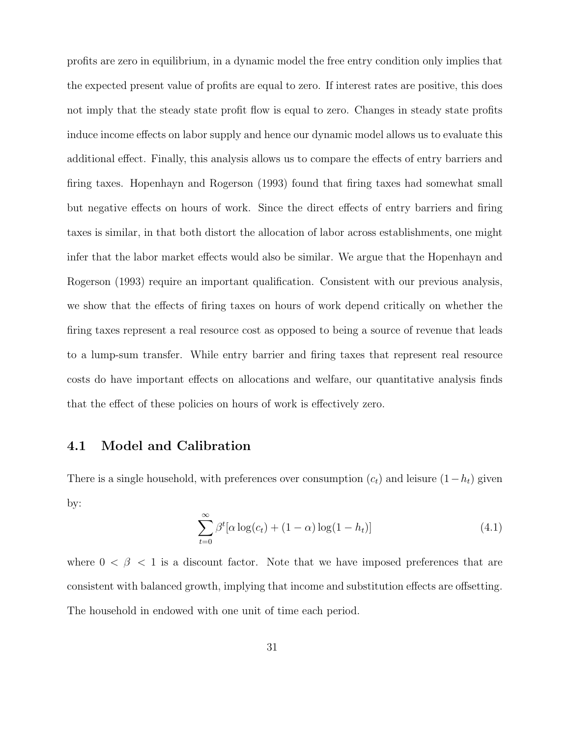profits are zero in equilibrium, in a dynamic model the free entry condition only implies that the expected present value of profits are equal to zero. If interest rates are positive, this does not imply that the steady state profit flow is equal to zero. Changes in steady state profits induce income effects on labor supply and hence our dynamic model allows us to evaluate this additional effect. Finally, this analysis allows us to compare the effects of entry barriers and firing taxes. Hopenhayn and Rogerson (1993) found that firing taxes had somewhat small but negative effects on hours of work. Since the direct effects of entry barriers and firing taxes is similar, in that both distort the allocation of labor across establishments, one might infer that the labor market effects would also be similar. We argue that the Hopenhayn and Rogerson (1993) require an important qualification. Consistent with our previous analysis, we show that the effects of firing taxes on hours of work depend critically on whether the firing taxes represent a real resource cost as opposed to being a source of revenue that leads to a lump-sum transfer. While entry barrier and firing taxes that represent real resource costs do have important effects on allocations and welfare, our quantitative analysis finds that the effect of these policies on hours of work is effectively zero.

## 4.1 Model and Calibration

There is a single household, with preferences over consumption ($c_t$) and leisure ($1 - h_t$) given by:

$$\sum_{t=0}^{\infty} \beta^t [\alpha \log(c_t) + (1 - \alpha) \log(1 - h_t)] \tag{4.1}$$

where $0 < \beta < 1$ is a discount factor. Note that we have imposed preferences that are consistent with balanced growth, implying that income and substitution effects are offsetting. The household in endowed with one unit of time each period.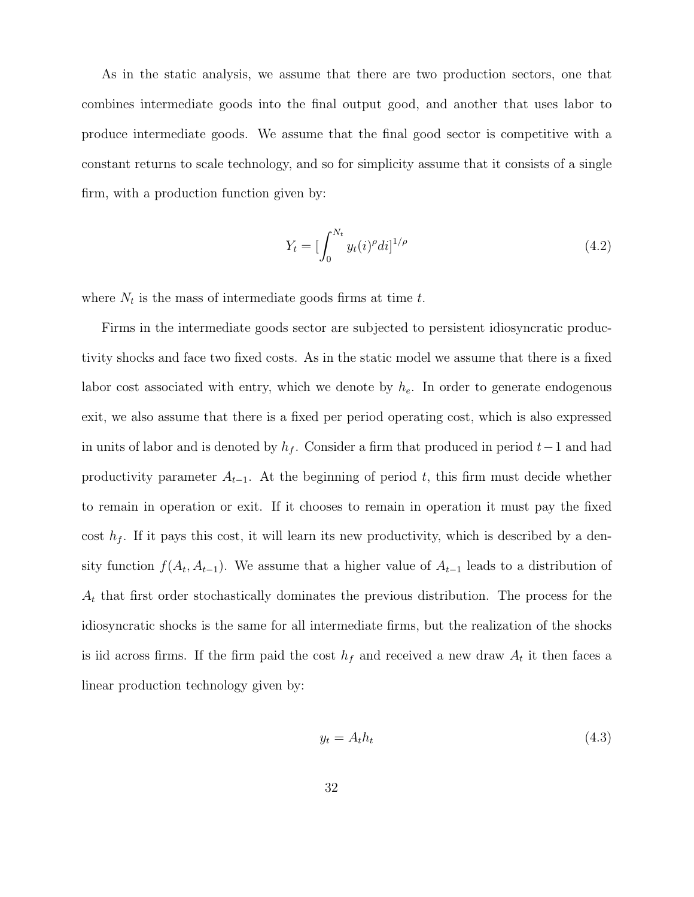As in the static analysis, we assume that there are two production sectors, one that combines intermediate goods into the final output good, and another that uses labor to produce intermediate goods. We assume that the final good sector is competitive with a constant returns to scale technology, and so for simplicity assume that it consists of a single firm, with a production function given by:

$$Y_t = [\int_0^{N_t} y_t(i)^\rho di]^{1/\rho} \tag{4.2}$$

where $N_t$ is the mass of intermediate goods firms at time $t$.

Firms in the intermediate goods sector are subjected to persistent idiosyncratic productivity shocks and face two fixed costs. As in the static model we assume that there is a fixed labor cost associated with entry, which we denote by $h_e$. In order to generate endogenous exit, we also assume that there is a fixed per period operating cost, which is also expressed in units of labor and is denoted by $h_f$. Consider a firm that produced in period $t-1$ and had productivity parameter $A_{t-1}$. At the beginning of period $t$, this firm must decide whether to remain in operation or exit. If it chooses to remain in operation it must pay the fixed cost $h_f$. If it pays this cost, it will learn its new productivity, which is described by a density function $f(A_t, A_{t-1})$. We assume that a higher value of $A_{t-1}$ leads to a distribution of $A_t$ that first order stochastically dominates the previous distribution. The process for the idiosyncratic shocks is the same for all intermediate firms, but the realization of the shocks is iid across firms. If the firm paid the cost $h_f$ and received a new draw $A_t$ it then faces a linear production technology given by:

$$y_t = A_t h_t \tag{4.3}$$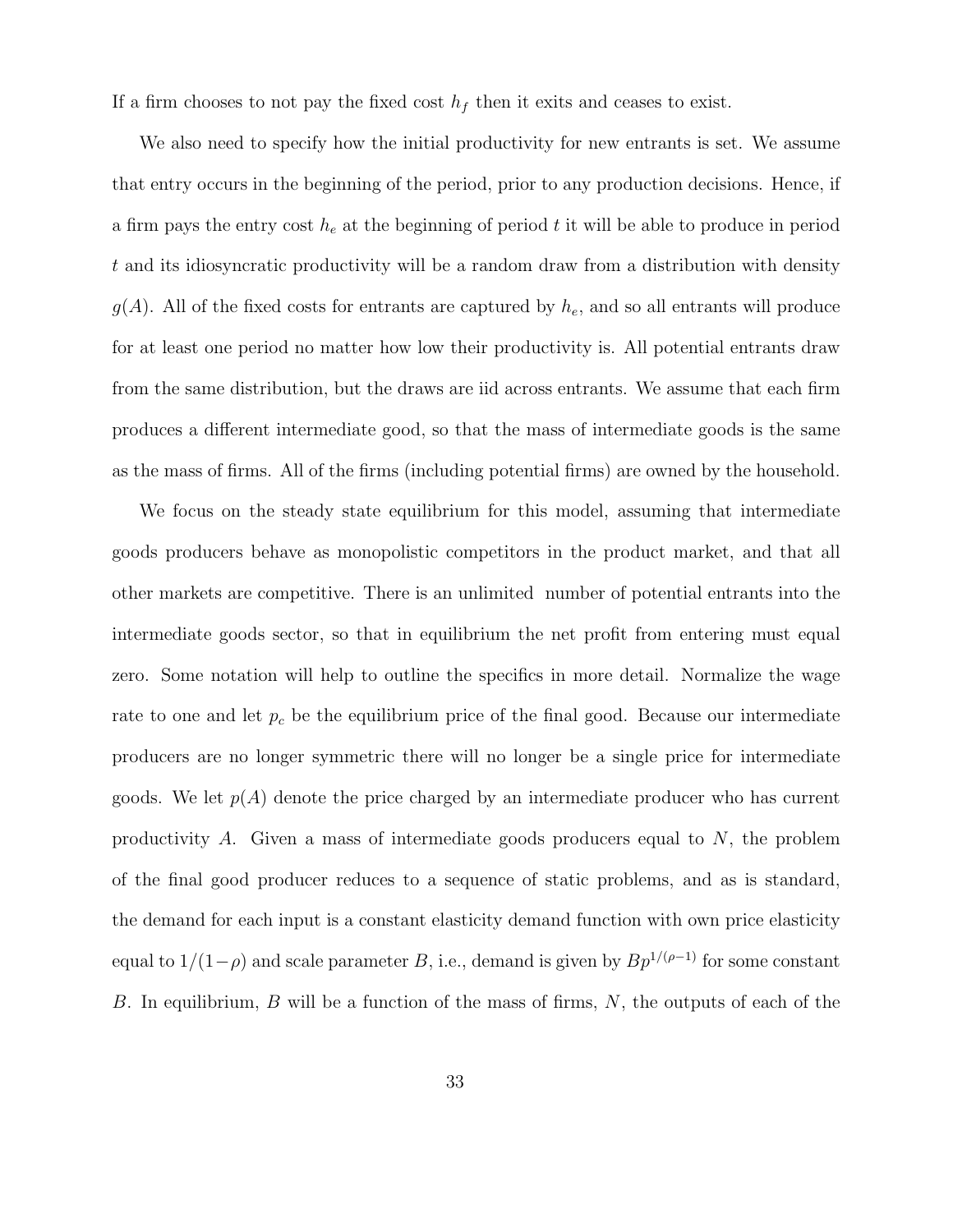If a firm chooses to not pay the fixed cost $h_f$ then it exits and ceases to exist.

We also need to specify how the initial productivity for new entrants is set. We assume that entry occurs in the beginning of the period, prior to any production decisions. Hence, if a firm pays the entry cost $h_e$ at the beginning of period $t$ it will be able to produce in period $t$ and its idiosyncratic productivity will be a random draw from a distribution with density $g(A)$. All of the fixed costs for entrants are captured by $h_e$, and so all entrants will produce for at least one period no matter how low their productivity is. All potential entrants draw from the same distribution, but the draws are iid across entrants. We assume that each firm produces a different intermediate good, so that the mass of intermediate goods is the same as the mass of firms. All of the firms (including potential firms) are owned by the household.

We focus on the steady state equilibrium for this model, assuming that intermediate goods producers behave as monopolistic competitors in the product market, and that all other markets are competitive. There is an unlimited number of potential entrants into the intermediate goods sector, so that in equilibrium the net profit from entering must equal zero. Some notation will help to outline the specifics in more detail. Normalize the wage rate to one and let $p_c$ be the equilibrium price of the final good. Because our intermediate producers are no longer symmetric there will no longer be a single price for intermediate goods. We let $p(A)$ denote the price charged by an intermediate producer who has current productivity $A$. Given a mass of intermediate goods producers equal to $N$, the problem of the final good producer reduces to a sequence of static problems, and as is standard, the demand for each input is a constant elasticity demand function with own price elasticity equal to $1/(1-\rho)$ and scale parameter $B$, i.e., demand is given by $Bp^{1/(\rho-1)}$ for some constant $B$. In equilibrium, $B$ will be a function of the mass of firms, $N$, the outputs of each of the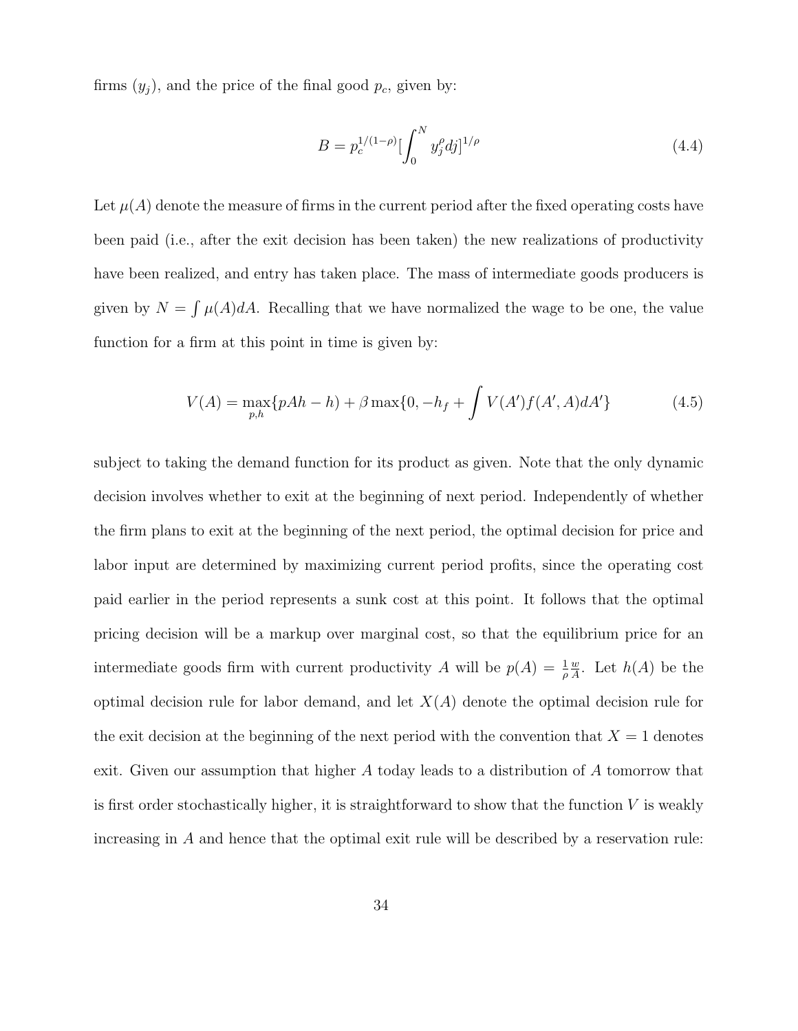firms ($y_j$), and the price of the final good $p_c$, given by:

$$B = p_c^{1/(1-\rho)}[\int_0^N y_j^\rho dj]^{1/\rho} \tag{4.4}$$

Let $\mu(A)$ denote the measure of firms in the current period after the fixed operating costs have been paid (i.e., after the exit decision has been taken) the new realizations of productivity have been realized, and entry has taken place. The mass of intermediate goods producers is given by $N = \int \mu(A)dA$. Recalling that we have normalized the wage to be one, the value function for a firm at this point in time is given by:

$$V(A) = \max_{p,h}\{pAh - h) + \beta \max\{0, -h_f + \int V(A')f(A', A)dA'\} \tag{4.5}$$

subject to taking the demand function for its product as given. Note that the only dynamic decision involves whether to exit at the beginning of next period. Independently of whether the firm plans to exit at the beginning of the next period, the optimal decision for price and labor input are determined by maximizing current period profits, since the operating cost paid earlier in the period represents a sunk cost at this point. It follows that the optimal pricing decision will be a markup over marginal cost, so that the equilibrium price for an intermediate goods firm with current productivity $A$ will be $p(A) = \frac{1}{\rho}\frac{w}{A}$. Let $h(A)$ be the optimal decision rule for labor demand, and let $X(A)$ denote the optimal decision rule for the exit decision at the beginning of the next period with the convention that $X = 1$ denotes exit. Given our assumption that higher $A$ today leads to a distribution of $A$ tomorrow that is first order stochastically higher, it is straightforward to show that the function $V$ is weakly increasing in $A$ and hence that the optimal exit rule will be described by a reservation rule: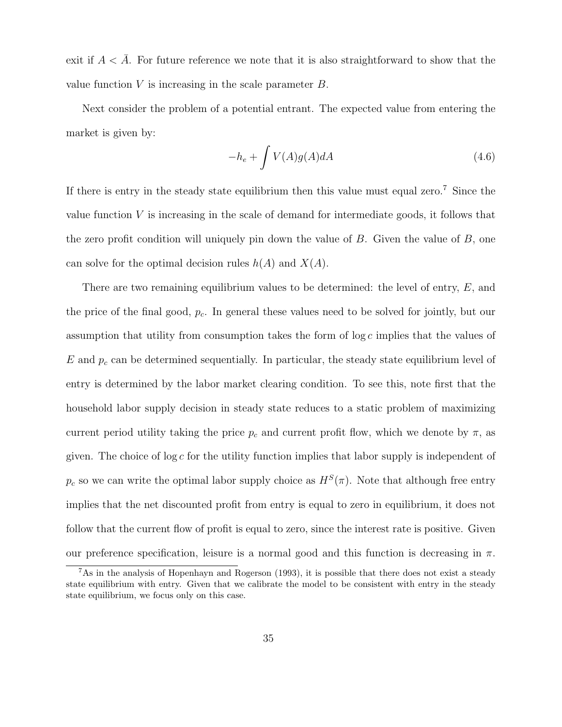exit if $A < \bar{A}$. For future reference we note that it is also straightforward to show that the value function $V$ is increasing in the scale parameter $B$.

Next consider the problem of a potential entrant. The expected value from entering the market is given by:

$$-h_e + \int V(A)g(A)dA \tag{4.6}$$

If there is entry in the steady state equilibrium then this value must equal zero.[7] Since the value function $V$ is increasing in the scale of demand for intermediate goods, it follows that the zero profit condition will uniquely pin down the value of $B$. Given the value of $B$, one can solve for the optimal decision rules $h(A)$ and $X(A)$.

There are two remaining equilibrium values to be determined: the level of entry, $E$, and the price of the final good, $p_c$. In general these values need to be solved for jointly, but our assumption that utility from consumption takes the form of $\log c$ implies that the values of $E$ and $p_c$ can be determined sequentially. In particular, the steady state equilibrium level of entry is determined by the labor market clearing condition. To see this, note first that the household labor supply decision in steady state reduces to a static problem of maximizing current period utility taking the price $p_c$ and current profit flow, which we denote by $\pi$, as given. The choice of $\log c$ for the utility function implies that labor supply is independent of $p_c$ so we can write the optimal labor supply choice as $H^S(\pi)$. Note that although free entry implies that the net discounted profit from entry is equal to zero in equilibrium, it does not follow that the current flow of profit is equal to zero, since the interest rate is positive. Given our preference specification, leisure is a normal good and this function is decreasing in $\pi$.

[7] As in the analysis of Hopenhayn and Rogerson (1993), it is possible that there does not exist a steady state equilibrium with entry. Given that we calibrate the model to be consistent with entry in the steady state equilibrium, we focus only on this case.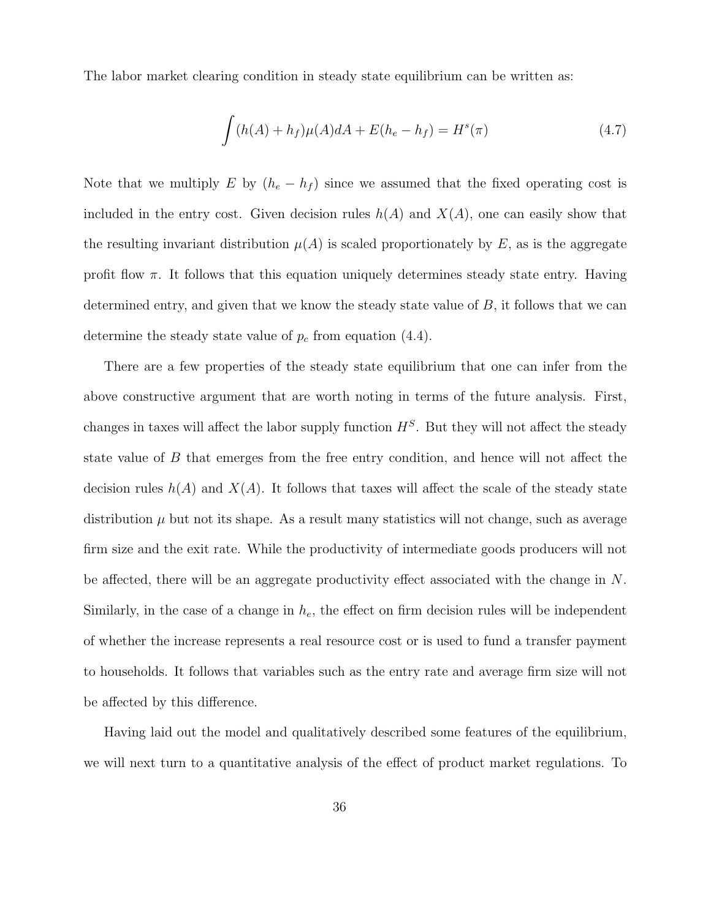The labor market clearing condition in steady state equilibrium can be written as:

$$\int (h(A) + h_f)\mu(A)dA + E(h_e - h_f) = H^s(\pi) \tag{4.7}$$

Note that we multiply $E$ by $(h_e - h_f)$ since we assumed that the fixed operating cost is included in the entry cost. Given decision rules $h(A)$ and $X(A)$, one can easily show that the resulting invariant distribution $\mu(A)$ is scaled proportionately by $E$, as is the aggregate profit flow $\pi$. It follows that this equation uniquely determines steady state entry. Having determined entry, and given that we know the steady state value of $B$, it follows that we can determine the steady state value of $p_c$ from equation (4.4).

There are a few properties of the steady state equilibrium that one can infer from the above constructive argument that are worth noting in terms of the future analysis. First, changes in taxes will affect the labor supply function $H^S$. But they will not affect the steady state value of $B$ that emerges from the free entry condition, and hence will not affect the decision rules $h(A)$ and $X(A)$. It follows that taxes will affect the scale of the steady state distribution $\mu$ but not its shape. As a result many statistics will not change, such as average firm size and the exit rate. While the productivity of intermediate goods producers will not be affected, there will be an aggregate productivity effect associated with the change in $N$. Similarly, in the case of a change in $h_e$, the effect on firm decision rules will be independent of whether the increase represents a real resource cost or is used to fund a transfer payment to households. It follows that variables such as the entry rate and average firm size will not be affected by this difference.

Having laid out the model and qualitatively described some features of the equilibrium, we will next turn to a quantitative analysis of the effect of product market regulations. To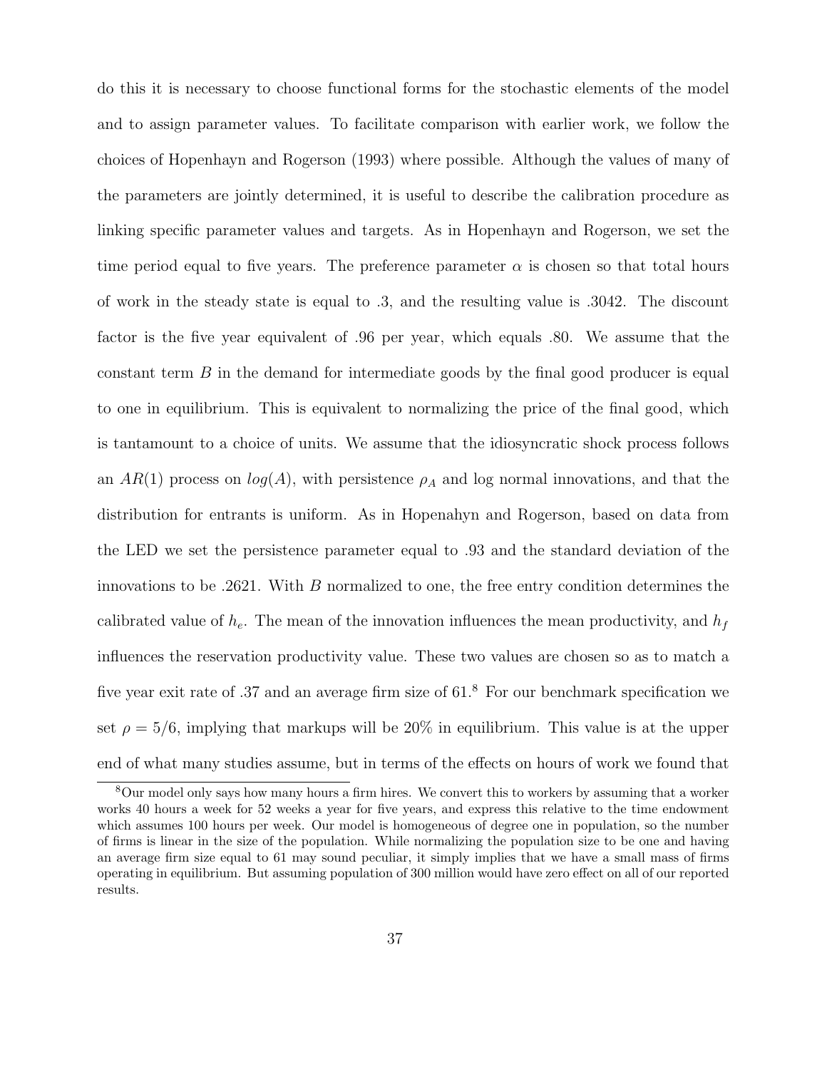do this it is necessary to choose functional forms for the stochastic elements of the model and to assign parameter values. To facilitate comparison with earlier work, we follow the choices of Hopenhayn and Rogerson (1993) where possible. Although the values of many of the parameters are jointly determined, it is useful to describe the calibration procedure as linking specific parameter values and targets. As in Hopenhayn and Rogerson, we set the time period equal to five years. The preference parameter $\alpha$ is chosen so that total hours of work in the steady state is equal to .3, and the resulting value is .3042. The discount factor is the five year equivalent of .96 per year, which equals .80. We assume that the constant term $B$ in the demand for intermediate goods by the final good producer is equal to one in equilibrium. This is equivalent to normalizing the price of the final good, which is tantamount to a choice of units. We assume that the idiosyncratic shock process follows an $AR(1)$ process on $log(A)$, with persistence $\rho_A$ and log normal innovations, and that the distribution for entrants is uniform. As in Hopenahyn and Rogerson, based on data from the LED we set the persistence parameter equal to .93 and the standard deviation of the innovations to be .2621. With $B$ normalized to one, the free entry condition determines the calibrated value of $h_e$. The mean of the innovation influences the mean productivity, and $h_f$ influences the reservation productivity value. These two values are chosen so as to match a five year exit rate of .37 and an average firm size of 61.[8] For our benchmark specification we set $\rho = 5/6$, implying that markups will be 20% in equilibrium. This value is at the upper end of what many studies assume, but in terms of the effects on hours of work we found that

[8] Our model only says how many hours a firm hires. We convert this to workers by assuming that a worker works 40 hours a week for 52 weeks a year for five years, and express this relative to the time endowment which assumes 100 hours per week. Our model is homogeneous of degree one in population, so the number of firms is linear in the size of the population. While normalizing the population size to be one and having an average firm size equal to 61 may sound peculiar, it simply implies that we have a small mass of firms operating in equilibrium. But assuming population of 300 million would have zero effect on all of our reported results.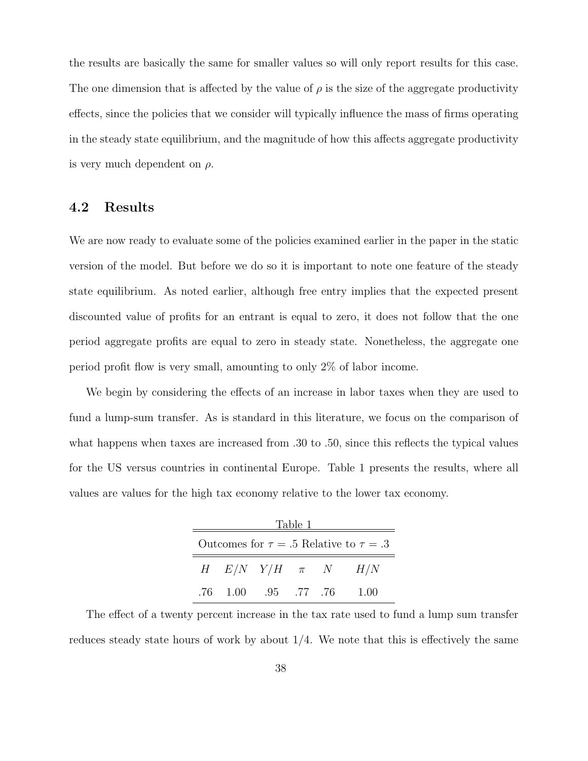the results are basically the same for smaller values so will only report results for this case. The one dimension that is affected by the value of $\rho$ is the size of the aggregate productivity effects, since the policies that we consider will typically influence the mass of firms operating in the steady state equilibrium, and the magnitude of how this affects aggregate productivity is very much dependent on $\rho$.

### 4.2 Results

We are now ready to evaluate some of the policies examined earlier in the paper in the static version of the model. But before we do so it is important to note one feature of the steady state equilibrium. As noted earlier, although free entry implies that the expected present discounted value of profits for an entrant is equal to zero, it does not follow that the one period aggregate profits are equal to zero in steady state. Nonetheless, the aggregate one period profit flow is very small, amounting to only 2% of labor income.

We begin by considering the effects of an increase in labor taxes when they are used to fund a lump-sum transfer. As is standard in this literature, we focus on the comparison of what happens when taxes are increased from .30 to .50, since this reflects the typical values for the US versus countries in continental Europe. Table 1 presents the results, where all values are values for the high tax economy relative to the lower tax economy.

Table 1

Outcomes for $\tau = .5$ Relative to $\tau = .3$

| $H$ | $E/N$ | $Y/H$ | $\pi$ | $N$ | $H/N$ |
|---|---|---|---|---|---|
| .76 | 1.00 | .95 | .77 | .76 | 1.00 |

The effect of a twenty percent increase in the tax rate used to fund a lump sum transfer reduces steady state hours of work by about 1/4. We note that this is effectively the same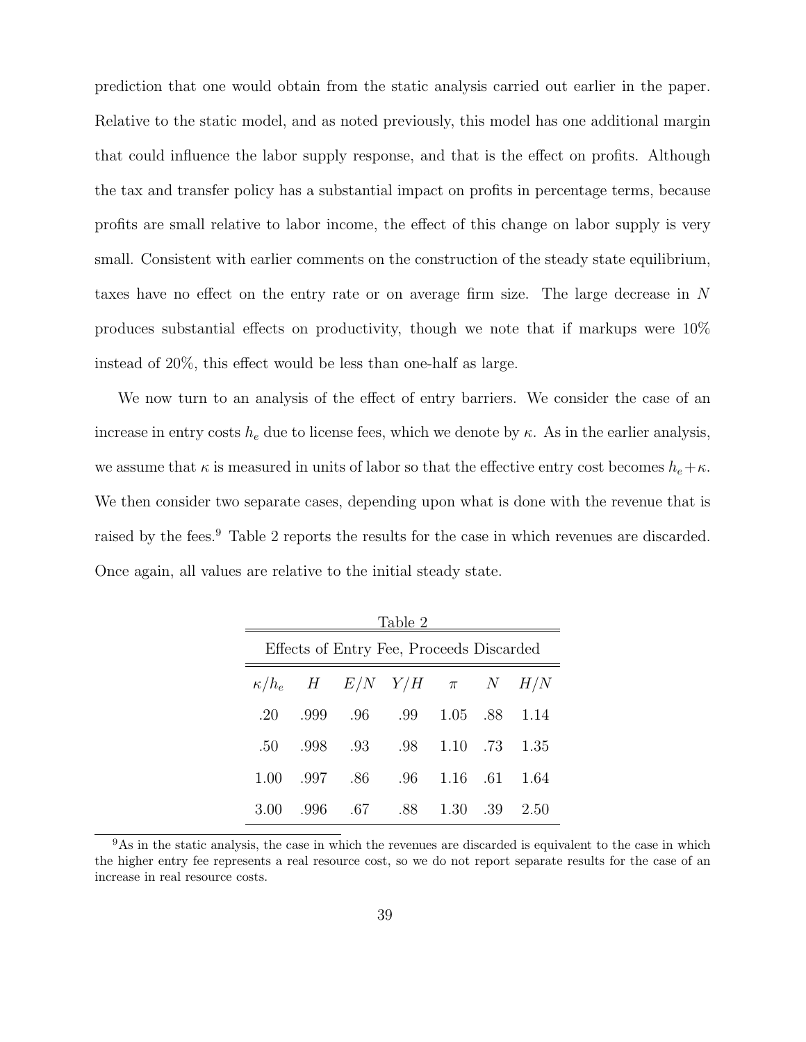prediction that one would obtain from the static analysis carried out earlier in the paper. Relative to the static model, and as noted previously, this model has one additional margin that could influence the labor supply response, and that is the effect on profits. Although the tax and transfer policy has a substantial impact on profits in percentage terms, because profits are small relative to labor income, the effect of this change on labor supply is very small. Consistent with earlier comments on the construction of the steady state equilibrium, taxes have no effect on the entry rate or on average firm size. The large decrease in $N$ produces substantial effects on productivity, though we note that if markups were 10% instead of 20%, this effect would be less than one-half as large.

We now turn to an analysis of the effect of entry barriers. We consider the case of an increase in entry costs $h_e$ due to license fees, which we denote by $\kappa$. As in the earlier analysis, we assume that $\kappa$ is measured in units of labor so that the effective entry cost becomes $h_e + \kappa$. We then consider two separate cases, depending upon what is done with the revenue that is raised by the fees.[9] Table 2 reports the results for the case in which revenues are discarded. Once again, all values are relative to the initial steady state.

Table 2

Effects of Entry Fee, Proceeds Discarded

| $\kappa/h_e$ | $H$ | $E/N$ | $Y/H$ | $\pi$ | $N$ | $H/N$ |
|---|---|---|---|---|---|---|
| .20 | .999 | .96 | .99 | 1.05 | .88 | 1.14 |
| .50 | .998 | .93 | .98 | 1.10 | .73 | 1.35 |
| 1.00 | .997 | .86 | .96 | 1.16 | .61 | 1.64 |
| 3.00 | .996 | .67 | .88 | 1.30 | .39 | 2.50 |

[9] As in the static analysis, the case in which the revenues are discarded is equivalent to the case in which the higher entry fee represents a real resource cost, so we do not report separate results for the case of an increase in real resource costs.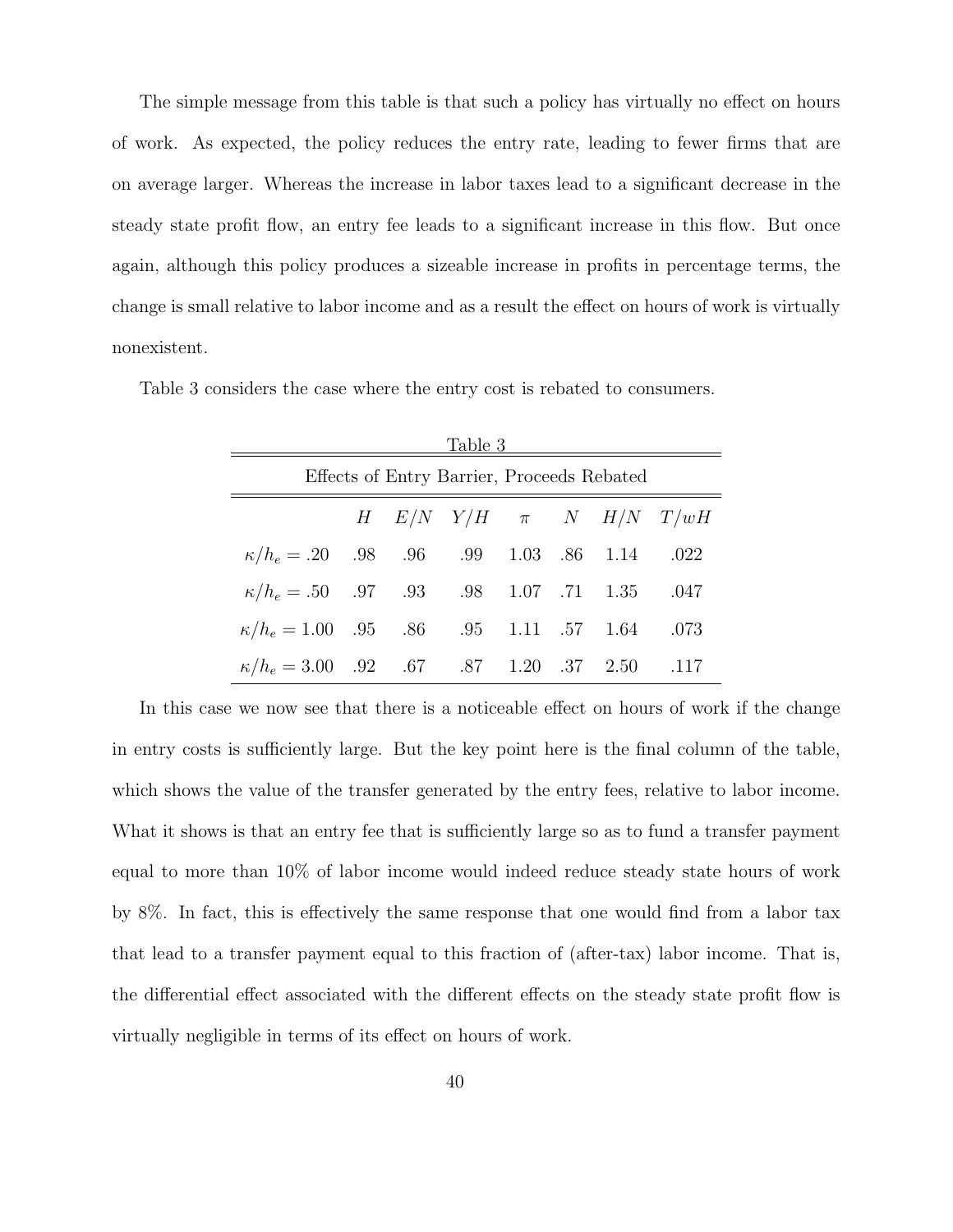The simple message from this table is that such a policy has virtually no effect on hours of work. As expected, the policy reduces the entry rate, leading to fewer firms that are on average larger. Whereas the increase in labor taxes lead to a significant decrease in the steady state profit flow, an entry fee leads to a significant increase in this flow. But once again, although this policy produces a sizeable increase in profits in percentage terms, the change is small relative to labor income and as a result the effect on hours of work is virtually nonexistent.

Table 3 considers the case where the entry cost is rebated to consumers.

Table 3

Effects of Entry Barrier, Proceeds Rebated

| | $H$ | $E/N$ | $Y/H$ | $\pi$ | $N$ | $H/N$ | $T/wH$ |
|---|---|---|---|---|---|---|---|
| $\kappa/h_e = .20$ | .98 | .96 | .99 | 1.03 | .86 | 1.14 | .022 |
| $\kappa/h_e = .50$ | .97 | .93 | .98 | 1.07 | .71 | 1.35 | .047 |
| $\kappa/h_e = 1.00$ | .95 | .86 | .95 | 1.11 | .57 | 1.64 | .073 |
| $\kappa/h_e = 3.00$ | .92 | .67 | .87 | 1.20 | .37 | 2.50 | .117 |

In this case we now see that there is a noticeable effect on hours of work if the change in entry costs is sufficiently large. But the key point here is the final column of the table, which shows the value of the transfer generated by the entry fees, relative to labor income. What it shows is that an entry fee that is sufficiently large so as to fund a transfer payment equal to more than 10% of labor income would indeed reduce steady state hours of work by 8%. In fact, this is effectively the same response that one would find from a labor tax that lead to a transfer payment equal to this fraction of (after-tax) labor income. That is, the differential effect associated with the different effects on the steady state profit flow is virtually negligible in terms of its effect on hours of work.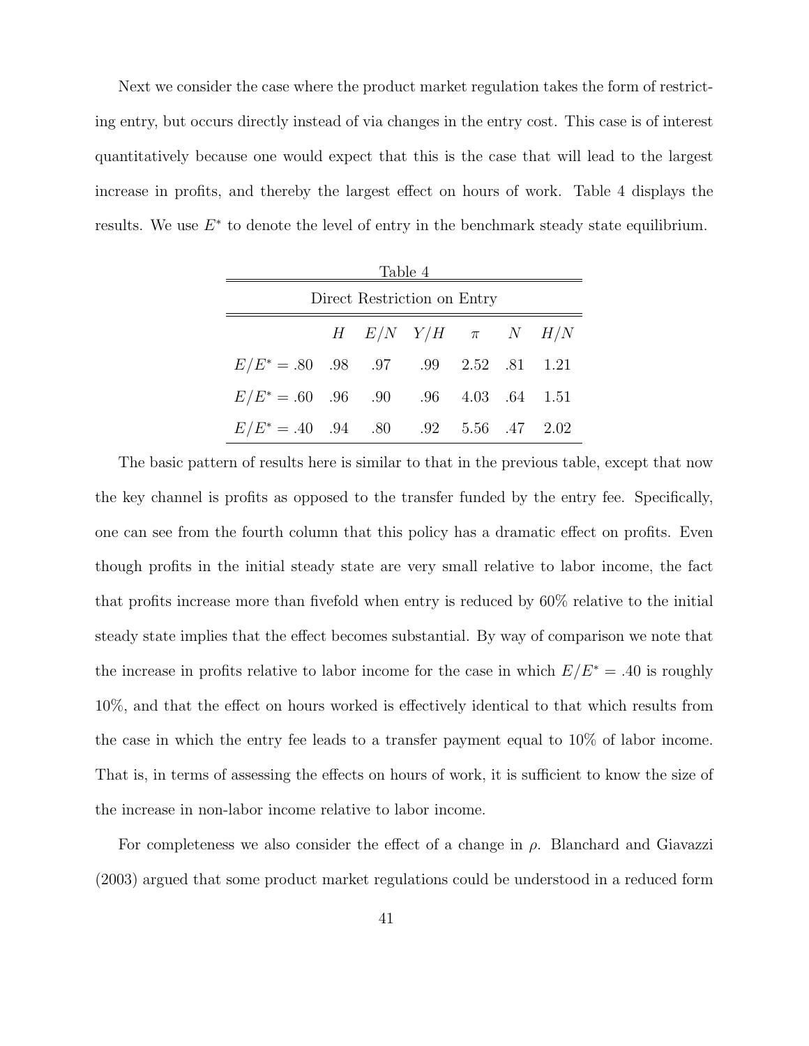Next we consider the case where the product market regulation takes the form of restricting entry, but occurs directly instead of via changes in the entry cost. This case is of interest quantitatively because one would expect that this is the case that will lead to the largest increase in profits, and thereby the largest effect on hours of work. Table 4 displays the results. We use $E^*$ to denote the level of entry in the benchmark steady state equilibrium.

Table 4

Direct Restriction on Entry

| | $H$ | $E/N$ | $Y/H$ | $\pi$ | $N$ | $H/N$ |
|---|---|---|---|---|---|---|
| $E/E^* = .80$ | .98 | .97 | .99 | 2.52 | .81 | 1.21 |
| $E/E^* = .60$ | .96 | .90 | .96 | 4.03 | .64 | 1.51 |
| $E/E^* = .40$ | .94 | .80 | .92 | 5.56 | .47 | 2.02 |

The basic pattern of results here is similar to that in the previous table, except that now the key channel is profits as opposed to the transfer funded by the entry fee. Specifically, one can see from the fourth column that this policy has a dramatic effect on profits. Even though profits in the initial steady state are very small relative to labor income, the fact that profits increase more than fivefold when entry is reduced by 60% relative to the initial steady state implies that the effect becomes substantial. By way of comparison we note that the increase in profits relative to labor income for the case in which $E/E^* = .40$ is roughly 10%, and that the effect on hours worked is effectively identical to that which results from the case in which the entry fee leads to a transfer payment equal to 10% of labor income. That is, in terms of assessing the effects on hours of work, it is sufficient to know the size of the increase in non-labor income relative to labor income.

For completeness we also consider the effect of a change in $\rho$. Blanchard and Giavazzi (2003) argued that some product market regulations could be understood in a reduced form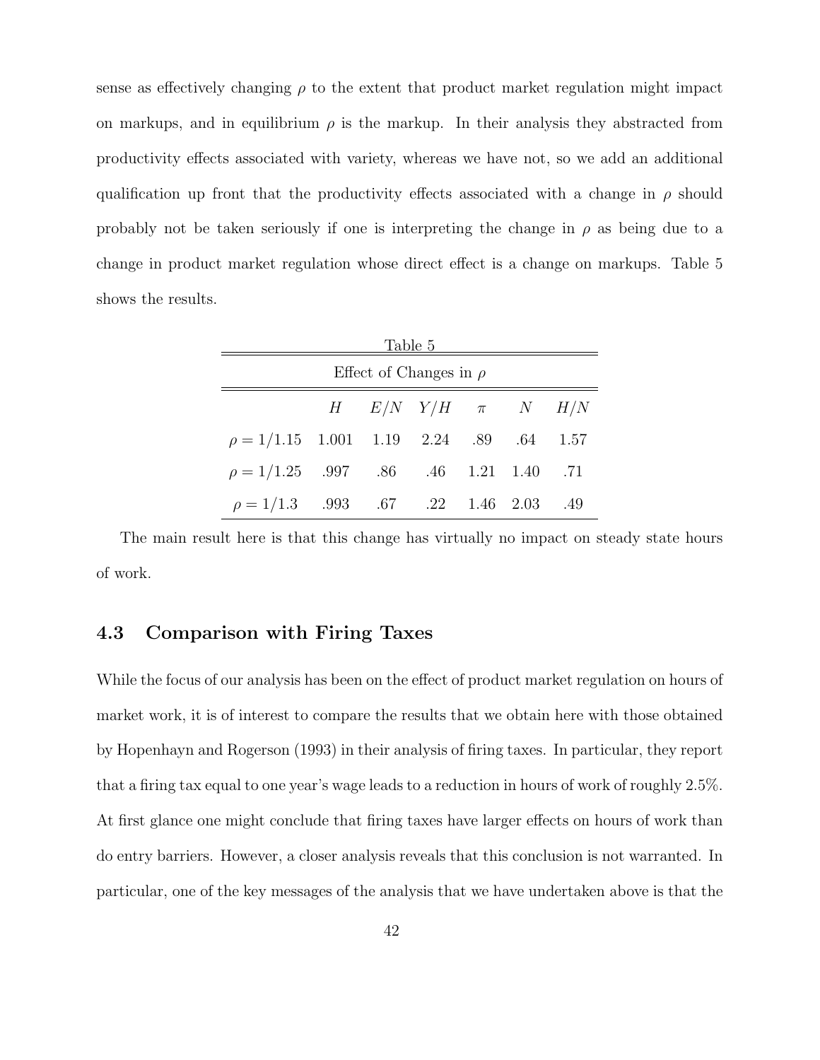sense as effectively changing $\rho$ to the extent that product market regulation might impact on markups, and in equilibrium $\rho$ is the markup. In their analysis they abstracted from productivity effects associated with variety, whereas we have not, so we add an additional qualification up front that the productivity effects associated with a change in $\rho$ should probably not be taken seriously if one is interpreting the change in $\rho$ as being due to a change in product market regulation whose direct effect is a change on markups. Table 5 shows the results.

Table 5

Effect of Changes in $\rho$

| | $H$ | $E/N$ | $Y/H$ | $\pi$ | $N$ | $H/N$ |
|---|---|---|---|---|---|---|
| $\rho = 1/1.15$ | 1.001 | 1.19 | 2.24 | .89 | .64 | 1.57 |
| $\rho = 1/1.25$ | .997 | .86 | .46 | 1.21 | 1.40 | .71 |
| $\rho = 1/1.3$ | .993 | .67 | .22 | 1.46 | 2.03 | .49 |

The main result here is that this change has virtually no impact on steady state hours of work.

## 4.3 Comparison with Firing Taxes

While the focus of our analysis has been on the effect of product market regulation on hours of market work, it is of interest to compare the results that we obtain here with those obtained by Hopenhayn and Rogerson (1993) in their analysis of firing taxes. In particular, they report that a firing tax equal to one year's wage leads to a reduction in hours of work of roughly 2.5%. At first glance one might conclude that firing taxes have larger effects on hours of work than do entry barriers. However, a closer analysis reveals that this conclusion is not warranted. In particular, one of the key messages of the analysis that we have undertaken above is that the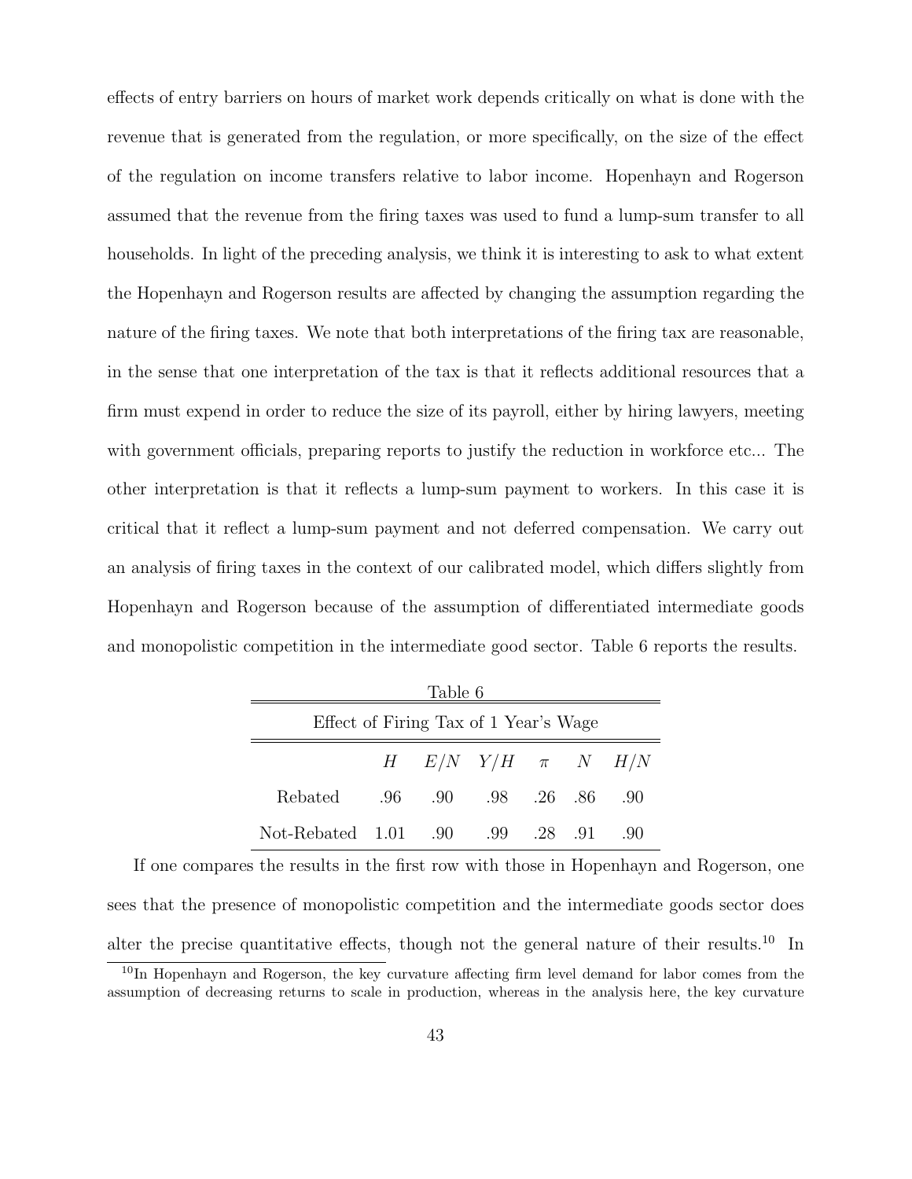effects of entry barriers on hours of market work depends critically on what is done with the revenue that is generated from the regulation, or more specifically, on the size of the effect of the regulation on income transfers relative to labor income. Hopenhayn and Rogerson assumed that the revenue from the firing taxes was used to fund a lump-sum transfer to all households. In light of the preceding analysis, we think it is interesting to ask to what extent the Hopenhayn and Rogerson results are affected by changing the assumption regarding the nature of the firing taxes. We note that both interpretations of the firing tax are reasonable, in the sense that one interpretation of the tax is that it reflects additional resources that a firm must expend in order to reduce the size of its payroll, either by hiring lawyers, meeting with government officials, preparing reports to justify the reduction in workforce etc... The other interpretation is that it reflects a lump-sum payment to workers. In this case it is critical that it reflect a lump-sum payment and not deferred compensation. We carry out an analysis of firing taxes in the context of our calibrated model, which differs slightly from Hopenhayn and Rogerson because of the assumption of differentiated intermediate goods and monopolistic competition in the intermediate good sector. Table 6 reports the results.

Table 6

Effect of Firing Tax of 1 Year's Wage

| | $H$ | $E/N$ | $Y/H$ | $\pi$ | $N$ | $H/N$ |
|---|---|---|---|---|---|---|
| Rebated | .96 | .90 | .98 | .26 | .86 | .90 |
| Not-Rebated | 1.01 | .90 | .99 | .28 | .91 | .90 |

If one compares the results in the first row with those in Hopenhayn and Rogerson, one sees that the presence of monopolistic competition and the intermediate goods sector does alter the precise quantitative effects, though not the general nature of their results.[10] In

[10] In Hopenhayn and Rogerson, the key curvature affecting firm level demand for labor comes from the assumption of decreasing returns to scale in production, whereas in the analysis here, the key curvature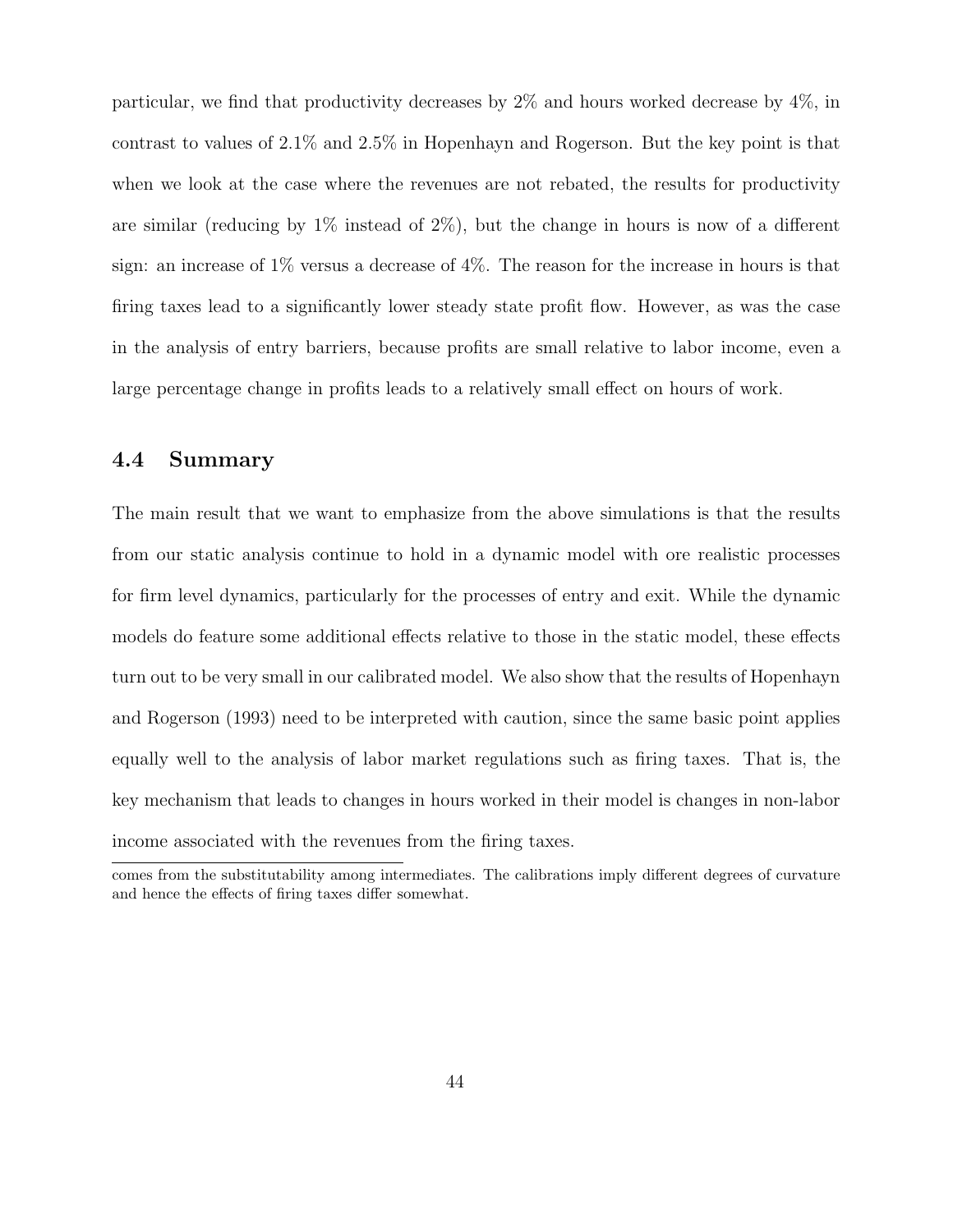particular, we find that productivity decreases by 2% and hours worked decrease by 4%, in contrast to values of 2.1% and 2.5% in Hopenhayn and Rogerson. But the key point is that when we look at the case where the revenues are not rebated, the results for productivity are similar (reducing by 1% instead of 2%), but the change in hours is now of a different sign: an increase of 1% versus a decrease of 4%. The reason for the increase in hours is that firing taxes lead to a significantly lower steady state profit flow. However, as was the case in the analysis of entry barriers, because profits are small relative to labor income, even a large percentage change in profits leads to a relatively small effect on hours of work.

### 4.4 Summary

The main result that we want to emphasize from the above simulations is that the results from our static analysis continue to hold in a dynamic model with ore realistic processes for firm level dynamics, particularly for the processes of entry and exit. While the dynamic models do feature some additional effects relative to those in the static model, these effects turn out to be very small in our calibrated model. We also show that the results of Hopenhayn and Rogerson (1993) need to be interpreted with caution, since the same basic point applies equally well to the analysis of labor market regulations such as firing taxes. That is, the key mechanism that leads to changes in hours worked in their model is changes in non-labor income associated with the revenues from the firing taxes.

---

comes from the substitutability among intermediates. The calibrations imply different degrees of curvature and hence the effects of firing taxes differ somewhat.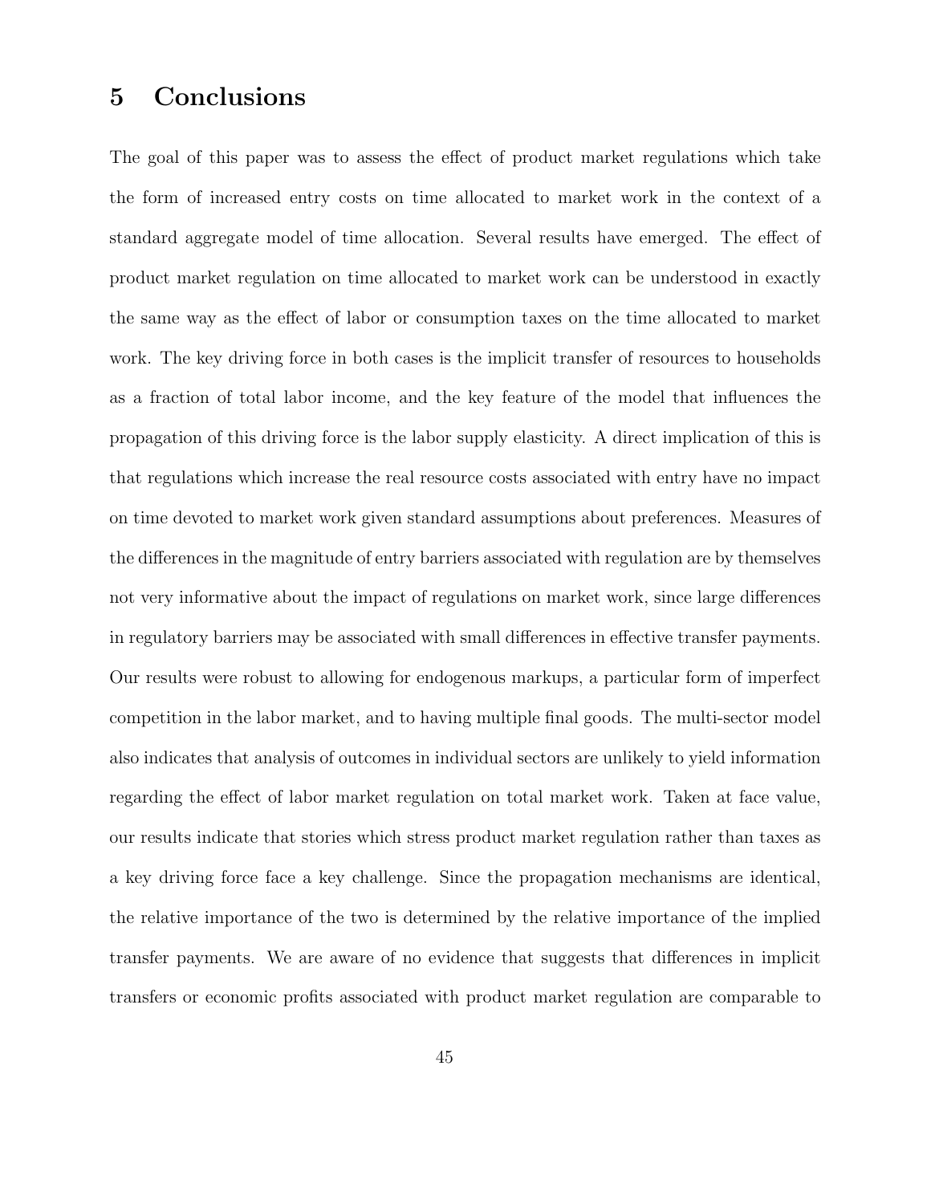## 5 Conclusions

The goal of this paper was to assess the effect of product market regulations which take the form of increased entry costs on time allocated to market work in the context of a standard aggregate model of time allocation. Several results have emerged. The effect of product market regulation on time allocated to market work can be understood in exactly the same way as the effect of labor or consumption taxes on the time allocated to market work. The key driving force in both cases is the implicit transfer of resources to households as a fraction of total labor income, and the key feature of the model that influences the propagation of this driving force is the labor supply elasticity. A direct implication of this is that regulations which increase the real resource costs associated with entry have no impact on time devoted to market work given standard assumptions about preferences. Measures of the differences in the magnitude of entry barriers associated with regulation are by themselves not very informative about the impact of regulations on market work, since large differences in regulatory barriers may be associated with small differences in effective transfer payments. Our results were robust to allowing for endogenous markups, a particular form of imperfect competition in the labor market, and to having multiple final goods. The multi-sector model also indicates that analysis of outcomes in individual sectors are unlikely to yield information regarding the effect of labor market regulation on total market work. Taken at face value, our results indicate that stories which stress product market regulation rather than taxes as a key driving force face a key challenge. Since the propagation mechanisms are identical, the relative importance of the two is determined by the relative importance of the implied transfer payments. We are aware of no evidence that suggests that differences in implicit transfers or economic profits associated with product market regulation are comparable to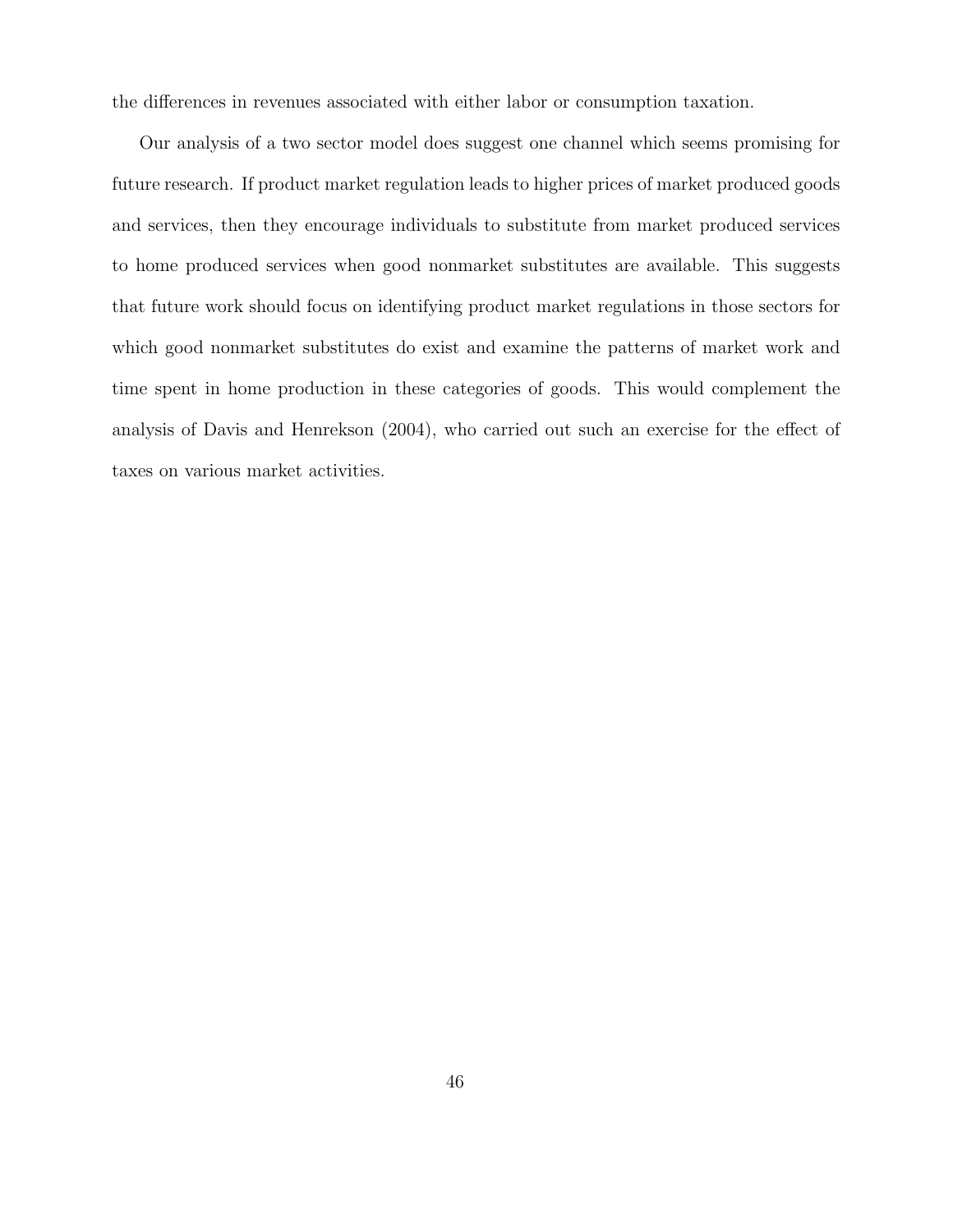the differences in revenues associated with either labor or consumption taxation.

Our analysis of a two sector model does suggest one channel which seems promising for future research. If product market regulation leads to higher prices of market produced goods and services, then they encourage individuals to substitute from market produced services to home produced services when good nonmarket substitutes are available. This suggests that future work should focus on identifying product market regulations in those sectors for which good nonmarket substitutes do exist and examine the patterns of market work and time spent in home production in these categories of goods. This would complement the analysis of Davis and Henrekson (2004), who carried out such an exercise for the effect of taxes on various market activities.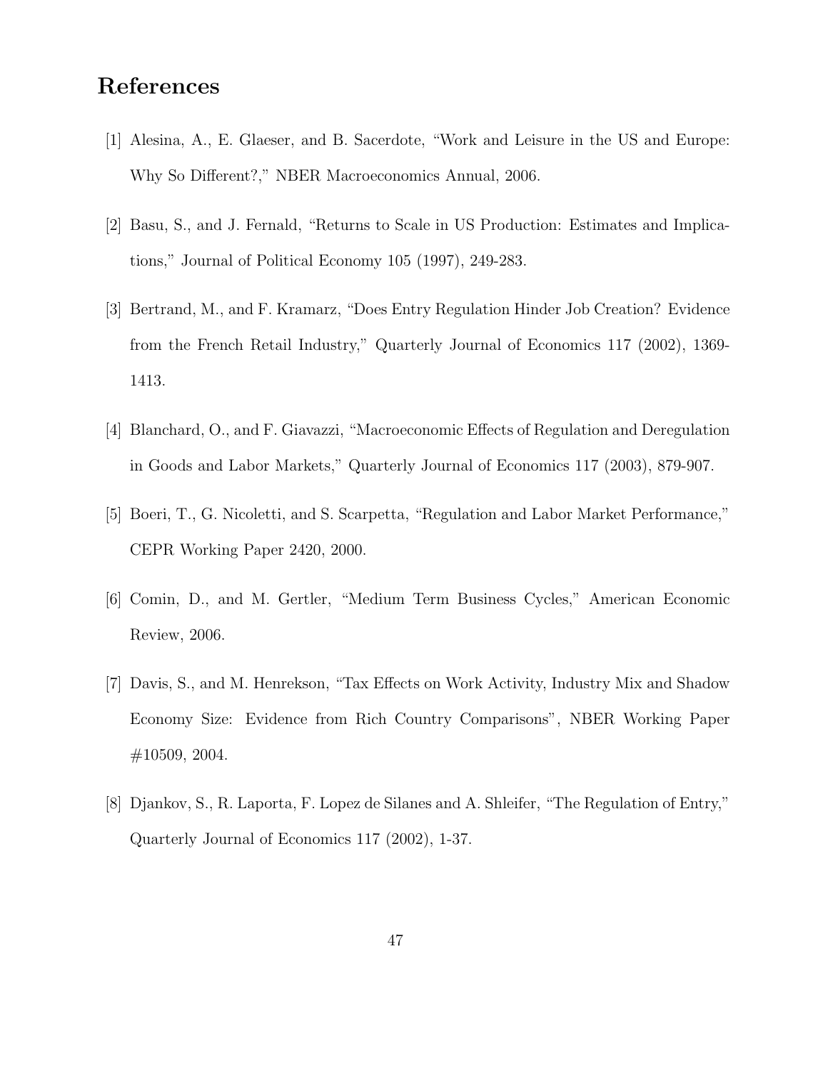# References

[1] Alesina, A., E. Glaeser, and B. Sacerdote, "Work and Leisure in the US and Europe: Why So Different?," NBER Macroeconomics Annual, 2006.

[2] Basu, S., and J. Fernald, "Returns to Scale in US Production: Estimates and Implications," Journal of Political Economy 105 (1997), 249-283.

[3] Bertrand, M., and F. Kramarz, "Does Entry Regulation Hinder Job Creation? Evidence from the French Retail Industry," Quarterly Journal of Economics 117 (2002), 1369-1413.

[4] Blanchard, O., and F. Giavazzi, "Macroeconomic Effects of Regulation and Deregulation in Goods and Labor Markets," Quarterly Journal of Economics 117 (2003), 879-907.

[5] Boeri, T., G. Nicoletti, and S. Scarpetta, "Regulation and Labor Market Performance," CEPR Working Paper 2420, 2000.

[6] Comin, D., and M. Gertler, "Medium Term Business Cycles," American Economic Review, 2006.

[7] Davis, S., and M. Henrekson, "Tax Effects on Work Activity, Industry Mix and Shadow Economy Size: Evidence from Rich Country Comparisons", NBER Working Paper #10509, 2004.

[8] Djankov, S., R. Laporta, F. Lopez de Silanes and A. Shleifer, "The Regulation of Entry," Quarterly Journal of Economics 117 (2002), 1-37.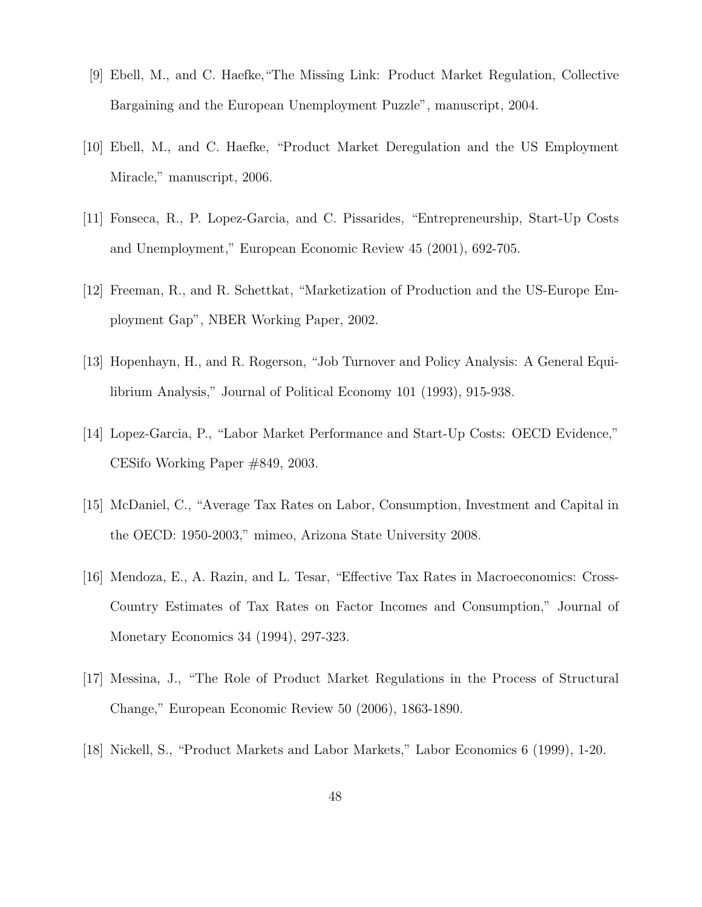[9] Ebell, M., and C. Haefke,"The Missing Link: Product Market Regulation, Collective Bargaining and the European Unemployment Puzzle", manuscript, 2004.

[10] Ebell, M., and C. Haefke, "Product Market Deregulation and the US Employment Miracle," manuscript, 2006.

[11] Fonseca, R., P. Lopez-Garcia, and C. Pissarides, "Entrepreneurship, Start-Up Costs and Unemployment," European Economic Review 45 (2001), 692-705.

[12] Freeman, R., and R. Schettkat, "Marketization of Production and the US-Europe Employment Gap", NBER Working Paper, 2002.

[13] Hopenhayn, H., and R. Rogerson, "Job Turnover and Policy Analysis: A General Equilibrium Analysis," Journal of Political Economy 101 (1993), 915-938.

[14] Lopez-Garcia, P., "Labor Market Performance and Start-Up Costs: OECD Evidence," CESifo Working Paper #849, 2003.

[15] McDaniel, C., "Average Tax Rates on Labor, Consumption, Investment and Capital in the OECD: 1950-2003," mimeo, Arizona State University 2008.

[16] Mendoza, E., A. Razin, and L. Tesar, "Effective Tax Rates in Macroeconomics: Cross-Country Estimates of Tax Rates on Factor Incomes and Consumption," Journal of Monetary Economics 34 (1994), 297-323.

[17] Messina, J., "The Role of Product Market Regulations in the Process of Structural Change," European Economic Review 50 (2006), 1863-1890.

[18] Nickell, S., "Product Markets and Labor Markets," Labor Economics 6 (1999), 1-20.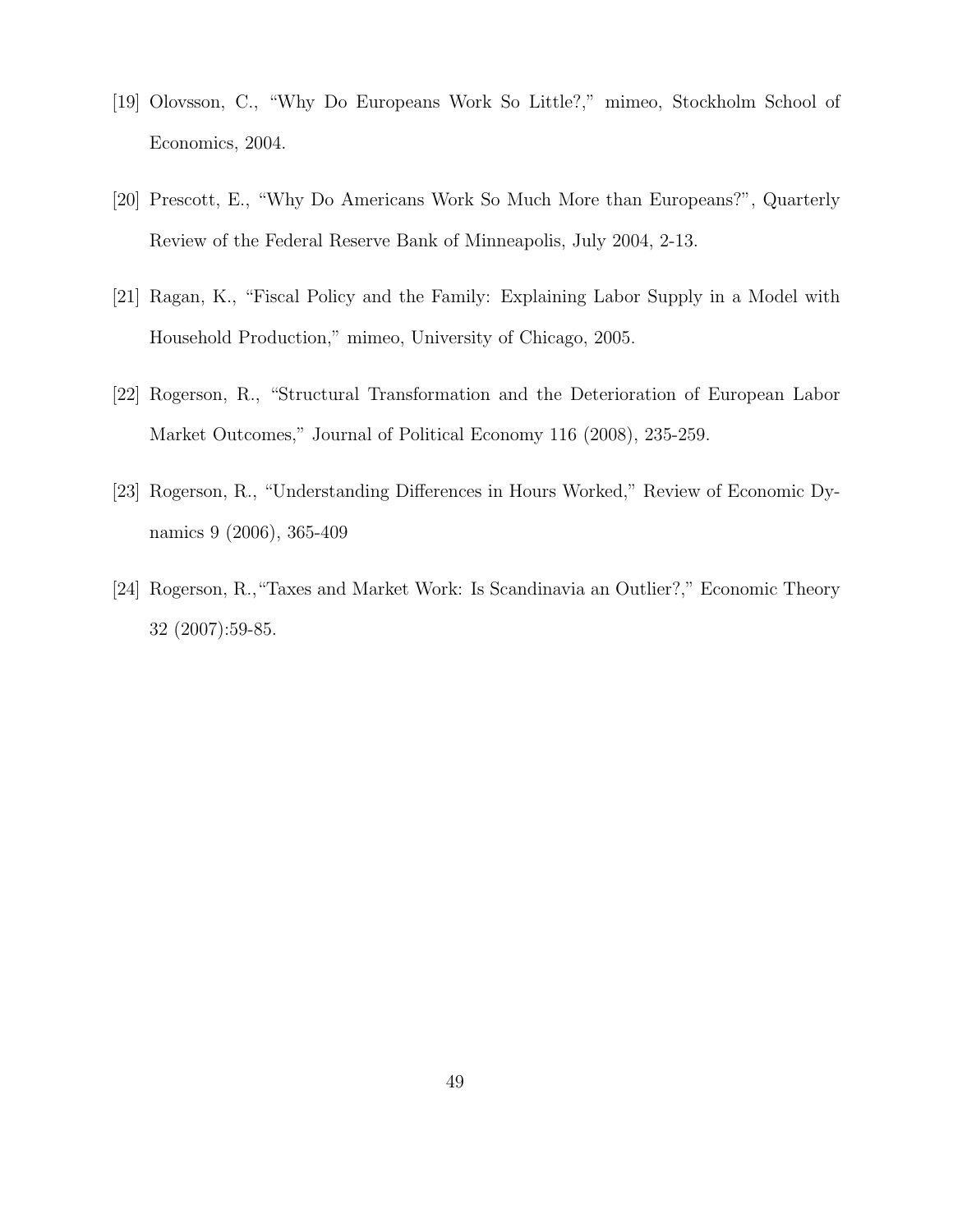[19] Olovsson, C., “Why Do Europeans Work So Little?,” mimeo, Stockholm School of Economics, 2004.

[20] Prescott, E., “Why Do Americans Work So Much More than Europeans?”, Quarterly Review of the Federal Reserve Bank of Minneapolis, July 2004, 2-13.

[21] Ragan, K., “Fiscal Policy and the Family: Explaining Labor Supply in a Model with Household Production,” mimeo, University of Chicago, 2005.

[22] Rogerson, R., “Structural Transformation and the Deterioration of European Labor Market Outcomes,” Journal of Political Economy 116 (2008), 235-259.

[23] Rogerson, R., “Understanding Differences in Hours Worked,” Review of Economic Dynamics 9 (2006), 365-409

[24] Rogerson, R.,“Taxes and Market Work: Is Scandinavia an Outlier?,” Economic Theory 32 (2007):59-85.